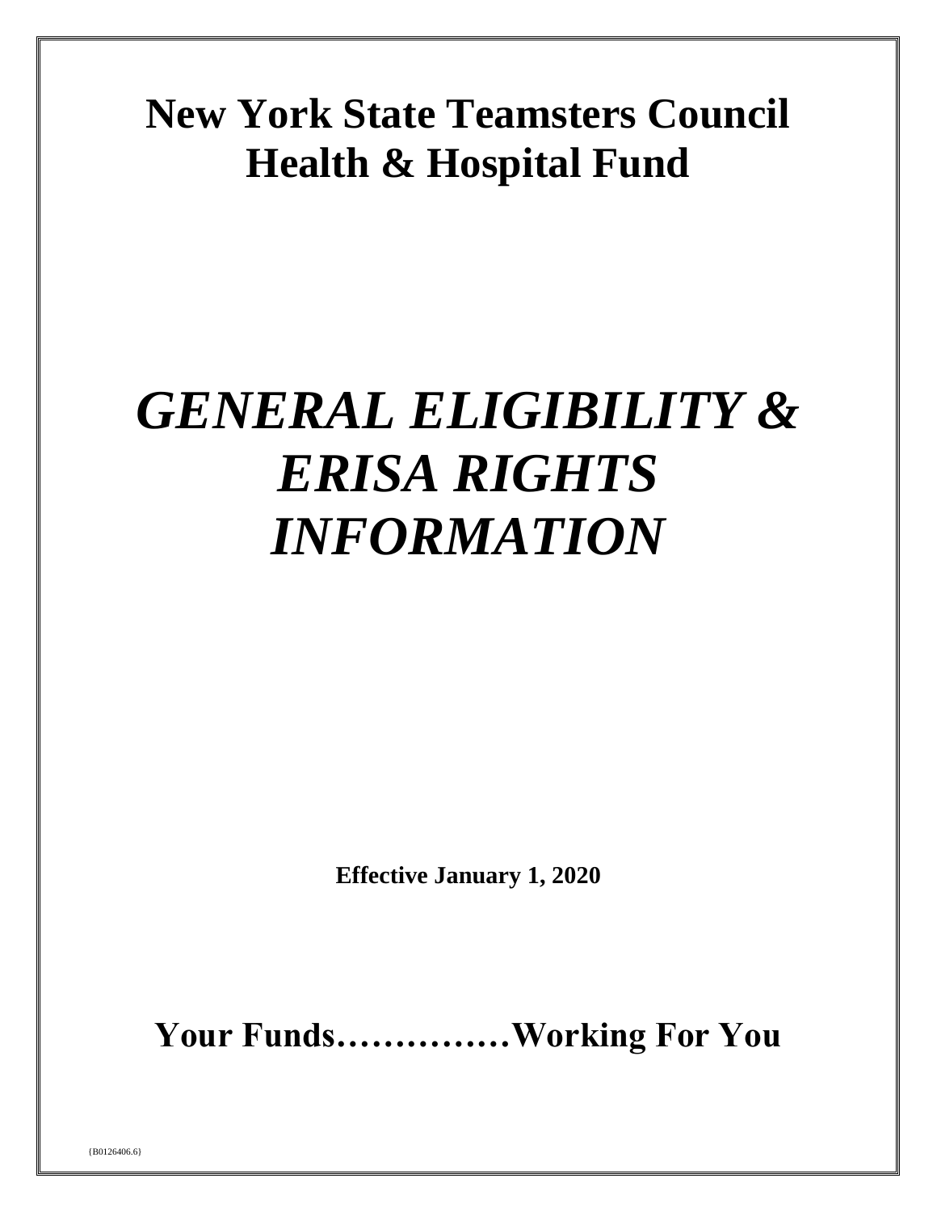# New York State Teamsters Council Health & Hospital Fund

# *GENERAL ELIGIBILITY & ERISA RIGHTS INFORMATION*

**Effective January 1, 2020**

**Your Funds……………Working For You**

{B0126406.6}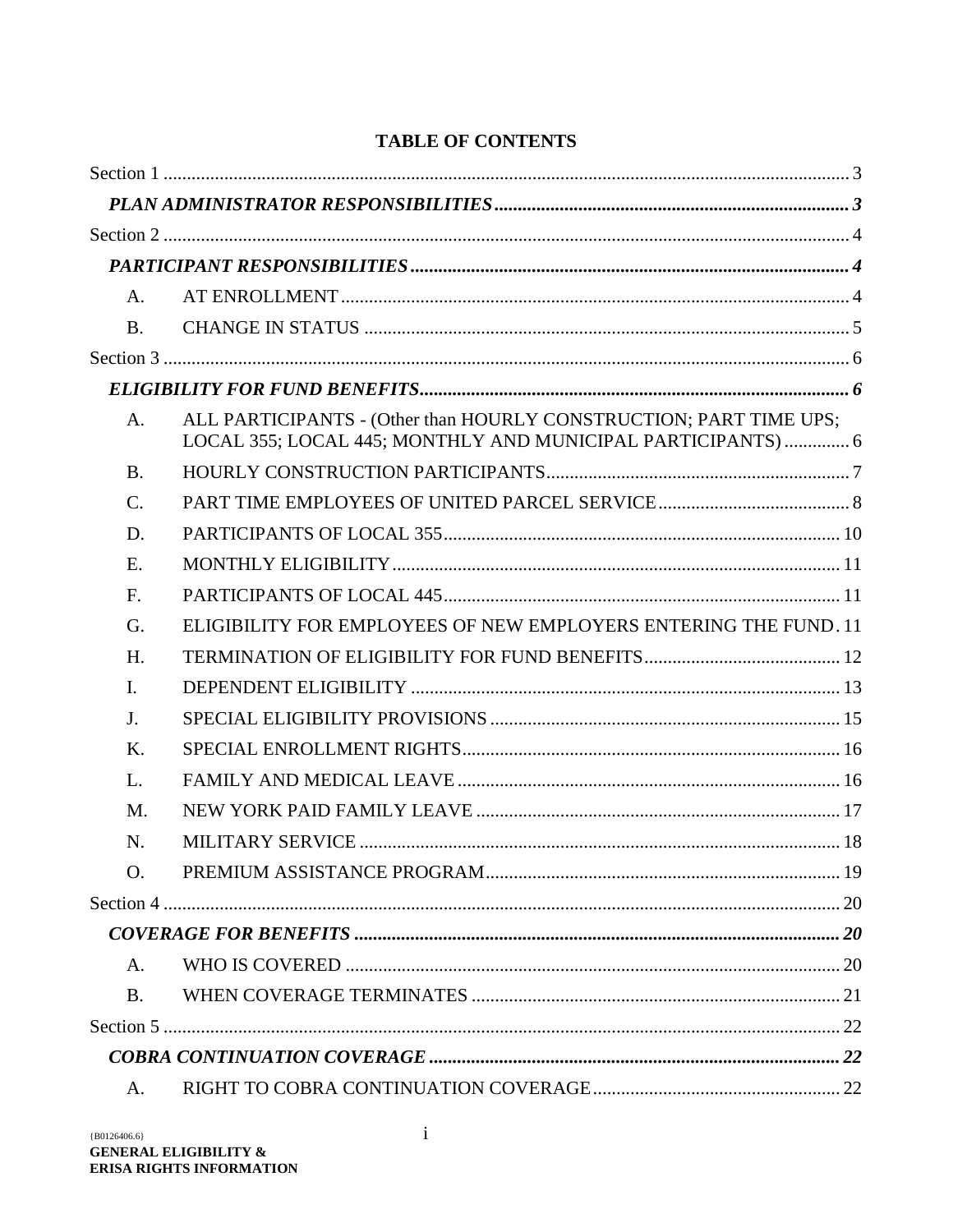# TABLE OF CONTENTS

Section 1 ..... 3

***PLAN ADMINISTRATOR RESPONSIBILITIES*** ..... 3

Section 2 ..... 4

***PARTICIPANT RESPONSIBILITIES*** ..... 4

A. AT ENROLLMENT ..... 4

B. CHANGE IN STATUS ..... 5

Section 3 ..... 6

***ELIGIBILITY FOR FUND BENEFITS*** ..... 6

A. ALL PARTICIPANTS - (Other than HOURLY CONSTRUCTION; PART TIME UPS; LOCAL 355; LOCAL 445; MONTHLY AND MUNICIPAL PARTICIPANTS) ..... 6

B. HOURLY CONSTRUCTION PARTICIPANTS ..... 7

C. PART TIME EMPLOYEES OF UNITED PARCEL SERVICE ..... 8

D. PARTICIPANTS OF LOCAL 355 ..... 10

E. MONTHLY ELIGIBILITY ..... 11

F. PARTICIPANTS OF LOCAL 445 ..... 11

G. ELIGIBILITY FOR EMPLOYEES OF NEW EMPLOYERS ENTERING THE FUND ..... 11

H. TERMINATION OF ELIGIBILITY FOR FUND BENEFITS ..... 12

I. DEPENDENT ELIGIBILITY ..... 13

J. SPECIAL ELIGIBILITY PROVISIONS ..... 15

K. SPECIAL ENROLLMENT RIGHTS ..... 16

L. FAMILY AND MEDICAL LEAVE ..... 16

M. NEW YORK PAID FAMILY LEAVE ..... 17

N. MILITARY SERVICE ..... 18

O. PREMIUM ASSISTANCE PROGRAM ..... 19

Section 4 ..... 20

***COVERAGE FOR BENEFITS*** ..... 20

A. WHO IS COVERED ..... 20

B. WHEN COVERAGE TERMINATES ..... 21

Section 5 ..... 22

***COBRA CONTINUATION COVERAGE*** ..... 22

A. RIGHT TO COBRA CONTINUATION COVERAGE ..... 22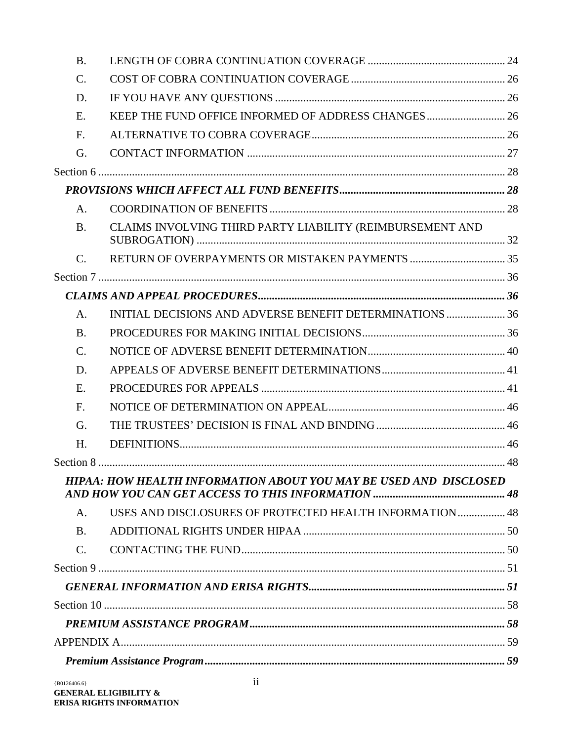| | | |
|---|---|---|
| B. | LENGTH OF COBRA CONTINUATION COVERAGE | 24 |
| C. | COST OF COBRA CONTINUATION COVERAGE | 26 |
| D. | IF YOU HAVE ANY QUESTIONS | 26 |
| E. | KEEP THE FUND OFFICE INFORMED OF ADDRESS CHANGES | 26 |
| F. | ALTERNATIVE TO COBRA COVERAGE | 26 |
| G. | CONTACT INFORMATION | 27 |
| Section 6 | | 28 |
| ***PROVISIONS WHICH AFFECT ALL FUND BENEFITS*** | | ***28*** |
| A. | COORDINATION OF BENEFITS | 28 |
| B. | CLAIMS INVOLVING THIRD PARTY LIABILITY (REIMBURSEMENT AND SUBROGATION) | 32 |
| C. | RETURN OF OVERPAYMENTS OR MISTAKEN PAYMENTS | 35 |
| Section 7 | | 36 |
| ***CLAIMS AND APPEAL PROCEDURES*** | | ***36*** |
| A. | INITIAL DECISIONS AND ADVERSE BENEFIT DETERMINATIONS | 36 |
| B. | PROCEDURES FOR MAKING INITIAL DECISIONS | 36 |
| C. | NOTICE OF ADVERSE BENEFIT DETERMINATION | 40 |
| D. | APPEALS OF ADVERSE BENEFIT DETERMINATIONS | 41 |
| E. | PROCEDURES FOR APPEALS | 41 |
| F. | NOTICE OF DETERMINATION ON APPEAL | 46 |
| G. | THE TRUSTEES' DECISION IS FINAL AND BINDING | 46 |
| H. | DEFINITIONS | 46 |
| Section 8 | | 48 |
| ***HIPAA: HOW HEALTH INFORMATION ABOUT YOU MAY BE USED AND DISCLOSED AND HOW YOU CAN GET ACCESS TO THIS INFORMATION*** | | ***48*** |
| A. | USES AND DISCLOSURES OF PROTECTED HEALTH INFORMATION | 48 |
| B. | ADDITIONAL RIGHTS UNDER HIPAA | 50 |
| C. | CONTACTING THE FUND | 50 |
| Section 9 | | 51 |
| ***GENERAL INFORMATION AND ERISA RIGHTS*** | | ***51*** |
| Section 10 | | 58 |
| ***PREMIUM ASSISTANCE PROGRAM*** | | ***58*** |
| APPENDIX A | | 59 |
| ***Premium Assistance Program*** | | ***59*** |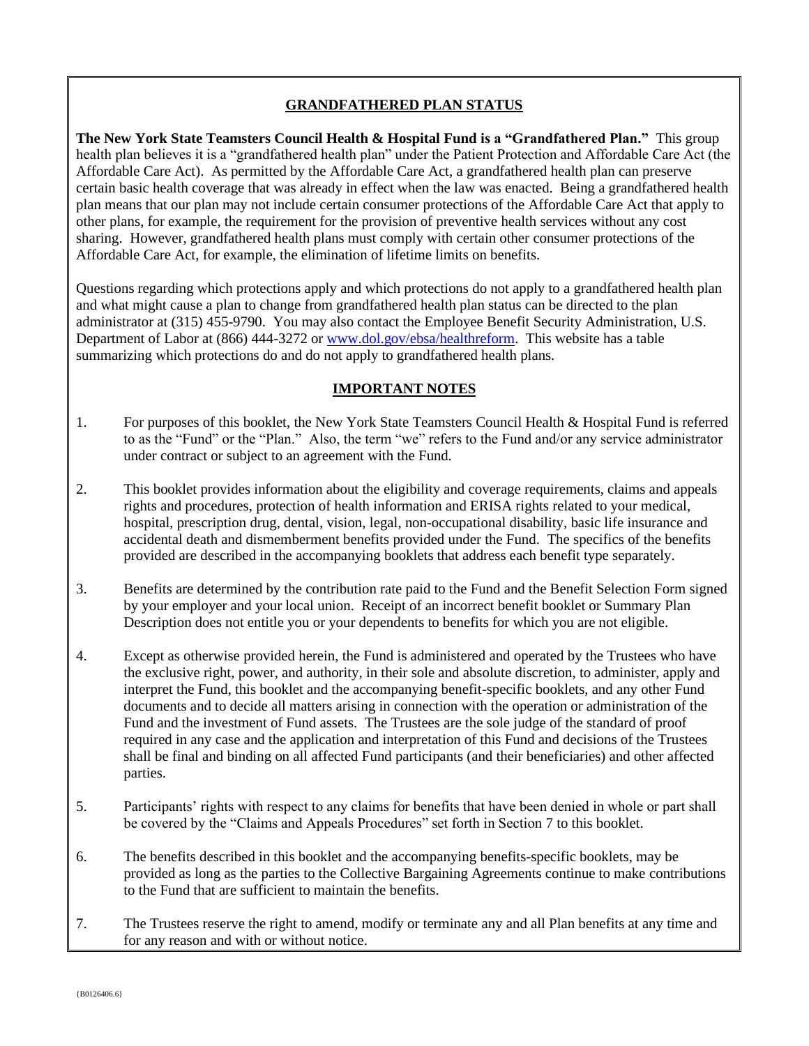## GRANDFATHERED PLAN STATUS

**The New York State Teamsters Council Health & Hospital Fund is a "Grandfathered Plan."** This group health plan believes it is a "grandfathered health plan" under the Patient Protection and Affordable Care Act (the Affordable Care Act). As permitted by the Affordable Care Act, a grandfathered health plan can preserve certain basic health coverage that was already in effect when the law was enacted. Being a grandfathered health plan means that our plan may not include certain consumer protections of the Affordable Care Act that apply to other plans, for example, the requirement for the provision of preventive health services without any cost sharing. However, grandfathered health plans must comply with certain other consumer protections of the Affordable Care Act, for example, the elimination of lifetime limits on benefits.

Questions regarding which protections apply and which protections do not apply to a grandfathered health plan and what might cause a plan to change from grandfathered health plan status can be directed to the plan administrator at (315) 455-9790. You may also contact the Employee Benefit Security Administration, U.S. Department of Labor at (866) 444-3272 or [www.dol.gov/ebsa/healthreform](http://www.dol.gov/ebsa/healthreform). This website has a table summarizing which protections do and do not apply to grandfathered health plans.

## IMPORTANT NOTES

1. For purposes of this booklet, the New York State Teamsters Council Health & Hospital Fund is referred to as the "Fund" or the "Plan." Also, the term "we" refers to the Fund and/or any service administrator under contract or subject to an agreement with the Fund.

2. This booklet provides information about the eligibility and coverage requirements, claims and appeals rights and procedures, protection of health information and ERISA rights related to your medical, hospital, prescription drug, dental, vision, legal, non-occupational disability, basic life insurance and accidental death and dismemberment benefits provided under the Fund. The specifics of the benefits provided are described in the accompanying booklets that address each benefit type separately.

3. Benefits are determined by the contribution rate paid to the Fund and the Benefit Selection Form signed by your employer and your local union. Receipt of an incorrect benefit booklet or Summary Plan Description does not entitle you or your dependents to benefits for which you are not eligible.

4. Except as otherwise provided herein, the Fund is administered and operated by the Trustees who have the exclusive right, power, and authority, in their sole and absolute discretion, to administer, apply and interpret the Fund, this booklet and the accompanying benefit-specific booklets, and any other Fund documents and to decide all matters arising in connection with the operation or administration of the Fund and the investment of Fund assets. The Trustees are the sole judge of the standard of proof required in any case and the application and interpretation of this Fund and decisions of the Trustees shall be final and binding on all affected Fund participants (and their beneficiaries) and other affected parties.

5. Participants' rights with respect to any claims for benefits that have been denied in whole or part shall be covered by the "Claims and Appeals Procedures" set forth in Section 7 to this booklet.

6. The benefits described in this booklet and the accompanying benefits-specific booklets, may be provided as long as the parties to the Collective Bargaining Agreements continue to make contributions to the Fund that are sufficient to maintain the benefits.

7. The Trustees reserve the right to amend, modify or terminate any and all Plan benefits at any time and for any reason and with or without notice.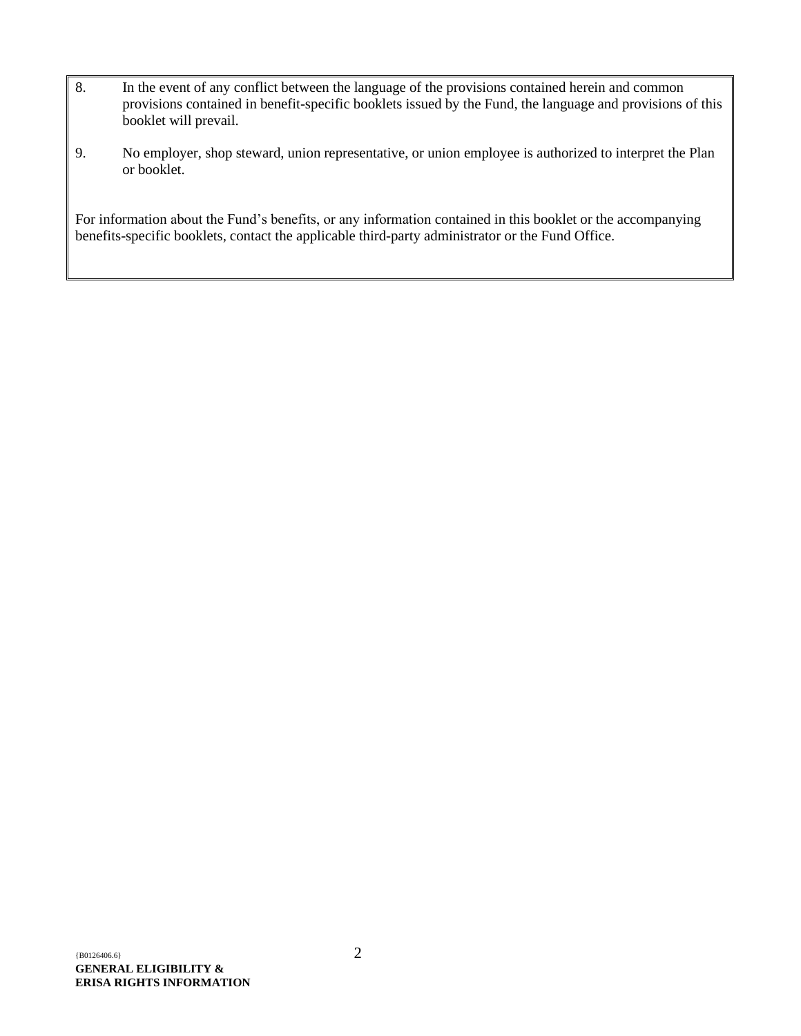8. In the event of any conflict between the language of the provisions contained herein and common provisions contained in benefit-specific booklets issued by the Fund, the language and provisions of this booklet will prevail.

9. No employer, shop steward, union representative, or union employee is authorized to interpret the Plan or booklet.

For information about the Fund's benefits, or any information contained in this booklet or the accompanying benefits-specific booklets, contact the applicable third-party administrator or the Fund Office.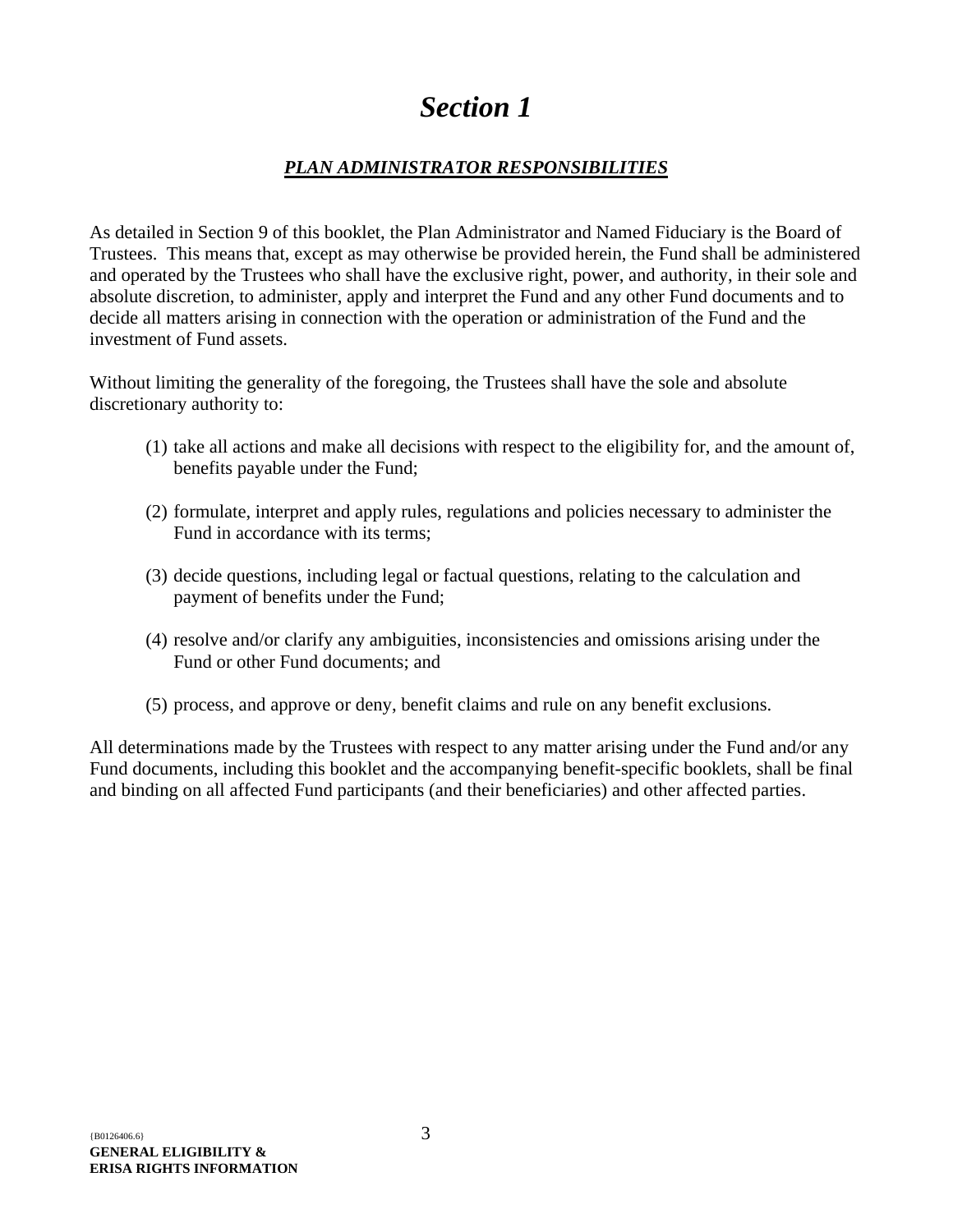# *Section 1*

## ***PLAN ADMINISTRATOR RESPONSIBILITIES***

As detailed in Section 9 of this booklet, the Plan Administrator and Named Fiduciary is the Board of Trustees. This means that, except as may otherwise be provided herein, the Fund shall be administered and operated by the Trustees who shall have the exclusive right, power, and authority, in their sole and absolute discretion, to administer, apply and interpret the Fund and any other Fund documents and to decide all matters arising in connection with the operation or administration of the Fund and the investment of Fund assets.

Without limiting the generality of the foregoing, the Trustees shall have the sole and absolute discretionary authority to:

(1) take all actions and make all decisions with respect to the eligibility for, and the amount of, benefits payable under the Fund;

(2) formulate, interpret and apply rules, regulations and policies necessary to administer the Fund in accordance with its terms;

(3) decide questions, including legal or factual questions, relating to the calculation and payment of benefits under the Fund;

(4) resolve and/or clarify any ambiguities, inconsistencies and omissions arising under the Fund or other Fund documents; and

(5) process, and approve or deny, benefit claims and rule on any benefit exclusions.

All determinations made by the Trustees with respect to any matter arising under the Fund and/or any Fund documents, including this booklet and the accompanying benefit-specific booklets, shall be final and binding on all affected Fund participants (and their beneficiaries) and other affected parties.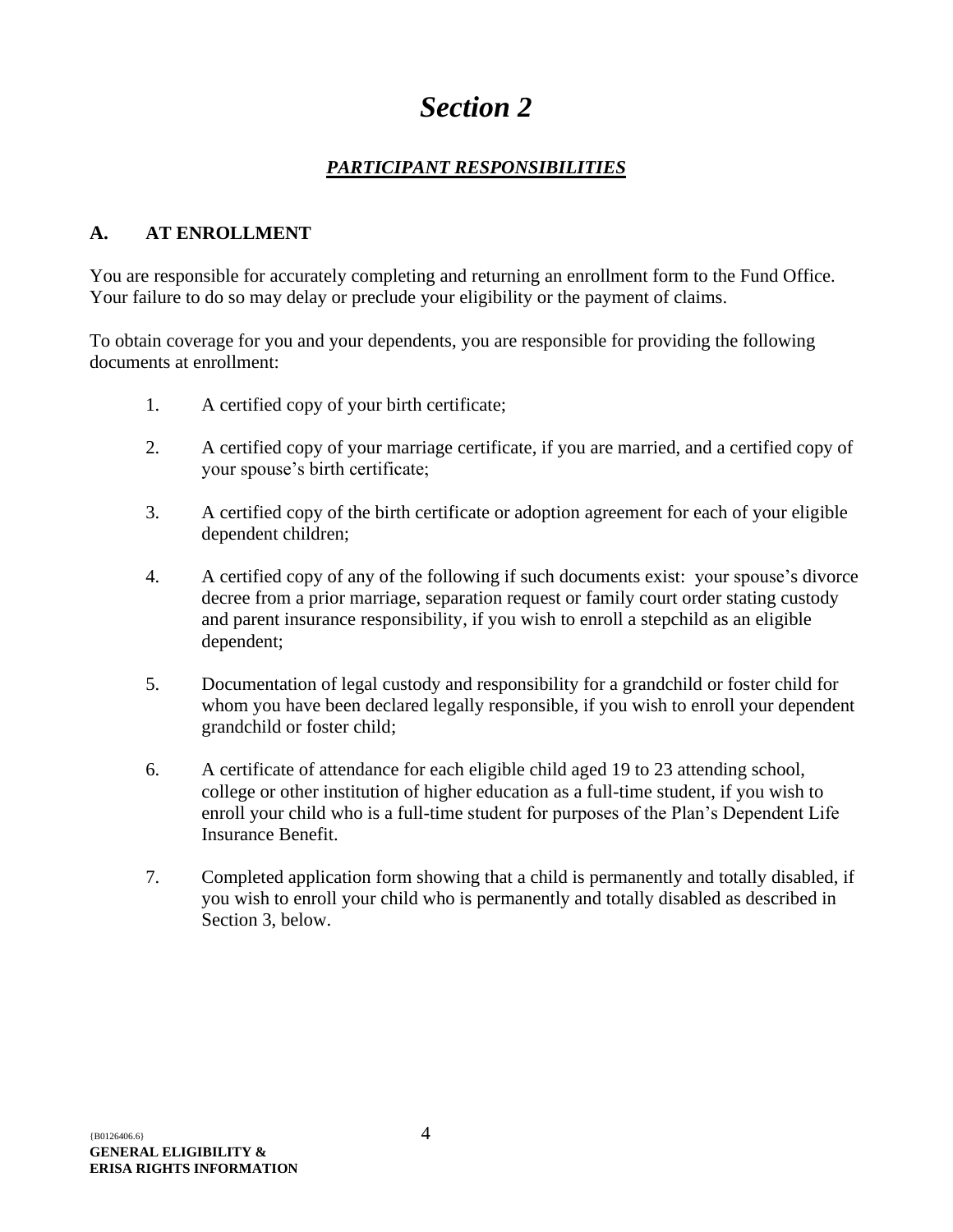# *Section 2*

## ***PARTICIPANT RESPONSIBILITIES***

### A. AT ENROLLMENT

You are responsible for accurately completing and returning an enrollment form to the Fund Office. Your failure to do so may delay or preclude your eligibility or the payment of claims.

To obtain coverage for you and your dependents, you are responsible for providing the following documents at enrollment:

1. A certified copy of your birth certificate;

2. A certified copy of your marriage certificate, if you are married, and a certified copy of your spouse's birth certificate;

3. A certified copy of the birth certificate or adoption agreement for each of your eligible dependent children;

4. A certified copy of any of the following if such documents exist: your spouse's divorce decree from a prior marriage, separation request or family court order stating custody and parent insurance responsibility, if you wish to enroll a stepchild as an eligible dependent;

5. Documentation of legal custody and responsibility for a grandchild or foster child for whom you have been declared legally responsible, if you wish to enroll your dependent grandchild or foster child;

6. A certificate of attendance for each eligible child aged 19 to 23 attending school, college or other institution of higher education as a full-time student, if you wish to enroll your child who is a full-time student for purposes of the Plan's Dependent Life Insurance Benefit.

7. Completed application form showing that a child is permanently and totally disabled, if you wish to enroll your child who is permanently and totally disabled as described in Section 3, below.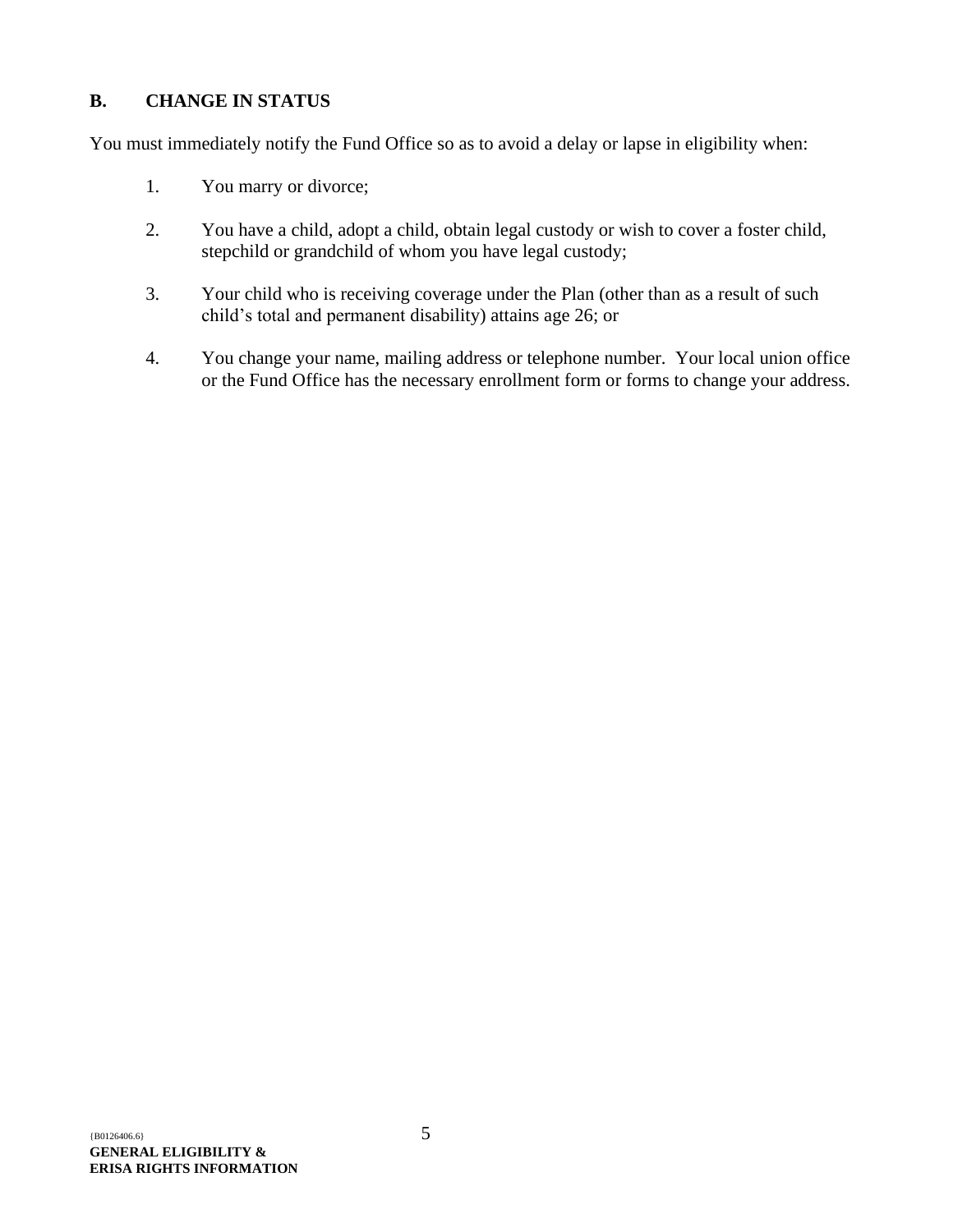## B. CHANGE IN STATUS

You must immediately notify the Fund Office so as to avoid a delay or lapse in eligibility when:

1. You marry or divorce;

2. You have a child, adopt a child, obtain legal custody or wish to cover a foster child, stepchild or grandchild of whom you have legal custody;

3. Your child who is receiving coverage under the Plan (other than as a result of such child's total and permanent disability) attains age 26; or

4. You change your name, mailing address or telephone number. Your local union office or the Fund Office has the necessary enrollment form or forms to change your address.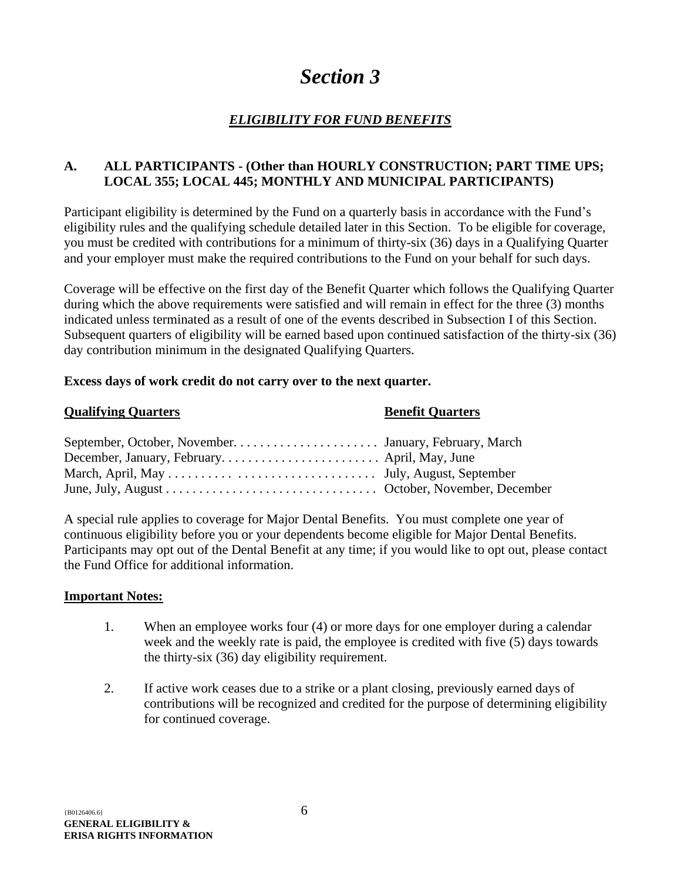# *Section 3*

## ***ELIGIBILITY FOR FUND BENEFITS***

### A. ALL PARTICIPANTS - (Other than HOURLY CONSTRUCTION; PART TIME UPS; LOCAL 355; LOCAL 445; MONTHLY AND MUNICIPAL PARTICIPANTS)

Participant eligibility is determined by the Fund on a quarterly basis in accordance with the Fund's eligibility rules and the qualifying schedule detailed later in this Section. To be eligible for coverage, you must be credited with contributions for a minimum of thirty-six (36) days in a Qualifying Quarter and your employer must make the required contributions to the Fund on your behalf for such days.

Coverage will be effective on the first day of the Benefit Quarter which follows the Qualifying Quarter during which the above requirements were satisfied and will remain in effect for the three (3) months indicated unless terminated as a result of one of the events described in Subsection I of this Section. Subsequent quarters of eligibility will be earned based upon continued satisfaction of the thirty-six (36) day contribution minimum in the designated Qualifying Quarters.

**Excess days of work credit do not carry over to the next quarter.**

| **Qualifying Quarters** | **Benefit Quarters** |
|---|---|
| September, October, November | January, February, March |
| December, January, February | April, May, June |
| March, April, May | July, August, September |
| June, July, August | October, November, December |

A special rule applies to coverage for Major Dental Benefits. You must complete one year of continuous eligibility before you or your dependents become eligible for Major Dental Benefits. Participants may opt out of the Dental Benefit at any time; if you would like to opt out, please contact the Fund Office for additional information.

**Important Notes:**

1. When an employee works four (4) or more days for one employer during a calendar week and the weekly rate is paid, the employee is credited with five (5) days towards the thirty-six (36) day eligibility requirement.

2. If active work ceases due to a strike or a plant closing, previously earned days of contributions will be recognized and credited for the purpose of determining eligibility for continued coverage.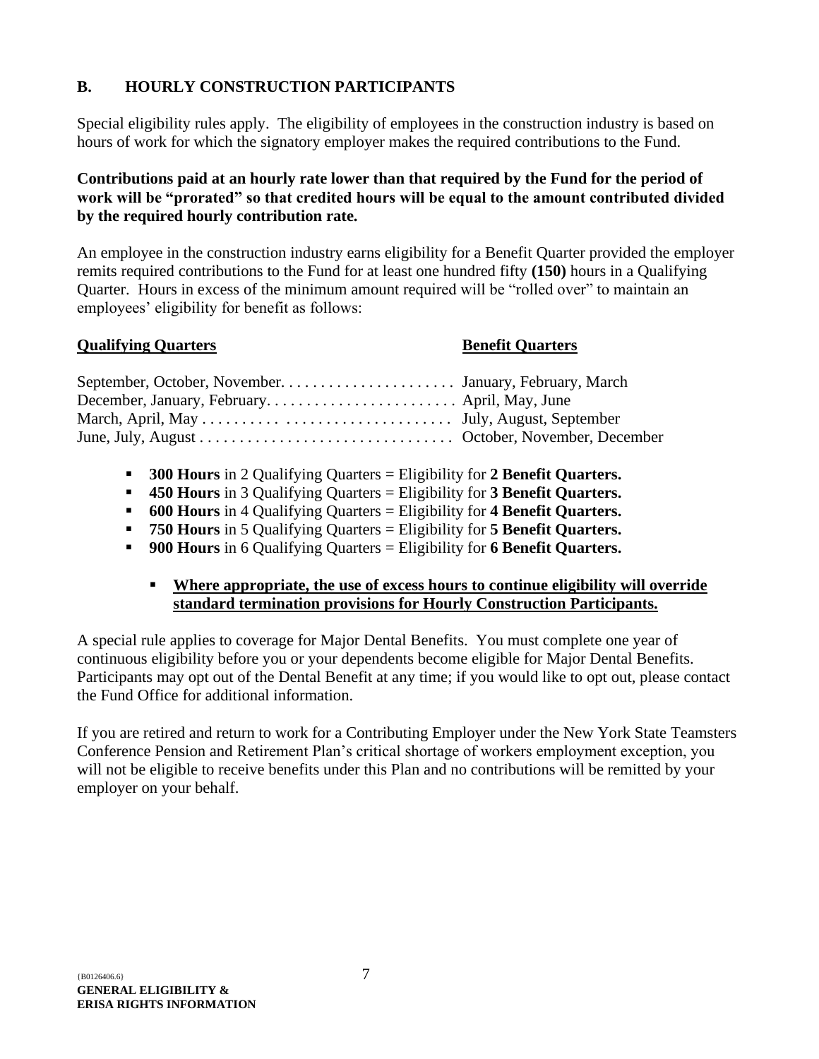## B. HOURLY CONSTRUCTION PARTICIPANTS

Special eligibility rules apply. The eligibility of employees in the construction industry is based on hours of work for which the signatory employer makes the required contributions to the Fund.

**Contributions paid at an hourly rate lower than that required by the Fund for the period of work will be "prorated" so that credited hours will be equal to the amount contributed divided by the required hourly contribution rate.**

An employee in the construction industry earns eligibility for a Benefit Quarter provided the employer remits required contributions to the Fund for at least one hundred fifty **(150)** hours in a Qualifying Quarter. Hours in excess of the minimum amount required will be "rolled over" to maintain an employees' eligibility for benefit as follows:

| **Qualifying Quarters** | **Benefit Quarters** |
|---|---|
| September, October, November | January, February, March |
| December, January, February | April, May, June |
| March, April, May | July, August, September |
| June, July, August | October, November, December |

- **300 Hours** in 2 Qualifying Quarters = Eligibility for **2 Benefit Quarters.**
- **450 Hours** in 3 Qualifying Quarters = Eligibility for **3 Benefit Quarters.**
- **600 Hours** in 4 Qualifying Quarters = Eligibility for **4 Benefit Quarters.**
- **750 Hours** in 5 Qualifying Quarters = Eligibility for **5 Benefit Quarters.**
- **900 Hours** in 6 Qualifying Quarters = Eligibility for **6 Benefit Quarters.**

  - **Where appropriate, the use of excess hours to continue eligibility will override standard termination provisions for Hourly Construction Participants.**

A special rule applies to coverage for Major Dental Benefits. You must complete one year of continuous eligibility before you or your dependents become eligible for Major Dental Benefits. Participants may opt out of the Dental Benefit at any time; if you would like to opt out, please contact the Fund Office for additional information.

If you are retired and return to work for a Contributing Employer under the New York State Teamsters Conference Pension and Retirement Plan's critical shortage of workers employment exception, you will not be eligible to receive benefits under this Plan and no contributions will be remitted by your employer on your behalf.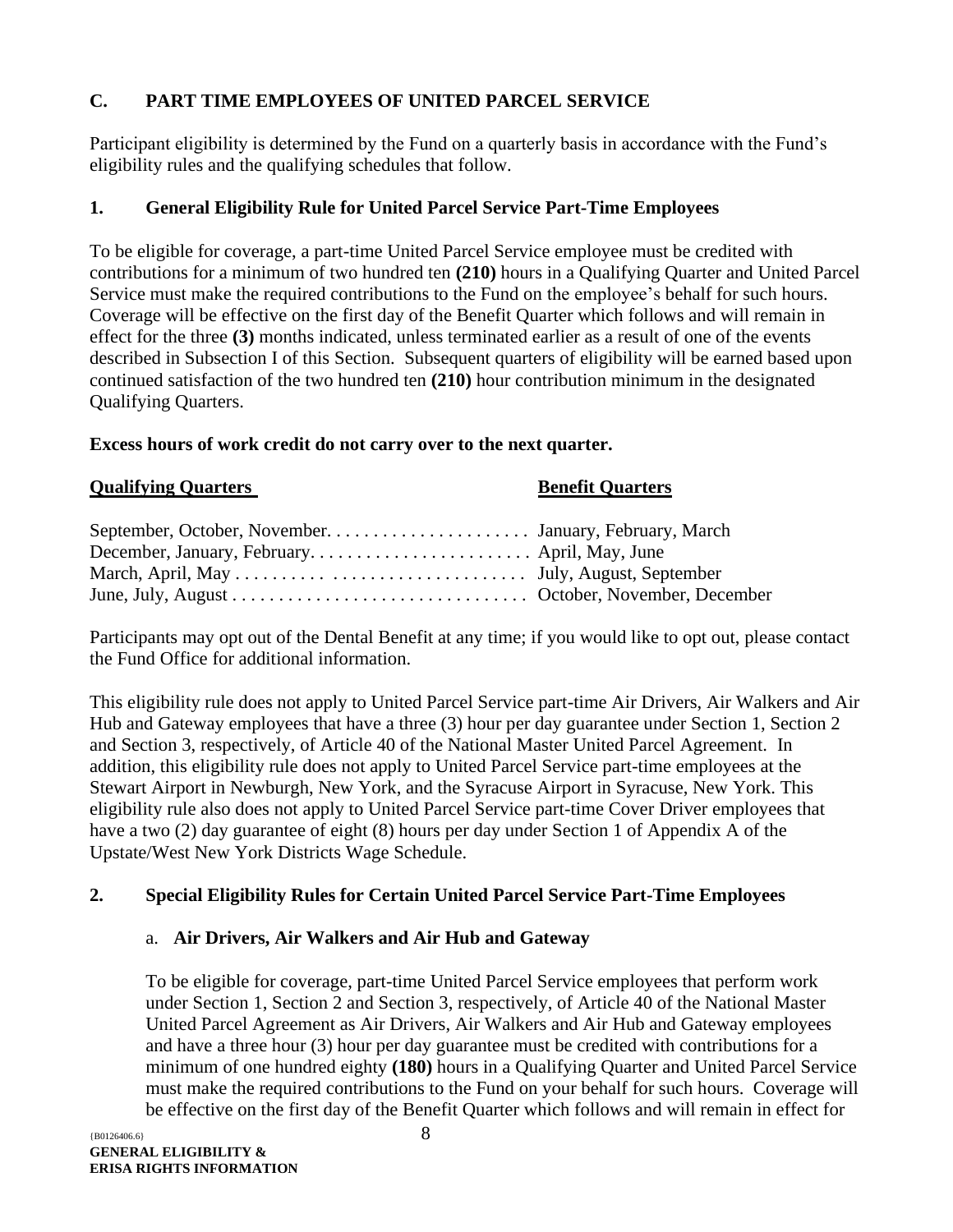## C. PART TIME EMPLOYEES OF UNITED PARCEL SERVICE

Participant eligibility is determined by the Fund on a quarterly basis in accordance with the Fund's eligibility rules and the qualifying schedules that follow.

### 1. General Eligibility Rule for United Parcel Service Part-Time Employees

To be eligible for coverage, a part-time United Parcel Service employee must be credited with contributions for a minimum of two hundred ten **(210)** hours in a Qualifying Quarter and United Parcel Service must make the required contributions to the Fund on the employee's behalf for such hours. Coverage will be effective on the first day of the Benefit Quarter which follows and will remain in effect for the three **(3)** months indicated, unless terminated earlier as a result of one of the events described in Subsection I of this Section. Subsequent quarters of eligibility will be earned based upon continued satisfaction of the two hundred ten **(210)** hour contribution minimum in the designated Qualifying Quarters.

**Excess hours of work credit do not carry over to the next quarter.**

| **Qualifying Quarters** | **Benefit Quarters** |
|---|---|
| September, October, November | January, February, March |
| December, January, February | April, May, June |
| March, April, May | July, August, September |
| June, July, August | October, November, December |

Participants may opt out of the Dental Benefit at any time; if you would like to opt out, please contact the Fund Office for additional information.

This eligibility rule does not apply to United Parcel Service part-time Air Drivers, Air Walkers and Air Hub and Gateway employees that have a three (3) hour per day guarantee under Section 1, Section 2 and Section 3, respectively, of Article 40 of the National Master United Parcel Agreement. In addition, this eligibility rule does not apply to United Parcel Service part-time employees at the Stewart Airport in Newburgh, New York, and the Syracuse Airport in Syracuse, New York. This eligibility rule also does not apply to United Parcel Service part-time Cover Driver employees that have a two (2) day guarantee of eight (8) hours per day under Section 1 of Appendix A of the Upstate/West New York Districts Wage Schedule.

### 2. Special Eligibility Rules for Certain United Parcel Service Part-Time Employees

a. **Air Drivers, Air Walkers and Air Hub and Gateway**

To be eligible for coverage, part-time United Parcel Service employees that perform work under Section 1, Section 2 and Section 3, respectively, of Article 40 of the National Master United Parcel Agreement as Air Drivers, Air Walkers and Air Hub and Gateway employees and have a three hour (3) hour per day guarantee must be credited with contributions for a minimum of one hundred eighty **(180)** hours in a Qualifying Quarter and United Parcel Service must make the required contributions to the Fund on your behalf for such hours. Coverage will be effective on the first day of the Benefit Quarter which follows and will remain in effect for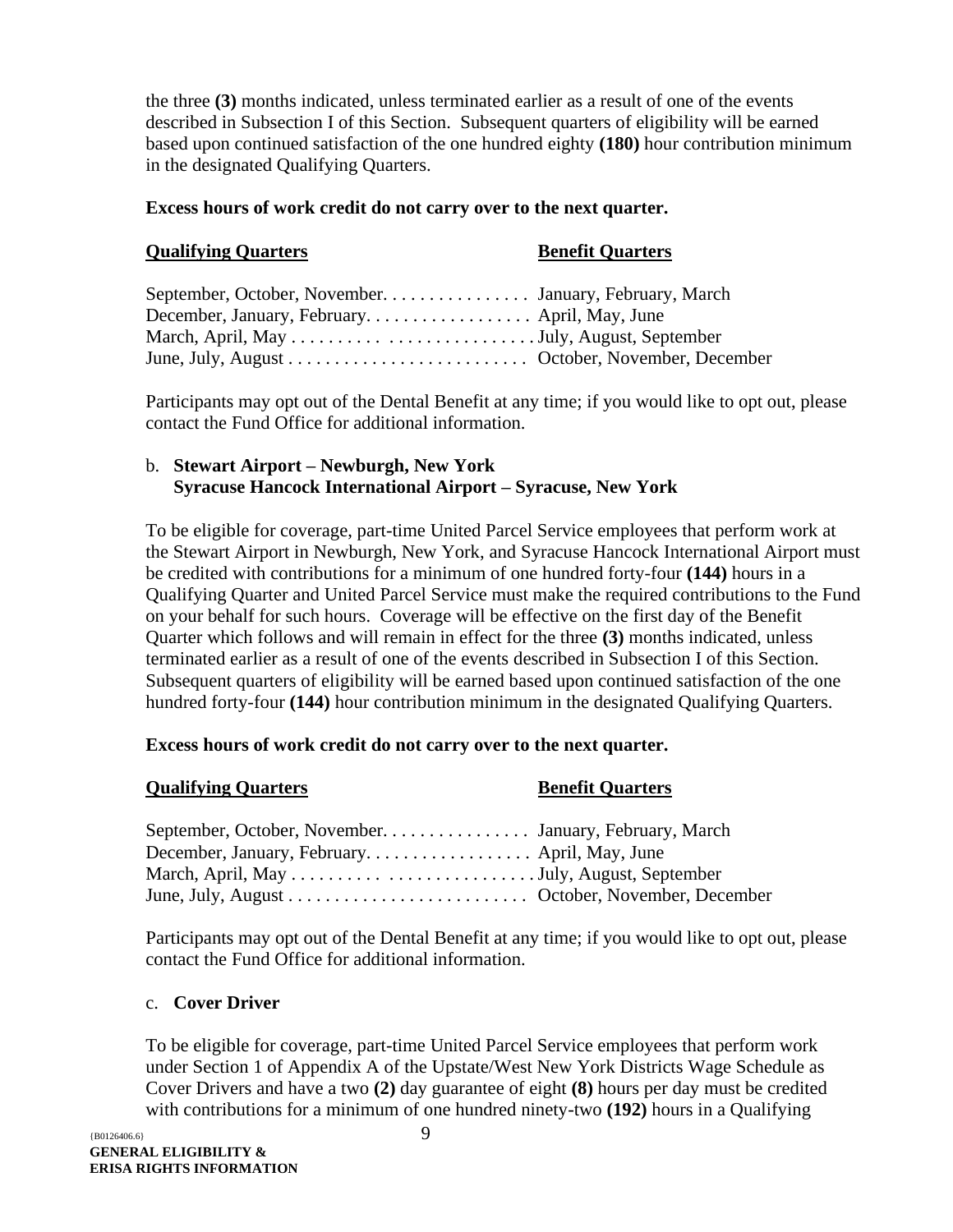the three **(3)** months indicated, unless terminated earlier as a result of one of the events described in Subsection I of this Section. Subsequent quarters of eligibility will be earned based upon continued satisfaction of the one hundred eighty **(180)** hour contribution minimum in the designated Qualifying Quarters.

**Excess hours of work credit do not carry over to the next quarter.**

| **Qualifying Quarters** | **Benefit Quarters** |
|---|---|
| September, October, November. . . . . . . . . . . . . . . . | January, February, March |
| December, January, February. . . . . . . . . . . . . . . . . . | April, May, June |
| March, April, May . . . . . . . . . . . . . . . . . . . . . . . . . . . | July, August, September |
| June, July, August . . . . . . . . . . . . . . . . . . . . . . . . . . | October, November, December |

Participants may opt out of the Dental Benefit at any time; if you would like to opt out, please contact the Fund Office for additional information.

b. **Stewart Airport – Newburgh, New York**
**Syracuse Hancock International Airport – Syracuse, New York**

To be eligible for coverage, part-time United Parcel Service employees that perform work at the Stewart Airport in Newburgh, New York, and Syracuse Hancock International Airport must be credited with contributions for a minimum of one hundred forty-four **(144)** hours in a Qualifying Quarter and United Parcel Service must make the required contributions to the Fund on your behalf for such hours. Coverage will be effective on the first day of the Benefit Quarter which follows and will remain in effect for the three **(3)** months indicated, unless terminated earlier as a result of one of the events described in Subsection I of this Section. Subsequent quarters of eligibility will be earned based upon continued satisfaction of the one hundred forty-four **(144)** hour contribution minimum in the designated Qualifying Quarters.

**Excess hours of work credit do not carry over to the next quarter.**

| **Qualifying Quarters** | **Benefit Quarters** |
|---|---|
| September, October, November. . . . . . . . . . . . . . . . | January, February, March |
| December, January, February. . . . . . . . . . . . . . . . . . | April, May, June |
| March, April, May . . . . . . . . . . . . . . . . . . . . . . . . . . . | July, August, September |
| June, July, August . . . . . . . . . . . . . . . . . . . . . . . . . . | October, November, December |

Participants may opt out of the Dental Benefit at any time; if you would like to opt out, please contact the Fund Office for additional information.

c. **Cover Driver**

To be eligible for coverage, part-time United Parcel Service employees that perform work under Section 1 of Appendix A of the Upstate/West New York Districts Wage Schedule as Cover Drivers and have a two **(2)** day guarantee of eight **(8)** hours per day must be credited with contributions for a minimum of one hundred ninety-two **(192)** hours in a Qualifying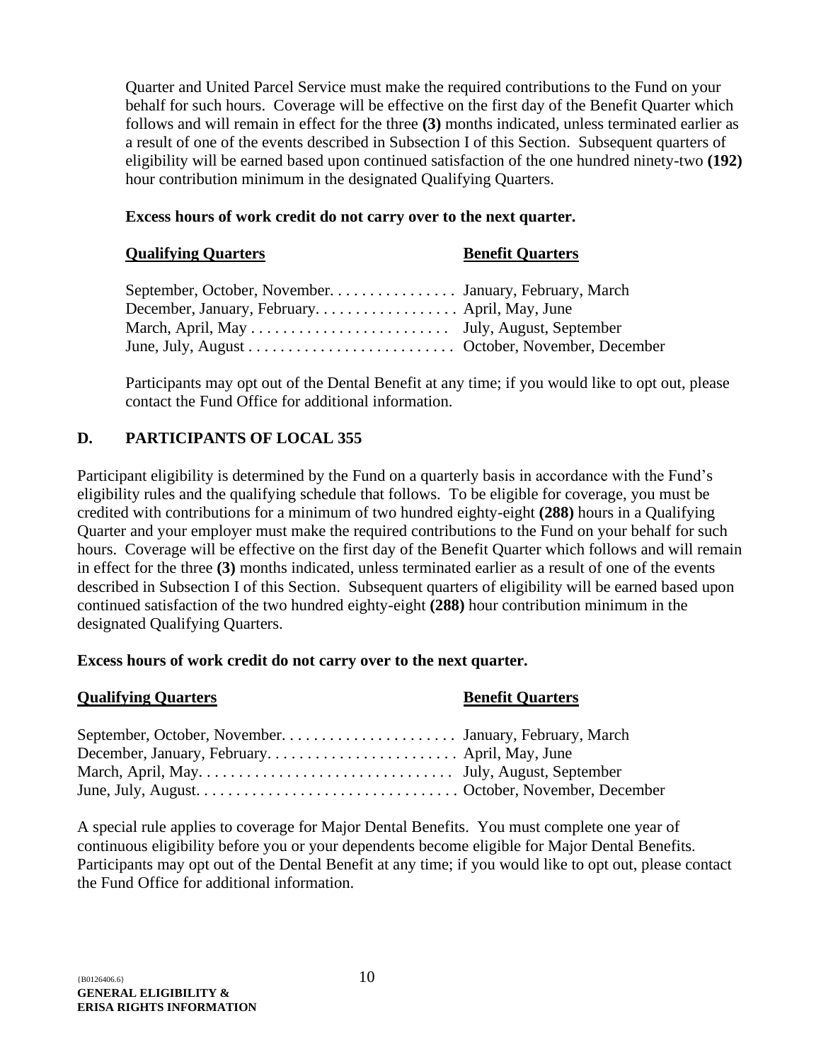Quarter and United Parcel Service must make the required contributions to the Fund on your behalf for such hours. Coverage will be effective on the first day of the Benefit Quarter which follows and will remain in effect for the three **(3)** months indicated, unless terminated earlier as a result of one of the events described in Subsection I of this Section. Subsequent quarters of eligibility will be earned based upon continued satisfaction of the one hundred ninety-two **(192)** hour contribution minimum in the designated Qualifying Quarters.

**Excess hours of work credit do not carry over to the next quarter.**

| Qualifying Quarters | Benefit Quarters |
|---|---|
| September, October, November | January, February, March |
| December, January, February | April, May, June |
| March, April, May | July, August, September |
| June, July, August | October, November, December |

Participants may opt out of the Dental Benefit at any time; if you would like to opt out, please contact the Fund Office for additional information.

## D. PARTICIPANTS OF LOCAL 355

Participant eligibility is determined by the Fund on a quarterly basis in accordance with the Fund's eligibility rules and the qualifying schedule that follows. To be eligible for coverage, you must be credited with contributions for a minimum of two hundred eighty-eight **(288)** hours in a Qualifying Quarter and your employer must make the required contributions to the Fund on your behalf for such hours. Coverage will be effective on the first day of the Benefit Quarter which follows and will remain in effect for the three **(3)** months indicated, unless terminated earlier as a result of one of the events described in Subsection I of this Section. Subsequent quarters of eligibility will be earned based upon continued satisfaction of the two hundred eighty-eight **(288)** hour contribution minimum in the designated Qualifying Quarters.

**Excess hours of work credit do not carry over to the next quarter.**

| Qualifying Quarters | Benefit Quarters |
|---|---|
| September, October, November | January, February, March |
| December, January, February | April, May, June |
| March, April, May | July, August, September |
| June, July, August | October, November, December |

A special rule applies to coverage for Major Dental Benefits. You must complete one year of continuous eligibility before you or your dependents become eligible for Major Dental Benefits. Participants may opt out of the Dental Benefit at any time; if you would like to opt out, please contact the Fund Office for additional information.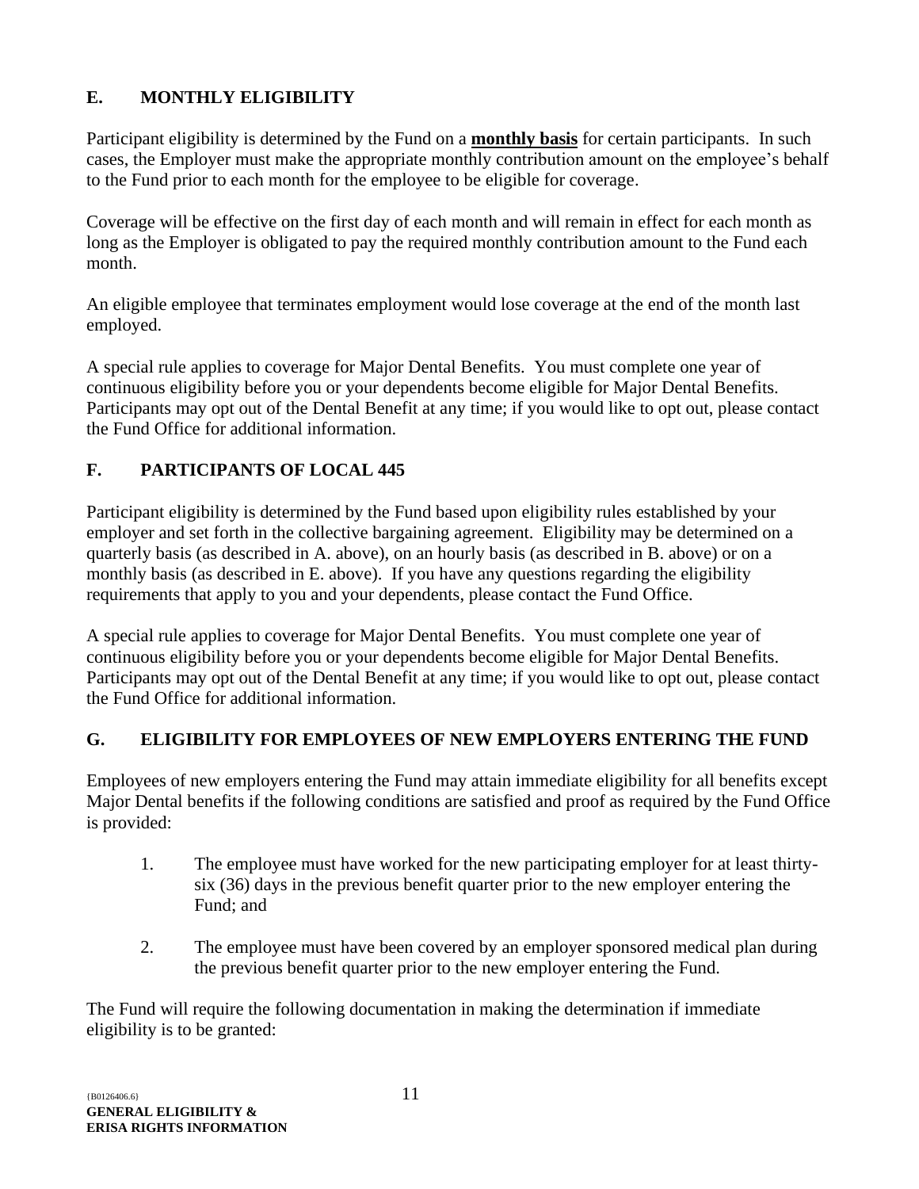## E. MONTHLY ELIGIBILITY

Participant eligibility is determined by the Fund on a **monthly basis** for certain participants. In such cases, the Employer must make the appropriate monthly contribution amount on the employee's behalf to the Fund prior to each month for the employee to be eligible for coverage.

Coverage will be effective on the first day of each month and will remain in effect for each month as long as the Employer is obligated to pay the required monthly contribution amount to the Fund each month.

An eligible employee that terminates employment would lose coverage at the end of the month last employed.

A special rule applies to coverage for Major Dental Benefits. You must complete one year of continuous eligibility before you or your dependents become eligible for Major Dental Benefits. Participants may opt out of the Dental Benefit at any time; if you would like to opt out, please contact the Fund Office for additional information.

## F. PARTICIPANTS OF LOCAL 445

Participant eligibility is determined by the Fund based upon eligibility rules established by your employer and set forth in the collective bargaining agreement. Eligibility may be determined on a quarterly basis (as described in A. above), on an hourly basis (as described in B. above) or on a monthly basis (as described in E. above). If you have any questions regarding the eligibility requirements that apply to you and your dependents, please contact the Fund Office.

A special rule applies to coverage for Major Dental Benefits. You must complete one year of continuous eligibility before you or your dependents become eligible for Major Dental Benefits. Participants may opt out of the Dental Benefit at any time; if you would like to opt out, please contact the Fund Office for additional information.

## G. ELIGIBILITY FOR EMPLOYEES OF NEW EMPLOYERS ENTERING THE FUND

Employees of new employers entering the Fund may attain immediate eligibility for all benefits except Major Dental benefits if the following conditions are satisfied and proof as required by the Fund Office is provided:

1. The employee must have worked for the new participating employer for at least thirty-six (36) days in the previous benefit quarter prior to the new employer entering the Fund; and

2. The employee must have been covered by an employer sponsored medical plan during the previous benefit quarter prior to the new employer entering the Fund.

The Fund will require the following documentation in making the determination if immediate eligibility is to be granted: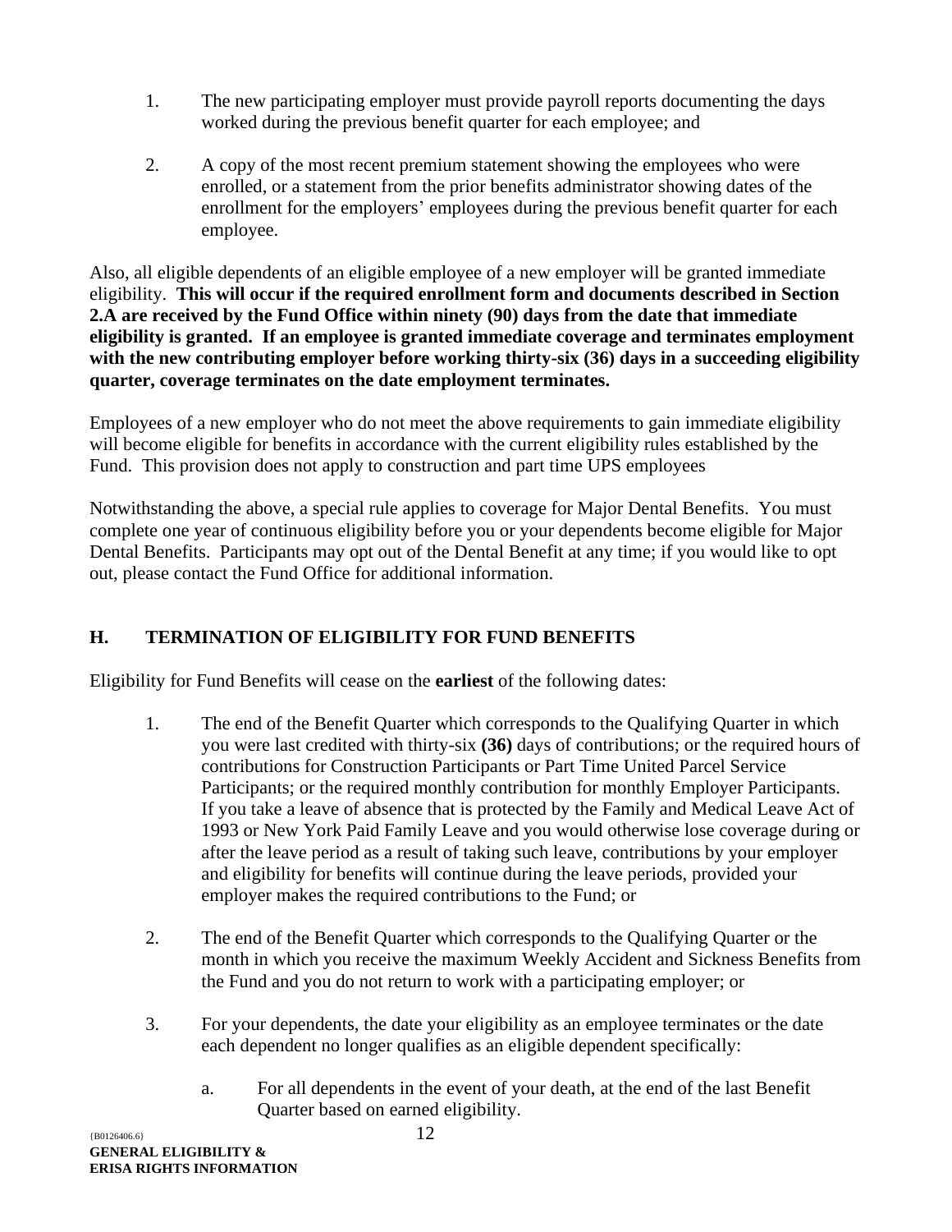1. The new participating employer must provide payroll reports documenting the days worked during the previous benefit quarter for each employee; and

2. A copy of the most recent premium statement showing the employees who were enrolled, or a statement from the prior benefits administrator showing dates of the enrollment for the employers' employees during the previous benefit quarter for each employee.

Also, all eligible dependents of an eligible employee of a new employer will be granted immediate eligibility. **This will occur if the required enrollment form and documents described in Section 2.A are received by the Fund Office within ninety (90) days from the date that immediate eligibility is granted. If an employee is granted immediate coverage and terminates employment with the new contributing employer before working thirty-six (36) days in a succeeding eligibility quarter, coverage terminates on the date employment terminates.**

Employees of a new employer who do not meet the above requirements to gain immediate eligibility will become eligible for benefits in accordance with the current eligibility rules established by the Fund. This provision does not apply to construction and part time UPS employees

Notwithstanding the above, a special rule applies to coverage for Major Dental Benefits. You must complete one year of continuous eligibility before you or your dependents become eligible for Major Dental Benefits. Participants may opt out of the Dental Benefit at any time; if you would like to opt out, please contact the Fund Office for additional information.

## H. TERMINATION OF ELIGIBILITY FOR FUND BENEFITS

Eligibility for Fund Benefits will cease on the **earliest** of the following dates:

1. The end of the Benefit Quarter which corresponds to the Qualifying Quarter in which you were last credited with thirty-six **(36)** days of contributions; or the required hours of contributions for Construction Participants or Part Time United Parcel Service Participants; or the required monthly contribution for monthly Employer Participants. If you take a leave of absence that is protected by the Family and Medical Leave Act of 1993 or New York Paid Family Leave and you would otherwise lose coverage during or after the leave period as a result of taking such leave, contributions by your employer and eligibility for benefits will continue during the leave periods, provided your employer makes the required contributions to the Fund; or

2. The end of the Benefit Quarter which corresponds to the Qualifying Quarter or the month in which you receive the maximum Weekly Accident and Sickness Benefits from the Fund and you do not return to work with a participating employer; or

3. For your dependents, the date your eligibility as an employee terminates or the date each dependent no longer qualifies as an eligible dependent specifically:

   a. For all dependents in the event of your death, at the end of the last Benefit Quarter based on earned eligibility.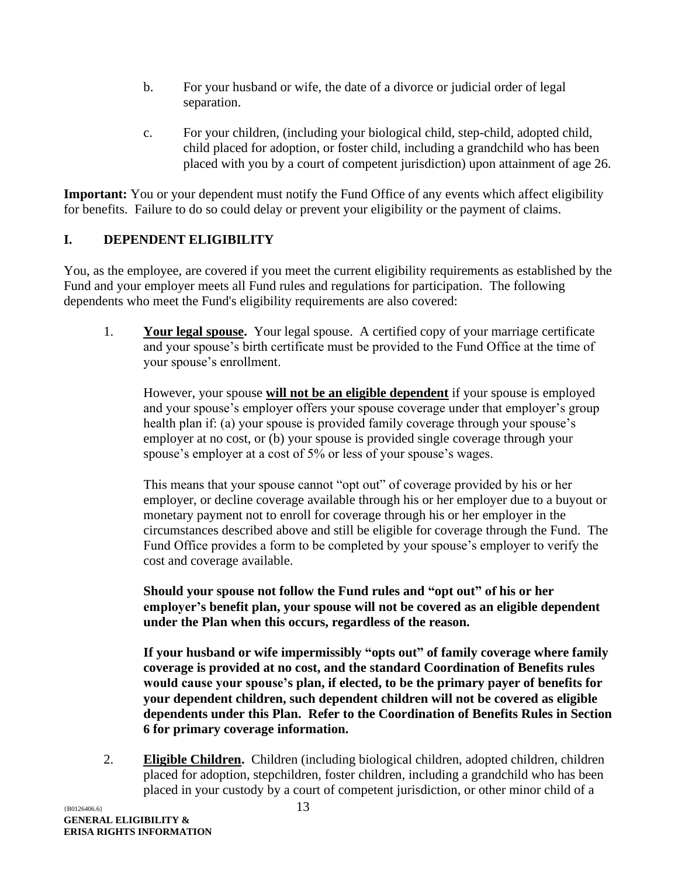b. For your husband or wife, the date of a divorce or judicial order of legal separation.

c. For your children, (including your biological child, step-child, adopted child, child placed for adoption, or foster child, including a grandchild who has been placed with you by a court of competent jurisdiction) upon attainment of age 26.

**Important:** You or your dependent must notify the Fund Office of any events which affect eligibility for benefits. Failure to do so could delay or prevent your eligibility or the payment of claims.

## I. DEPENDENT ELIGIBILITY

You, as the employee, are covered if you meet the current eligibility requirements as established by the Fund and your employer meets all Fund rules and regulations for participation. The following dependents who meet the Fund's eligibility requirements are also covered:

1. **<u>Your legal spouse</u>.** Your legal spouse. A certified copy of your marriage certificate and your spouse's birth certificate must be provided to the Fund Office at the time of your spouse's enrollment.

   However, your spouse **<u>will not be an eligible dependent</u>** if your spouse is employed and your spouse's employer offers your spouse coverage under that employer's group health plan if: (a) your spouse is provided family coverage through your spouse's employer at no cost, or (b) your spouse is provided single coverage through your spouse's employer at a cost of 5% or less of your spouse's wages.

   This means that your spouse cannot "opt out" of coverage provided by his or her employer, or decline coverage available through his or her employer due to a buyout or monetary payment not to enroll for coverage through his or her employer in the circumstances described above and still be eligible for coverage through the Fund. The Fund Office provides a form to be completed by your spouse's employer to verify the cost and coverage available.

   **Should your spouse not follow the Fund rules and "opt out" of his or her employer's benefit plan, your spouse will not be covered as an eligible dependent under the Plan when this occurs, regardless of the reason.**

   **If your husband or wife impermissibly "opts out" of family coverage where family coverage is provided at no cost, and the standard Coordination of Benefits rules would cause your spouse's plan, if elected, to be the primary payer of benefits for your dependent children, such dependent children will not be covered as eligible dependents under this Plan. Refer to the Coordination of Benefits Rules in Section 6 for primary coverage information.**

2. **<u>Eligible Children</u>.** Children (including biological children, adopted children, children placed for adoption, stepchildren, foster children, including a grandchild who has been placed in your custody by a court of competent jurisdiction, or other minor child of a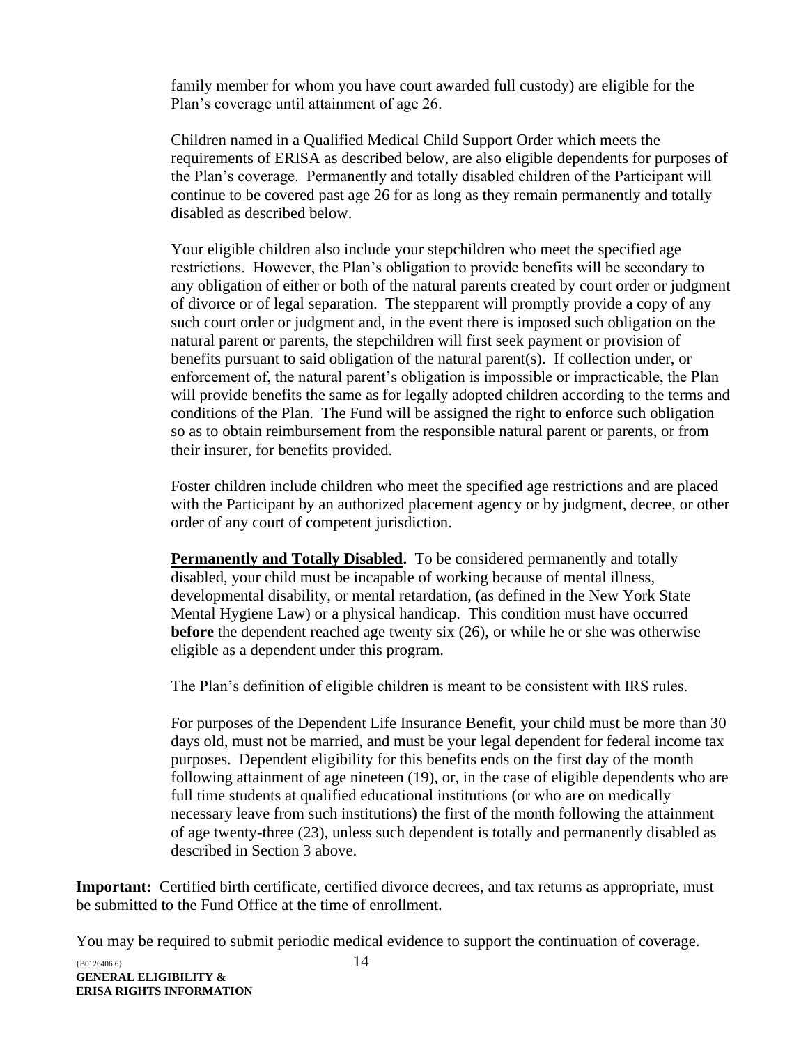family member for whom you have court awarded full custody) are eligible for the Plan's coverage until attainment of age 26.

Children named in a Qualified Medical Child Support Order which meets the requirements of ERISA as described below, are also eligible dependents for purposes of the Plan's coverage. Permanently and totally disabled children of the Participant will continue to be covered past age 26 for as long as they remain permanently and totally disabled as described below.

Your eligible children also include your stepchildren who meet the specified age restrictions. However, the Plan's obligation to provide benefits will be secondary to any obligation of either or both of the natural parents created by court order or judgment of divorce or of legal separation. The stepparent will promptly provide a copy of any such court order or judgment and, in the event there is imposed such obligation on the natural parent or parents, the stepchildren will first seek payment or provision of benefits pursuant to said obligation of the natural parent(s). If collection under, or enforcement of, the natural parent's obligation is impossible or impracticable, the Plan will provide benefits the same as for legally adopted children according to the terms and conditions of the Plan. The Fund will be assigned the right to enforce such obligation so as to obtain reimbursement from the responsible natural parent or parents, or from their insurer, for benefits provided.

Foster children include children who meet the specified age restrictions and are placed with the Participant by an authorized placement agency or by judgment, decree, or other order of any court of competent jurisdiction.

**Permanently and Totally Disabled.** To be considered permanently and totally disabled, your child must be incapable of working because of mental illness, developmental disability, or mental retardation, (as defined in the New York State Mental Hygiene Law) or a physical handicap. This condition must have occurred **before** the dependent reached age twenty six (26), or while he or she was otherwise eligible as a dependent under this program.

The Plan's definition of eligible children is meant to be consistent with IRS rules.

For purposes of the Dependent Life Insurance Benefit, your child must be more than 30 days old, must not be married, and must be your legal dependent for federal income tax purposes. Dependent eligibility for this benefits ends on the first day of the month following attainment of age nineteen (19), or, in the case of eligible dependents who are full time students at qualified educational institutions (or who are on medically necessary leave from such institutions) the first of the month following the attainment of age twenty-three (23), unless such dependent is totally and permanently disabled as described in Section 3 above.

**Important:** Certified birth certificate, certified divorce decrees, and tax returns as appropriate, must be submitted to the Fund Office at the time of enrollment.

You may be required to submit periodic medical evidence to support the continuation of coverage.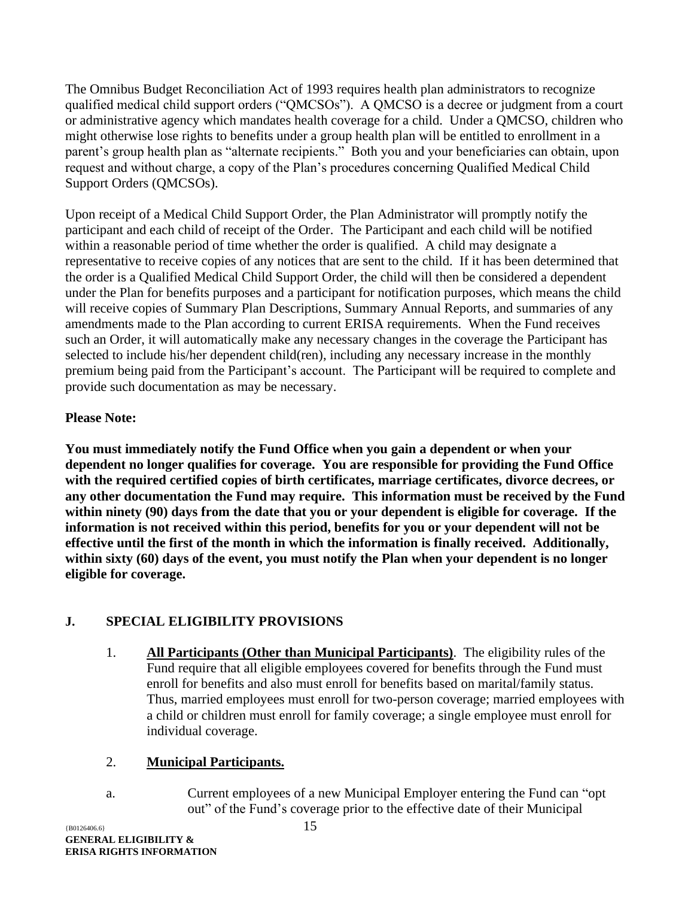The Omnibus Budget Reconciliation Act of 1993 requires health plan administrators to recognize qualified medical child support orders ("QMCSOs"). A QMCSO is a decree or judgment from a court or administrative agency which mandates health coverage for a child. Under a QMCSO, children who might otherwise lose rights to benefits under a group health plan will be entitled to enrollment in a parent's group health plan as "alternate recipients." Both you and your beneficiaries can obtain, upon request and without charge, a copy of the Plan's procedures concerning Qualified Medical Child Support Orders (QMCSOs).

Upon receipt of a Medical Child Support Order, the Plan Administrator will promptly notify the participant and each child of receipt of the Order. The Participant and each child will be notified within a reasonable period of time whether the order is qualified. A child may designate a representative to receive copies of any notices that are sent to the child. If it has been determined that the order is a Qualified Medical Child Support Order, the child will then be considered a dependent under the Plan for benefits purposes and a participant for notification purposes, which means the child will receive copies of Summary Plan Descriptions, Summary Annual Reports, and summaries of any amendments made to the Plan according to current ERISA requirements. When the Fund receives such an Order, it will automatically make any necessary changes in the coverage the Participant has selected to include his/her dependent child(ren), including any necessary increase in the monthly premium being paid from the Participant's account. The Participant will be required to complete and provide such documentation as may be necessary.

**Please Note:**

**You must immediately notify the Fund Office when you gain a dependent or when your dependent no longer qualifies for coverage. You are responsible for providing the Fund Office with the required certified copies of birth certificates, marriage certificates, divorce decrees, or any other documentation the Fund may require. This information must be received by the Fund within ninety (90) days from the date that you or your dependent is eligible for coverage. If the information is not received within this period, benefits for you or your dependent will not be effective until the first of the month in which the information is finally received. Additionally, within sixty (60) days of the event, you must notify the Plan when your dependent is no longer eligible for coverage.**

## J. SPECIAL ELIGIBILITY PROVISIONS

1. **<u>All Participants (Other than Municipal Participants)</u>**. The eligibility rules of the Fund require that all eligible employees covered for benefits through the Fund must enroll for benefits and also must enroll for benefits based on marital/family status. Thus, married employees must enroll for two-person coverage; married employees with a child or children must enroll for family coverage; a single employee must enroll for individual coverage.

2. **<u>Municipal Participants.</u>**

a. Current employees of a new Municipal Employer entering the Fund can "opt out" of the Fund's coverage prior to the effective date of their Municipal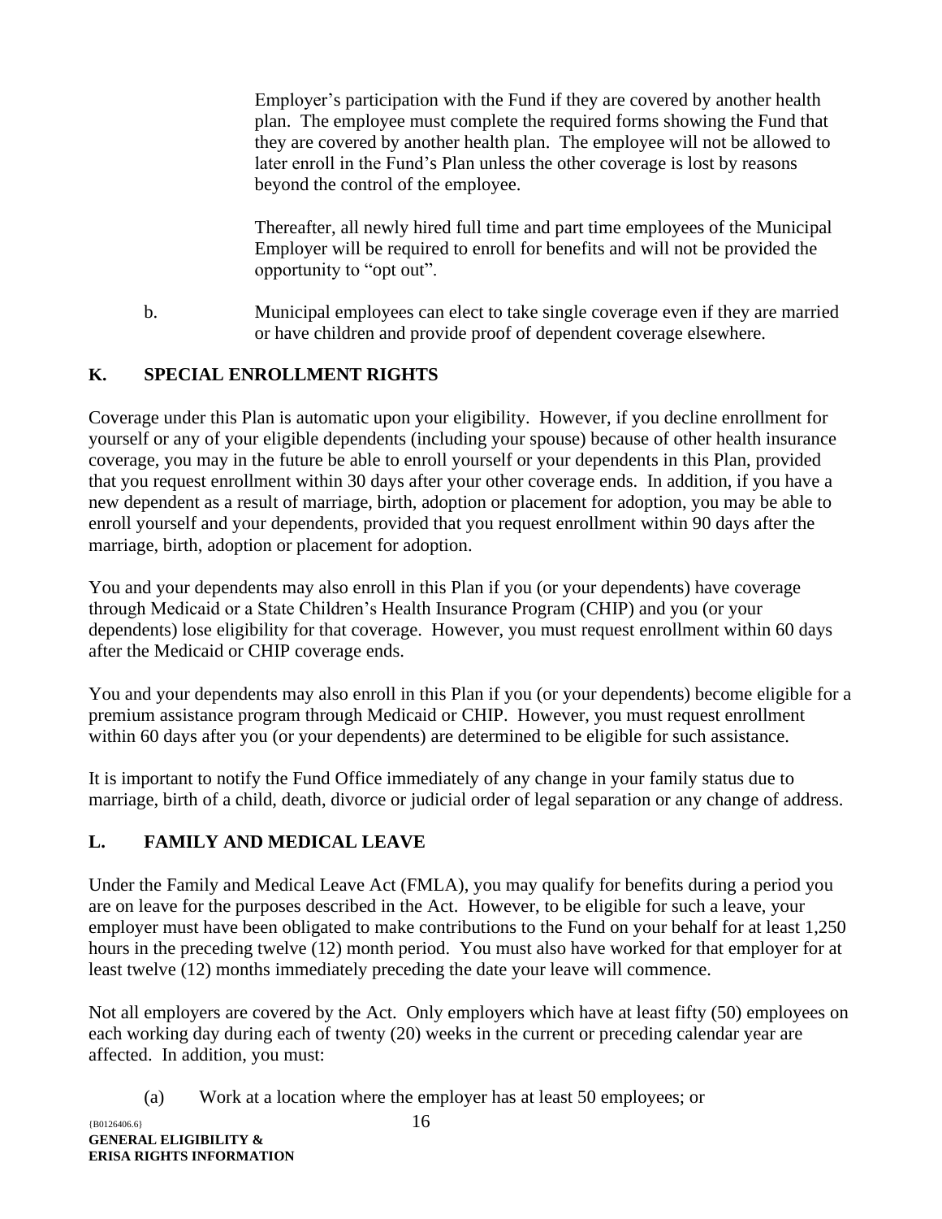Employer's participation with the Fund if they are covered by another health plan. The employee must complete the required forms showing the Fund that they are covered by another health plan. The employee will not be allowed to later enroll in the Fund's Plan unless the other coverage is lost by reasons beyond the control of the employee.

Thereafter, all newly hired full time and part time employees of the Municipal Employer will be required to enroll for benefits and will not be provided the opportunity to "opt out".

b. Municipal employees can elect to take single coverage even if they are married or have children and provide proof of dependent coverage elsewhere.

## K. SPECIAL ENROLLMENT RIGHTS

Coverage under this Plan is automatic upon your eligibility. However, if you decline enrollment for yourself or any of your eligible dependents (including your spouse) because of other health insurance coverage, you may in the future be able to enroll yourself or your dependents in this Plan, provided that you request enrollment within 30 days after your other coverage ends. In addition, if you have a new dependent as a result of marriage, birth, adoption or placement for adoption, you may be able to enroll yourself and your dependents, provided that you request enrollment within 90 days after the marriage, birth, adoption or placement for adoption.

You and your dependents may also enroll in this Plan if you (or your dependents) have coverage through Medicaid or a State Children's Health Insurance Program (CHIP) and you (or your dependents) lose eligibility for that coverage. However, you must request enrollment within 60 days after the Medicaid or CHIP coverage ends.

You and your dependents may also enroll in this Plan if you (or your dependents) become eligible for a premium assistance program through Medicaid or CHIP. However, you must request enrollment within 60 days after you (or your dependents) are determined to be eligible for such assistance.

It is important to notify the Fund Office immediately of any change in your family status due to marriage, birth of a child, death, divorce or judicial order of legal separation or any change of address.

## L. FAMILY AND MEDICAL LEAVE

Under the Family and Medical Leave Act (FMLA), you may qualify for benefits during a period you are on leave for the purposes described in the Act. However, to be eligible for such a leave, your employer must have been obligated to make contributions to the Fund on your behalf for at least 1,250 hours in the preceding twelve (12) month period. You must also have worked for that employer for at least twelve (12) months immediately preceding the date your leave will commence.

Not all employers are covered by the Act. Only employers which have at least fifty (50) employees on each working day during each of twenty (20) weeks in the current or preceding calendar year are affected. In addition, you must:

(a) Work at a location where the employer has at least 50 employees; or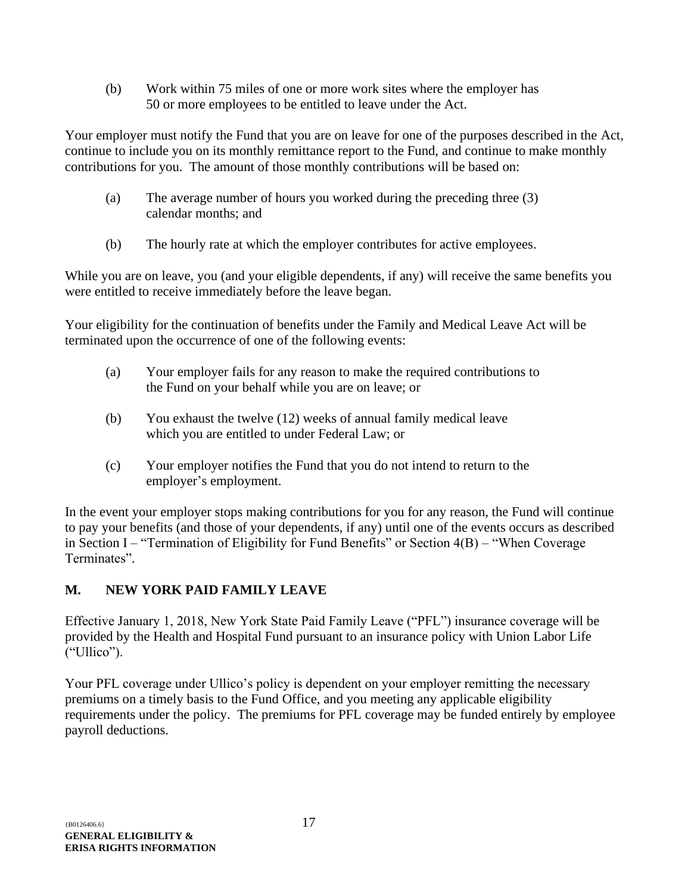(b) Work within 75 miles of one or more work sites where the employer has 50 or more employees to be entitled to leave under the Act.

Your employer must notify the Fund that you are on leave for one of the purposes described in the Act, continue to include you on its monthly remittance report to the Fund, and continue to make monthly contributions for you. The amount of those monthly contributions will be based on:

(a) The average number of hours you worked during the preceding three (3) calendar months; and

(b) The hourly rate at which the employer contributes for active employees.

While you are on leave, you (and your eligible dependents, if any) will receive the same benefits you were entitled to receive immediately before the leave began.

Your eligibility for the continuation of benefits under the Family and Medical Leave Act will be terminated upon the occurrence of one of the following events:

(a) Your employer fails for any reason to make the required contributions to the Fund on your behalf while you are on leave; or

(b) You exhaust the twelve (12) weeks of annual family medical leave which you are entitled to under Federal Law; or

(c) Your employer notifies the Fund that you do not intend to return to the employer's employment.

In the event your employer stops making contributions for you for any reason, the Fund will continue to pay your benefits (and those of your dependents, if any) until one of the events occurs as described in Section I – "Termination of Eligibility for Fund Benefits" or Section 4(B) – "When Coverage Terminates".

## M. NEW YORK PAID FAMILY LEAVE

Effective January 1, 2018, New York State Paid Family Leave ("PFL") insurance coverage will be provided by the Health and Hospital Fund pursuant to an insurance policy with Union Labor Life ("Ullico").

Your PFL coverage under Ullico's policy is dependent on your employer remitting the necessary premiums on a timely basis to the Fund Office, and you meeting any applicable eligibility requirements under the policy. The premiums for PFL coverage may be funded entirely by employee payroll deductions.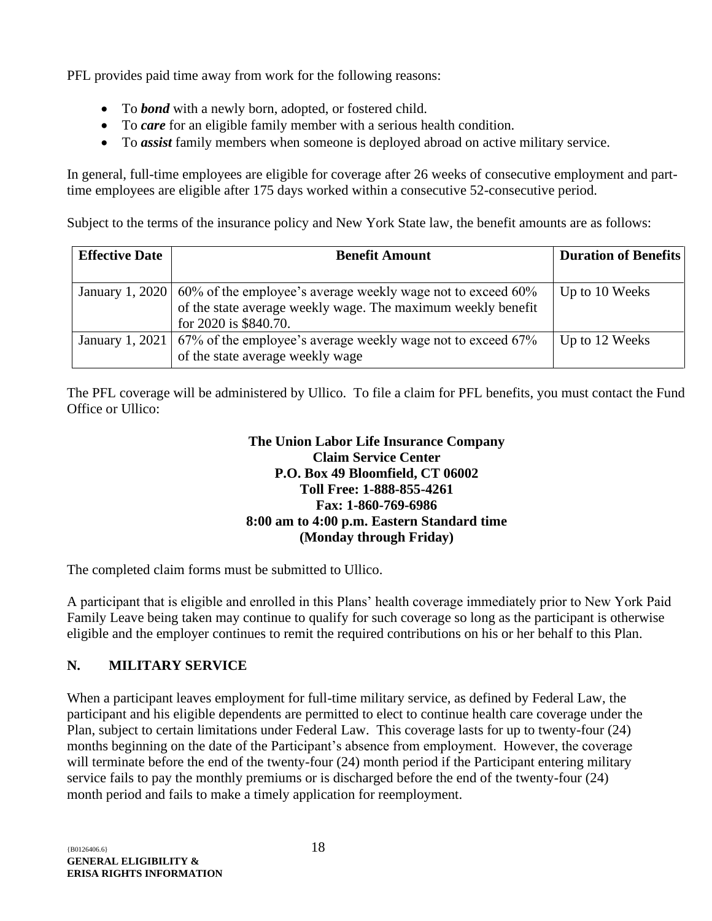PFL provides paid time away from work for the following reasons:

- To ***bond*** with a newly born, adopted, or fostered child.
- To ***care*** for an eligible family member with a serious health condition.
- To ***assist*** family members when someone is deployed abroad on active military service.

In general, full-time employees are eligible for coverage after 26 weeks of consecutive employment and part-time employees are eligible after 175 days worked within a consecutive 52-consecutive period.

Subject to the terms of the insurance policy and New York State law, the benefit amounts are as follows:

| Effective Date | Benefit Amount | Duration of Benefits |
|---|---|---|
| January 1, 2020 | 60% of the employee's average weekly wage not to exceed 60% of the state average weekly wage. The maximum weekly benefit for 2020 is $840.70. | Up to 10 Weeks |
| January 1, 2021 | 67% of the employee's average weekly wage not to exceed 67% of the state average weekly wage | Up to 12 Weeks |

The PFL coverage will be administered by Ullico. To file a claim for PFL benefits, you must contact the Fund Office or Ullico:

**The Union Labor Life Insurance Company**
**Claim Service Center**
**P.O. Box 49 Bloomfield, CT 06002**
**Toll Free: 1-888-855-4261**
**Fax: 1-860-769-6986**
**8:00 am to 4:00 p.m. Eastern Standard time**
**(Monday through Friday)**

The completed claim forms must be submitted to Ullico.

A participant that is eligible and enrolled in this Plans' health coverage immediately prior to New York Paid Family Leave being taken may continue to qualify for such coverage so long as the participant is otherwise eligible and the employer continues to remit the required contributions on his or her behalf to this Plan.

## N. MILITARY SERVICE

When a participant leaves employment for full-time military service, as defined by Federal Law, the participant and his eligible dependents are permitted to elect to continue health care coverage under the Plan, subject to certain limitations under Federal Law. This coverage lasts for up to twenty-four (24) months beginning on the date of the Participant's absence from employment. However, the coverage will terminate before the end of the twenty-four (24) month period if the Participant entering military service fails to pay the monthly premiums or is discharged before the end of the twenty-four (24) month period and fails to make a timely application for reemployment.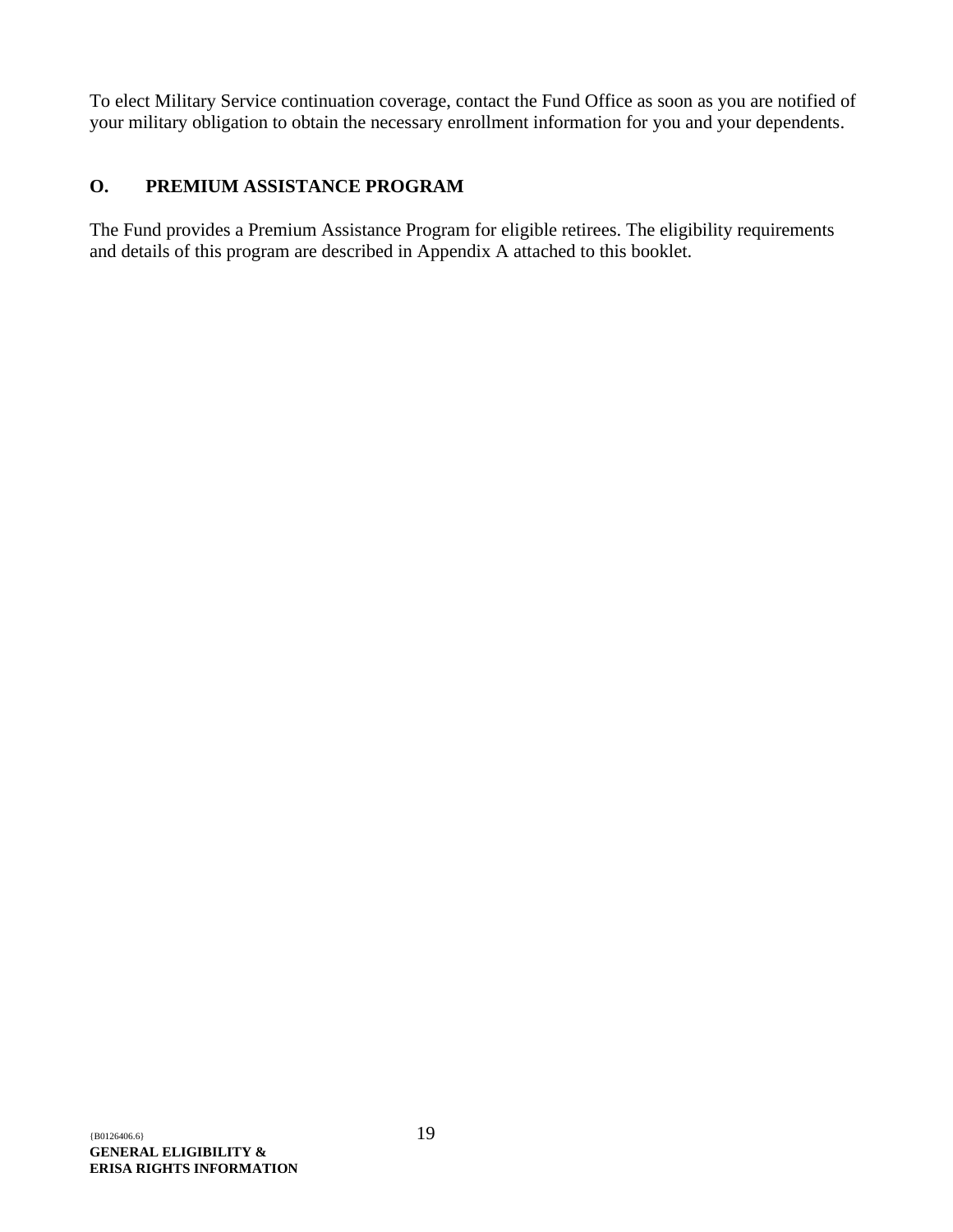To elect Military Service continuation coverage, contact the Fund Office as soon as you are notified of your military obligation to obtain the necessary enrollment information for you and your dependents.

## O. PREMIUM ASSISTANCE PROGRAM

The Fund provides a Premium Assistance Program for eligible retirees. The eligibility requirements and details of this program are described in Appendix A attached to this booklet.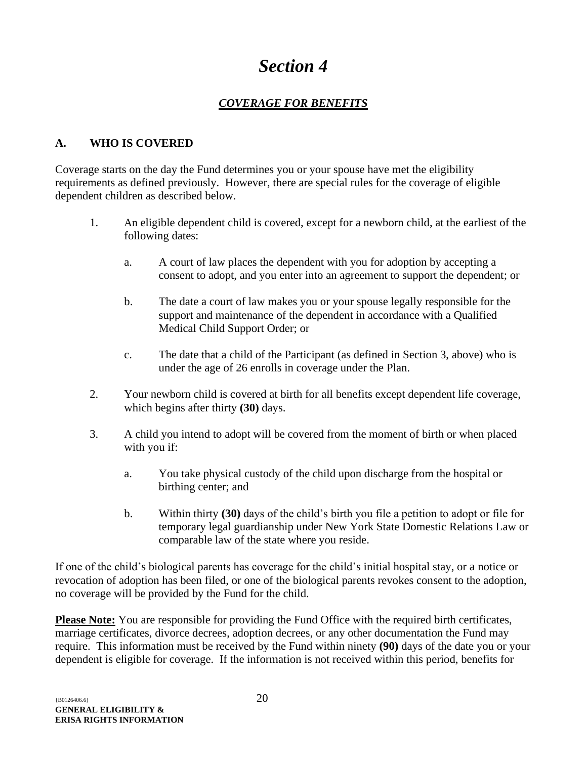# *Section 4*

## ***COVERAGE FOR BENEFITS***

### A. WHO IS COVERED

Coverage starts on the day the Fund determines you or your spouse have met the eligibility requirements as defined previously. However, there are special rules for the coverage of eligible dependent children as described below.

1. An eligible dependent child is covered, except for a newborn child, at the earliest of the following dates:

   a. A court of law places the dependent with you for adoption by accepting a consent to adopt, and you enter into an agreement to support the dependent; or

   b. The date a court of law makes you or your spouse legally responsible for the support and maintenance of the dependent in accordance with a Qualified Medical Child Support Order; or

   c. The date that a child of the Participant (as defined in Section 3, above) who is under the age of 26 enrolls in coverage under the Plan.

2. Your newborn child is covered at birth for all benefits except dependent life coverage, which begins after thirty **(30)** days.

3. A child you intend to adopt will be covered from the moment of birth or when placed with you if:

   a. You take physical custody of the child upon discharge from the hospital or birthing center; and

   b. Within thirty **(30)** days of the child's birth you file a petition to adopt or file for temporary legal guardianship under New York State Domestic Relations Law or comparable law of the state where you reside.

If one of the child's biological parents has coverage for the child's initial hospital stay, or a notice or revocation of adoption has been filed, or one of the biological parents revokes consent to the adoption, no coverage will be provided by the Fund for the child.

**Please Note:** You are responsible for providing the Fund Office with the required birth certificates, marriage certificates, divorce decrees, adoption decrees, or any other documentation the Fund may require. This information must be received by the Fund within ninety **(90)** days of the date you or your dependent is eligible for coverage. If the information is not received within this period, benefits for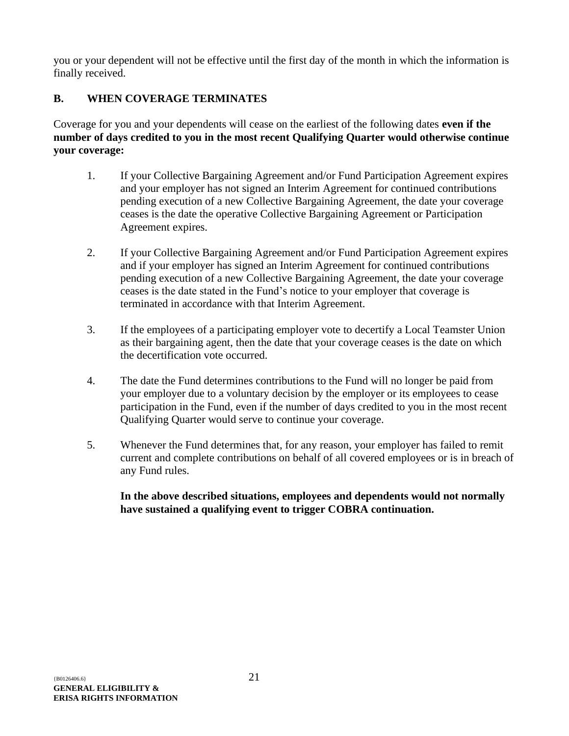you or your dependent will not be effective until the first day of the month in which the information is finally received.

## B. WHEN COVERAGE TERMINATES

Coverage for you and your dependents will cease on the earliest of the following dates **even if the number of days credited to you in the most recent Qualifying Quarter would otherwise continue your coverage:**

1. If your Collective Bargaining Agreement and/or Fund Participation Agreement expires and your employer has not signed an Interim Agreement for continued contributions pending execution of a new Collective Bargaining Agreement, the date your coverage ceases is the date the operative Collective Bargaining Agreement or Participation Agreement expires.

2. If your Collective Bargaining Agreement and/or Fund Participation Agreement expires and if your employer has signed an Interim Agreement for continued contributions pending execution of a new Collective Bargaining Agreement, the date your coverage ceases is the date stated in the Fund's notice to your employer that coverage is terminated in accordance with that Interim Agreement.

3. If the employees of a participating employer vote to decertify a Local Teamster Union as their bargaining agent, then the date that your coverage ceases is the date on which the decertification vote occurred.

4. The date the Fund determines contributions to the Fund will no longer be paid from your employer due to a voluntary decision by the employer or its employees to cease participation in the Fund, even if the number of days credited to you in the most recent Qualifying Quarter would serve to continue your coverage.

5. Whenever the Fund determines that, for any reason, your employer has failed to remit current and complete contributions on behalf of all covered employees or is in breach of any Fund rules.

   **In the above described situations, employees and dependents would not normally have sustained a qualifying event to trigger COBRA continuation.**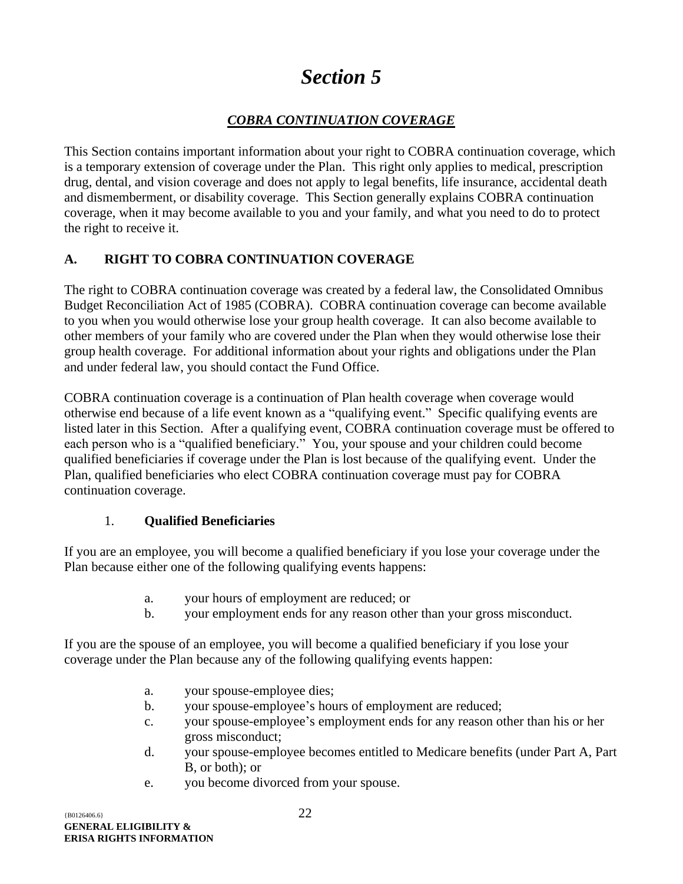# *Section 5*

## ***COBRA CONTINUATION COVERAGE***

This Section contains important information about your right to COBRA continuation coverage, which is a temporary extension of coverage under the Plan. This right only applies to medical, prescription drug, dental, and vision coverage and does not apply to legal benefits, life insurance, accidental death and dismemberment, or disability coverage. This Section generally explains COBRA continuation coverage, when it may become available to you and your family, and what you need to do to protect the right to receive it.

### A. RIGHT TO COBRA CONTINUATION COVERAGE

The right to COBRA continuation coverage was created by a federal law, the Consolidated Omnibus Budget Reconciliation Act of 1985 (COBRA). COBRA continuation coverage can become available to you when you would otherwise lose your group health coverage. It can also become available to other members of your family who are covered under the Plan when they would otherwise lose their group health coverage. For additional information about your rights and obligations under the Plan and under federal law, you should contact the Fund Office.

COBRA continuation coverage is a continuation of Plan health coverage when coverage would otherwise end because of a life event known as a "qualifying event." Specific qualifying events are listed later in this Section. After a qualifying event, COBRA continuation coverage must be offered to each person who is a "qualified beneficiary." You, your spouse and your children could become qualified beneficiaries if coverage under the Plan is lost because of the qualifying event. Under the Plan, qualified beneficiaries who elect COBRA continuation coverage must pay for COBRA continuation coverage.

#### 1. Qualified Beneficiaries

If you are an employee, you will become a qualified beneficiary if you lose your coverage under the Plan because either one of the following qualifying events happens:

a. your hours of employment are reduced; or
b. your employment ends for any reason other than your gross misconduct.

If you are the spouse of an employee, you will become a qualified beneficiary if you lose your coverage under the Plan because any of the following qualifying events happen:

a. your spouse-employee dies;
b. your spouse-employee's hours of employment are reduced;
c. your spouse-employee's employment ends for any reason other than his or her gross misconduct;
d. your spouse-employee becomes entitled to Medicare benefits (under Part A, Part B, or both); or
e. you become divorced from your spouse.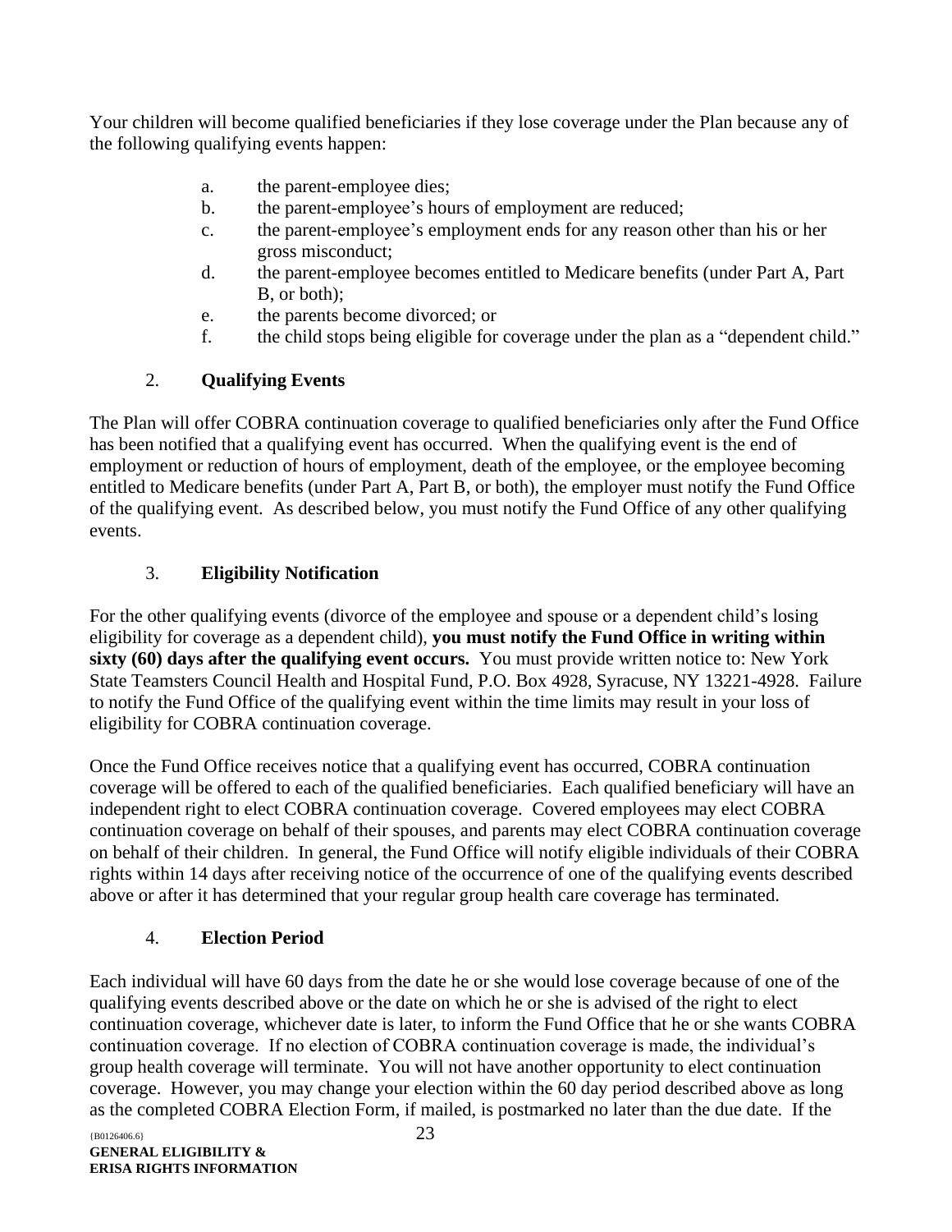Your children will become qualified beneficiaries if they lose coverage under the Plan because any of the following qualifying events happen:

- a. the parent-employee dies;
- b. the parent-employee's hours of employment are reduced;
- c. the parent-employee's employment ends for any reason other than his or her gross misconduct;
- d. the parent-employee becomes entitled to Medicare benefits (under Part A, Part B, or both);
- e. the parents become divorced; or
- f. the child stops being eligible for coverage under the plan as a "dependent child."

### 2. Qualifying Events

The Plan will offer COBRA continuation coverage to qualified beneficiaries only after the Fund Office has been notified that a qualifying event has occurred. When the qualifying event is the end of employment or reduction of hours of employment, death of the employee, or the employee becoming entitled to Medicare benefits (under Part A, Part B, or both), the employer must notify the Fund Office of the qualifying event. As described below, you must notify the Fund Office of any other qualifying events.

### 3. Eligibility Notification

For the other qualifying events (divorce of the employee and spouse or a dependent child's losing eligibility for coverage as a dependent child), **you must notify the Fund Office in writing within sixty (60) days after the qualifying event occurs.** You must provide written notice to: New York State Teamsters Council Health and Hospital Fund, P.O. Box 4928, Syracuse, NY 13221-4928. Failure to notify the Fund Office of the qualifying event within the time limits may result in your loss of eligibility for COBRA continuation coverage.

Once the Fund Office receives notice that a qualifying event has occurred, COBRA continuation coverage will be offered to each of the qualified beneficiaries. Each qualified beneficiary will have an independent right to elect COBRA continuation coverage. Covered employees may elect COBRA continuation coverage on behalf of their spouses, and parents may elect COBRA continuation coverage on behalf of their children. In general, the Fund Office will notify eligible individuals of their COBRA rights within 14 days after receiving notice of the occurrence of one of the qualifying events described above or after it has determined that your regular group health care coverage has terminated.

### 4. Election Period

Each individual will have 60 days from the date he or she would lose coverage because of one of the qualifying events described above or the date on which he or she is advised of the right to elect continuation coverage, whichever date is later, to inform the Fund Office that he or she wants COBRA continuation coverage. If no election of COBRA continuation coverage is made, the individual's group health coverage will terminate. You will not have another opportunity to elect continuation coverage. However, you may change your election within the 60 day period described above as long as the completed COBRA Election Form, if mailed, is postmarked no later than the due date. If the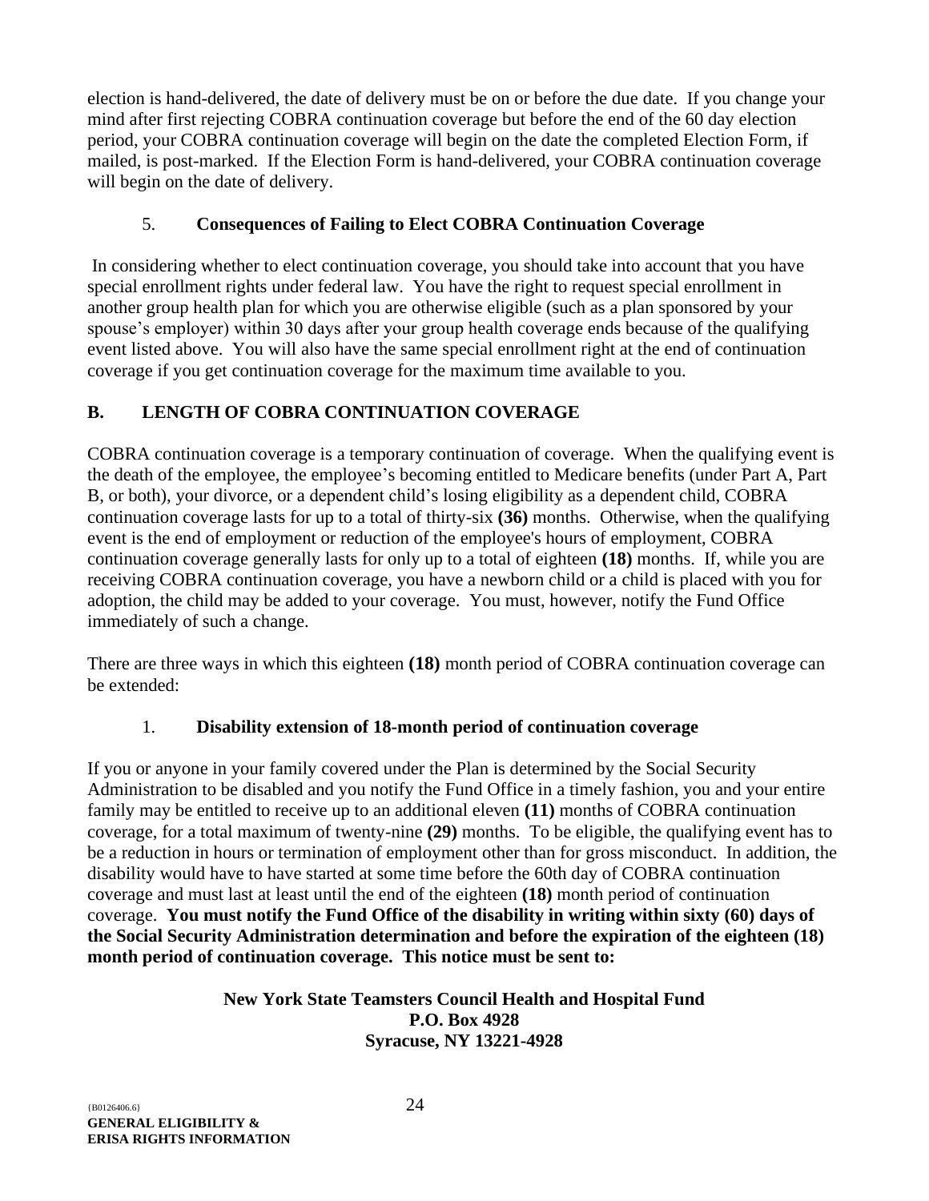election is hand-delivered, the date of delivery must be on or before the due date. If you change your mind after first rejecting COBRA continuation coverage but before the end of the 60 day election period, your COBRA continuation coverage will begin on the date the completed Election Form, if mailed, is post-marked. If the Election Form is hand-delivered, your COBRA continuation coverage will begin on the date of delivery.

### 5. Consequences of Failing to Elect COBRA Continuation Coverage

In considering whether to elect continuation coverage, you should take into account that you have special enrollment rights under federal law. You have the right to request special enrollment in another group health plan for which you are otherwise eligible (such as a plan sponsored by your spouse's employer) within 30 days after your group health coverage ends because of the qualifying event listed above. You will also have the same special enrollment right at the end of continuation coverage if you get continuation coverage for the maximum time available to you.

## B. LENGTH OF COBRA CONTINUATION COVERAGE

COBRA continuation coverage is a temporary continuation of coverage. When the qualifying event is the death of the employee, the employee's becoming entitled to Medicare benefits (under Part A, Part B, or both), your divorce, or a dependent child's losing eligibility as a dependent child, COBRA continuation coverage lasts for up to a total of thirty-six **(36)** months. Otherwise, when the qualifying event is the end of employment or reduction of the employee's hours of employment, COBRA continuation coverage generally lasts for only up to a total of eighteen **(18)** months. If, while you are receiving COBRA continuation coverage, you have a newborn child or a child is placed with you for adoption, the child may be added to your coverage. You must, however, notify the Fund Office immediately of such a change.

There are three ways in which this eighteen **(18)** month period of COBRA continuation coverage can be extended:

### 1. Disability extension of 18-month period of continuation coverage

If you or anyone in your family covered under the Plan is determined by the Social Security Administration to be disabled and you notify the Fund Office in a timely fashion, you and your entire family may be entitled to receive up to an additional eleven **(11)** months of COBRA continuation coverage, for a total maximum of twenty-nine **(29)** months. To be eligible, the qualifying event has to be a reduction in hours or termination of employment other than for gross misconduct. In addition, the disability would have to have started at some time before the 60th day of COBRA continuation coverage and must last at least until the end of the eighteen **(18)** month period of continuation coverage. **You must notify the Fund Office of the disability in writing within sixty (60) days of the Social Security Administration determination and before the expiration of the eighteen (18) month period of continuation coverage. This notice must be sent to:**

**New York State Teamsters Council Health and Hospital Fund**
**P.O. Box 4928**
**Syracuse, NY 13221-4928**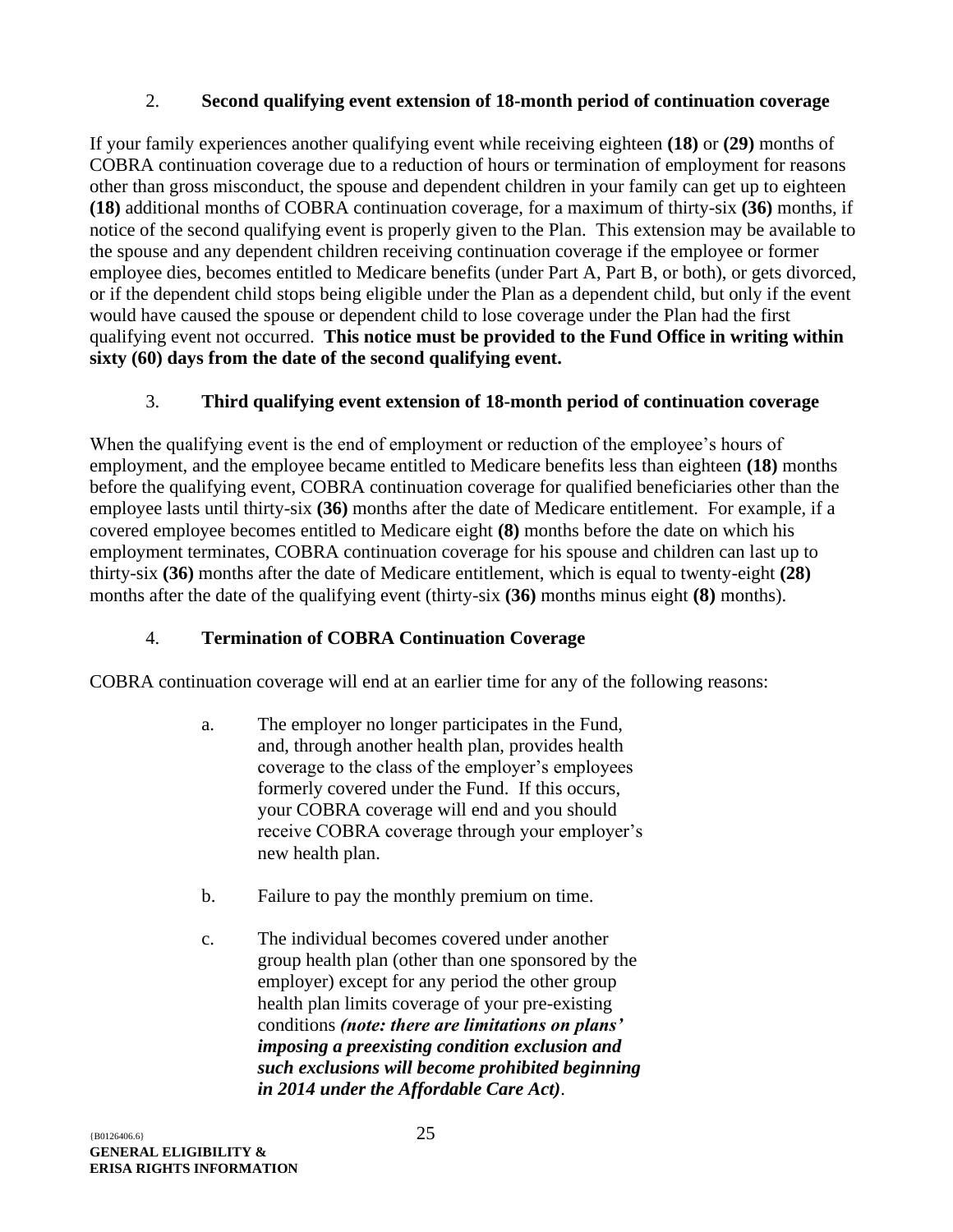2. **Second qualifying event extension of 18-month period of continuation coverage**

If your family experiences another qualifying event while receiving eighteen **(18)** or **(29)** months of COBRA continuation coverage due to a reduction of hours or termination of employment for reasons other than gross misconduct, the spouse and dependent children in your family can get up to eighteen **(18)** additional months of COBRA continuation coverage, for a maximum of thirty-six **(36)** months, if notice of the second qualifying event is properly given to the Plan. This extension may be available to the spouse and any dependent children receiving continuation coverage if the employee or former employee dies, becomes entitled to Medicare benefits (under Part A, Part B, or both), or gets divorced, or if the dependent child stops being eligible under the Plan as a dependent child, but only if the event would have caused the spouse or dependent child to lose coverage under the Plan had the first qualifying event not occurred. **This notice must be provided to the Fund Office in writing within sixty (60) days from the date of the second qualifying event.**

3. **Third qualifying event extension of 18-month period of continuation coverage**

When the qualifying event is the end of employment or reduction of the employee's hours of employment, and the employee became entitled to Medicare benefits less than eighteen **(18)** months before the qualifying event, COBRA continuation coverage for qualified beneficiaries other than the employee lasts until thirty-six **(36)** months after the date of Medicare entitlement. For example, if a covered employee becomes entitled to Medicare eight **(8)** months before the date on which his employment terminates, COBRA continuation coverage for his spouse and children can last up to thirty-six **(36)** months after the date of Medicare entitlement, which is equal to twenty-eight **(28)** months after the date of the qualifying event (thirty-six **(36)** months minus eight **(8)** months).

4. **Termination of COBRA Continuation Coverage**

COBRA continuation coverage will end at an earlier time for any of the following reasons:

a. The employer no longer participates in the Fund, and, through another health plan, provides health coverage to the class of the employer's employees formerly covered under the Fund. If this occurs, your COBRA coverage will end and you should receive COBRA coverage through your employer's new health plan.

b. Failure to pay the monthly premium on time.

c. The individual becomes covered under another group health plan (other than one sponsored by the employer) except for any period the other group health plan limits coverage of your pre-existing conditions ***(note: there are limitations on plans' imposing a preexisting condition exclusion and such exclusions will become prohibited beginning in 2014 under the Affordable Care Act)***.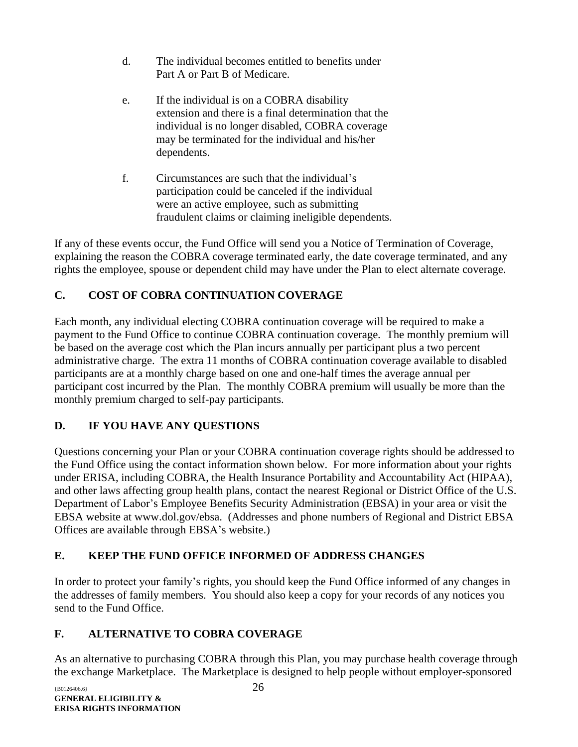d. The individual becomes entitled to benefits under Part A or Part B of Medicare.

e. If the individual is on a COBRA disability extension and there is a final determination that the individual is no longer disabled, COBRA coverage may be terminated for the individual and his/her dependents.

f. Circumstances are such that the individual's participation could be canceled if the individual were an active employee, such as submitting fraudulent claims or claiming ineligible dependents.

If any of these events occur, the Fund Office will send you a Notice of Termination of Coverage, explaining the reason the COBRA coverage terminated early, the date coverage terminated, and any rights the employee, spouse or dependent child may have under the Plan to elect alternate coverage.

## C. COST OF COBRA CONTINUATION COVERAGE

Each month, any individual electing COBRA continuation coverage will be required to make a payment to the Fund Office to continue COBRA continuation coverage. The monthly premium will be based on the average cost which the Plan incurs annually per participant plus a two percent administrative charge. The extra 11 months of COBRA continuation coverage available to disabled participants are at a monthly charge based on one and one-half times the average annual per participant cost incurred by the Plan. The monthly COBRA premium will usually be more than the monthly premium charged to self-pay participants.

## D. IF YOU HAVE ANY QUESTIONS

Questions concerning your Plan or your COBRA continuation coverage rights should be addressed to the Fund Office using the contact information shown below. For more information about your rights under ERISA, including COBRA, the Health Insurance Portability and Accountability Act (HIPAA), and other laws affecting group health plans, contact the nearest Regional or District Office of the U.S. Department of Labor's Employee Benefits Security Administration (EBSA) in your area or visit the EBSA website at www.dol.gov/ebsa. (Addresses and phone numbers of Regional and District EBSA Offices are available through EBSA's website.)

## E. KEEP THE FUND OFFICE INFORMED OF ADDRESS CHANGES

In order to protect your family's rights, you should keep the Fund Office informed of any changes in the addresses of family members. You should also keep a copy for your records of any notices you send to the Fund Office.

## F. ALTERNATIVE TO COBRA COVERAGE

As an alternative to purchasing COBRA through this Plan, you may purchase health coverage through the exchange Marketplace. The Marketplace is designed to help people without employer-sponsored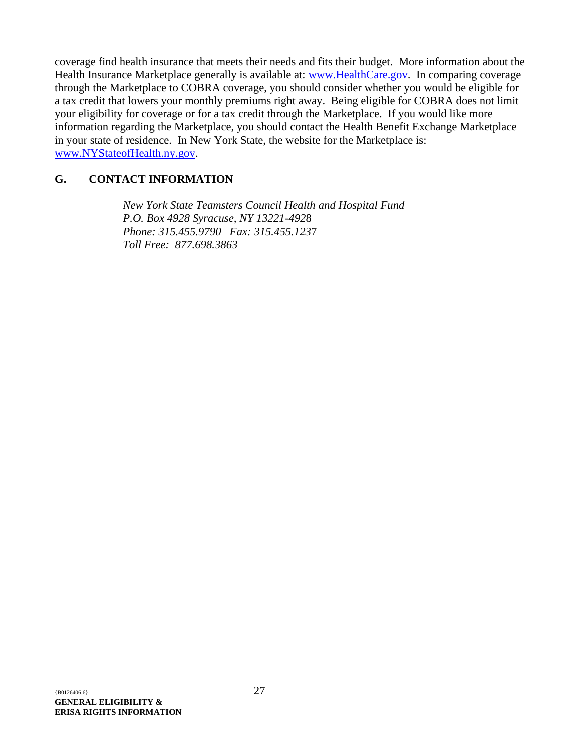coverage find health insurance that meets their needs and fits their budget. More information about the Health Insurance Marketplace generally is available at: [www.HealthCare.gov](http://www.HealthCare.gov). In comparing coverage through the Marketplace to COBRA coverage, you should consider whether you would be eligible for a tax credit that lowers your monthly premiums right away. Being eligible for COBRA does not limit your eligibility for coverage or for a tax credit through the Marketplace. If you would like more information regarding the Marketplace, you should contact the Health Benefit Exchange Marketplace in your state of residence. In New York State, the website for the Marketplace is: [www.NYStateofHealth.ny.gov](http://www.NYStateofHealth.ny.gov).

## G. CONTACT INFORMATION

*New York State Teamsters Council Health and Hospital Fund*
*P.O. Box 4928 Syracuse, NY 13221-4928*
*Phone: 315.455.9790 Fax: 315.455.1237*
*Toll Free: 877.698.3863*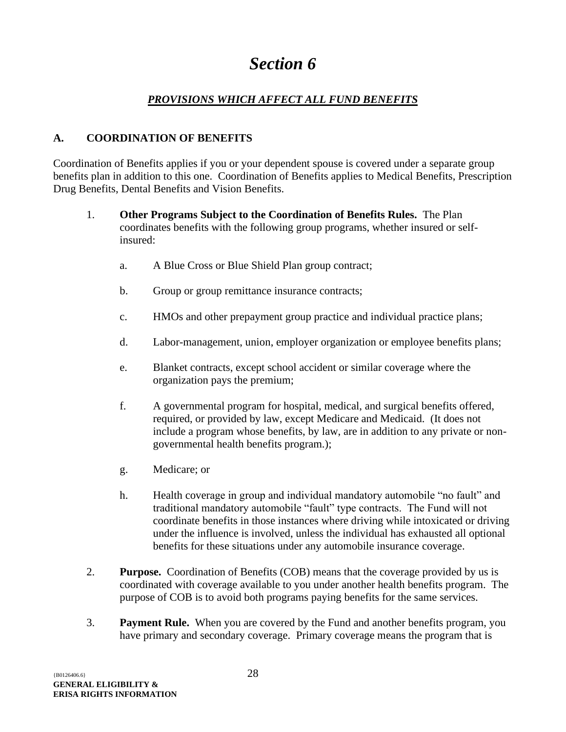# *Section 6*

## ***PROVISIONS WHICH AFFECT ALL FUND BENEFITS***

### A. COORDINATION OF BENEFITS

Coordination of Benefits applies if you or your dependent spouse is covered under a separate group benefits plan in addition to this one. Coordination of Benefits applies to Medical Benefits, Prescription Drug Benefits, Dental Benefits and Vision Benefits.

1. **Other Programs Subject to the Coordination of Benefits Rules.** The Plan coordinates benefits with the following group programs, whether insured or self-insured:

   a. A Blue Cross or Blue Shield Plan group contract;

   b. Group or group remittance insurance contracts;

   c. HMOs and other prepayment group practice and individual practice plans;

   d. Labor-management, union, employer organization or employee benefits plans;

   e. Blanket contracts, except school accident or similar coverage where the organization pays the premium;

   f. A governmental program for hospital, medical, and surgical benefits offered, required, or provided by law, except Medicare and Medicaid. (It does not include a program whose benefits, by law, are in addition to any private or non-governmental health benefits program.);

   g. Medicare; or

   h. Health coverage in group and individual mandatory automobile "no fault" and traditional mandatory automobile "fault" type contracts. The Fund will not coordinate benefits in those instances where driving while intoxicated or driving under the influence is involved, unless the individual has exhausted all optional benefits for these situations under any automobile insurance coverage.

2. **Purpose.** Coordination of Benefits (COB) means that the coverage provided by us is coordinated with coverage available to you under another health benefits program. The purpose of COB is to avoid both programs paying benefits for the same services.

3. **Payment Rule.** When you are covered by the Fund and another benefits program, you have primary and secondary coverage. Primary coverage means the program that is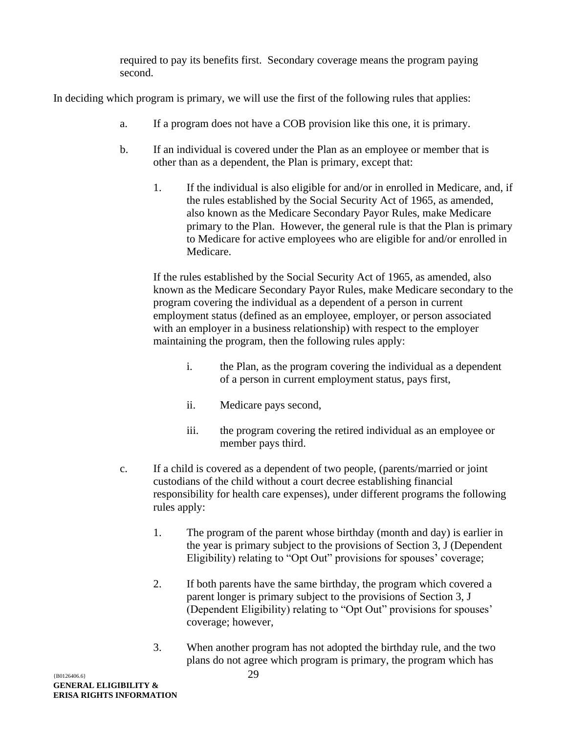required to pay its benefits first. Secondary coverage means the program paying second.

In deciding which program is primary, we will use the first of the following rules that applies:

a. If a program does not have a COB provision like this one, it is primary.

b. If an individual is covered under the Plan as an employee or member that is other than as a dependent, the Plan is primary, except that:

   1. If the individual is also eligible for and/or in enrolled in Medicare, and, if the rules established by the Social Security Act of 1965, as amended, also known as the Medicare Secondary Payor Rules, make Medicare primary to the Plan. However, the general rule is that the Plan is primary to Medicare for active employees who are eligible for and/or enrolled in Medicare.

   If the rules established by the Social Security Act of 1965, as amended, also known as the Medicare Secondary Payor Rules, make Medicare secondary to the program covering the individual as a dependent of a person in current employment status (defined as an employee, employer, or person associated with an employer in a business relationship) with respect to the employer maintaining the program, then the following rules apply:

      i. the Plan, as the program covering the individual as a dependent of a person in current employment status, pays first,

      ii. Medicare pays second,

      iii. the program covering the retired individual as an employee or member pays third.

c. If a child is covered as a dependent of two people, (parents/married or joint custodians of the child without a court decree establishing financial responsibility for health care expenses), under different programs the following rules apply:

   1. The program of the parent whose birthday (month and day) is earlier in the year is primary subject to the provisions of Section 3, J (Dependent Eligibility) relating to "Opt Out" provisions for spouses' coverage;

   2. If both parents have the same birthday, the program which covered a parent longer is primary subject to the provisions of Section 3, J (Dependent Eligibility) relating to "Opt Out" provisions for spouses' coverage; however,

   3. When another program has not adopted the birthday rule, and the two plans do not agree which program is primary, the program which has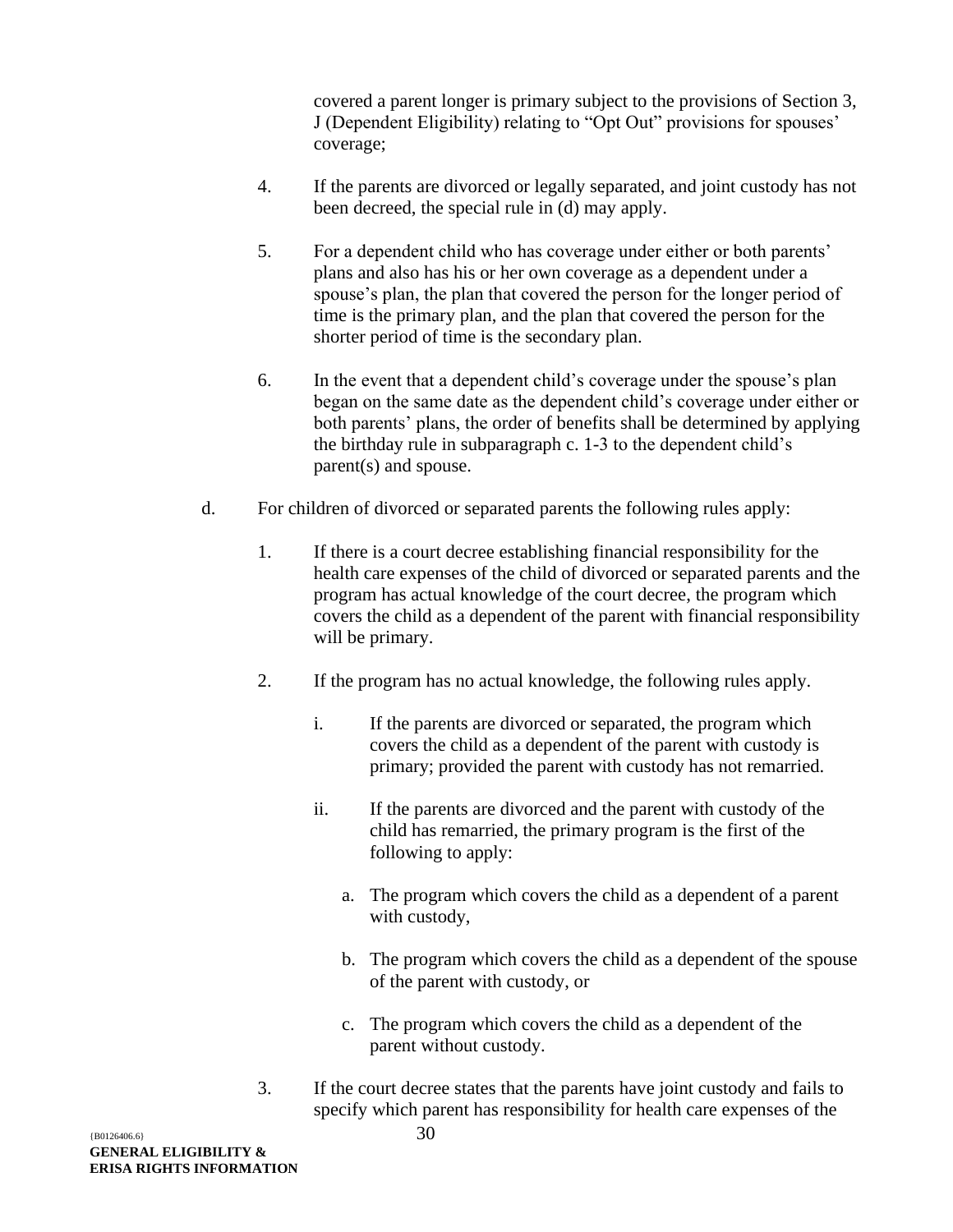covered a parent longer is primary subject to the provisions of Section 3, J (Dependent Eligibility) relating to "Opt Out" provisions for spouses' coverage;

4. If the parents are divorced or legally separated, and joint custody has not been decreed, the special rule in (d) may apply.

5. For a dependent child who has coverage under either or both parents' plans and also has his or her own coverage as a dependent under a spouse's plan, the plan that covered the person for the longer period of time is the primary plan, and the plan that covered the person for the shorter period of time is the secondary plan.

6. In the event that a dependent child's coverage under the spouse's plan began on the same date as the dependent child's coverage under either or both parents' plans, the order of benefits shall be determined by applying the birthday rule in subparagraph c. 1-3 to the dependent child's parent(s) and spouse.

d. For children of divorced or separated parents the following rules apply:

1. If there is a court decree establishing financial responsibility for the health care expenses of the child of divorced or separated parents and the program has actual knowledge of the court decree, the program which covers the child as a dependent of the parent with financial responsibility will be primary.

2. If the program has no actual knowledge, the following rules apply.

   i. If the parents are divorced or separated, the program which covers the child as a dependent of the parent with custody is primary; provided the parent with custody has not remarried.

   ii. If the parents are divorced and the parent with custody of the child has remarried, the primary program is the first of the following to apply:

      a. The program which covers the child as a dependent of a parent with custody,

      b. The program which covers the child as a dependent of the spouse of the parent with custody, or

      c. The program which covers the child as a dependent of the parent without custody.

3. If the court decree states that the parents have joint custody and fails to specify which parent has responsibility for health care expenses of the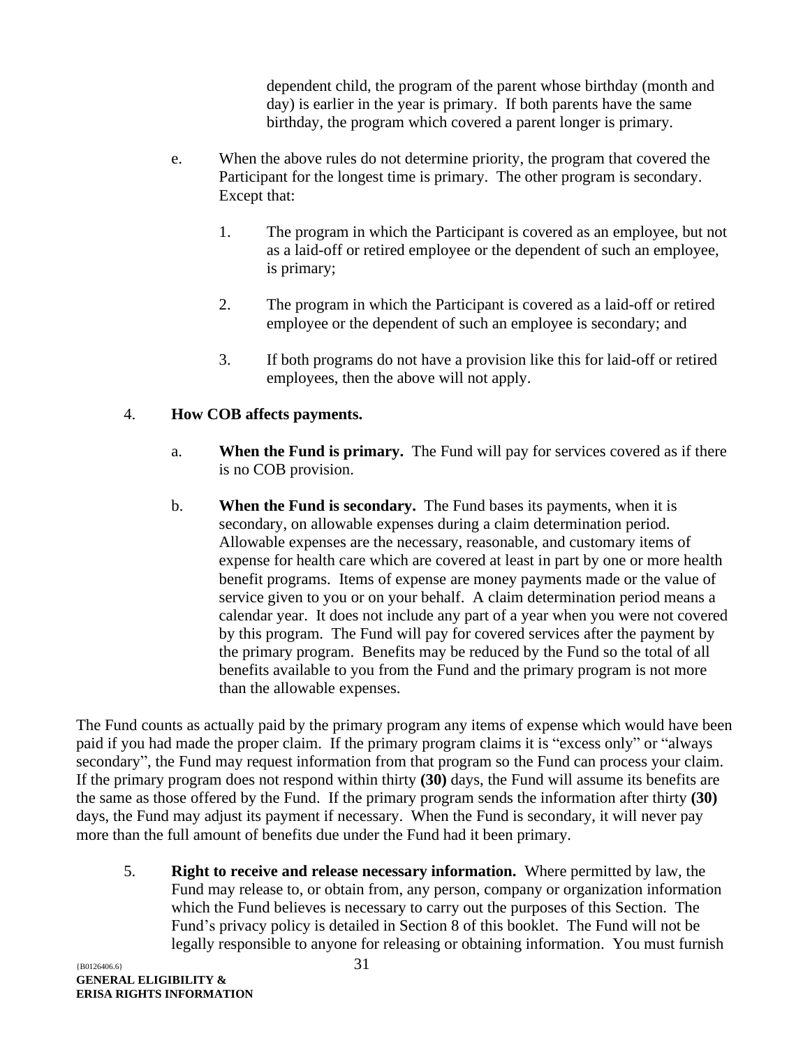dependent child, the program of the parent whose birthday (month and day) is earlier in the year is primary. If both parents have the same birthday, the program which covered a parent longer is primary.

e. When the above rules do not determine priority, the program that covered the Participant for the longest time is primary. The other program is secondary. Except that:

   1. The program in which the Participant is covered as an employee, but not as a laid-off or retired employee or the dependent of such an employee, is primary;

   2. The program in which the Participant is covered as a laid-off or retired employee or the dependent of such an employee is secondary; and

   3. If both programs do not have a provision like this for laid-off or retired employees, then the above will not apply.

4. **How COB affects payments.**

   a. **When the Fund is primary.** The Fund will pay for services covered as if there is no COB provision.

   b. **When the Fund is secondary.** The Fund bases its payments, when it is secondary, on allowable expenses during a claim determination period. Allowable expenses are the necessary, reasonable, and customary items of expense for health care which are covered at least in part by one or more health benefit programs. Items of expense are money payments made or the value of service given to you or on your behalf. A claim determination period means a calendar year. It does not include any part of a year when you were not covered by this program. The Fund will pay for covered services after the payment by the primary program. Benefits may be reduced by the Fund so the total of all benefits available to you from the Fund and the primary program is not more than the allowable expenses.

The Fund counts as actually paid by the primary program any items of expense which would have been paid if you had made the proper claim. If the primary program claims it is "excess only" or "always secondary", the Fund may request information from that program so the Fund can process your claim. If the primary program does not respond within thirty **(30)** days, the Fund will assume its benefits are the same as those offered by the Fund. If the primary program sends the information after thirty **(30)** days, the Fund may adjust its payment if necessary. When the Fund is secondary, it will never pay more than the full amount of benefits due under the Fund had it been primary.

5. **Right to receive and release necessary information.** Where permitted by law, the Fund may release to, or obtain from, any person, company or organization information which the Fund believes is necessary to carry out the purposes of this Section. The Fund's privacy policy is detailed in Section 8 of this booklet. The Fund will not be legally responsible to anyone for releasing or obtaining information. You must furnish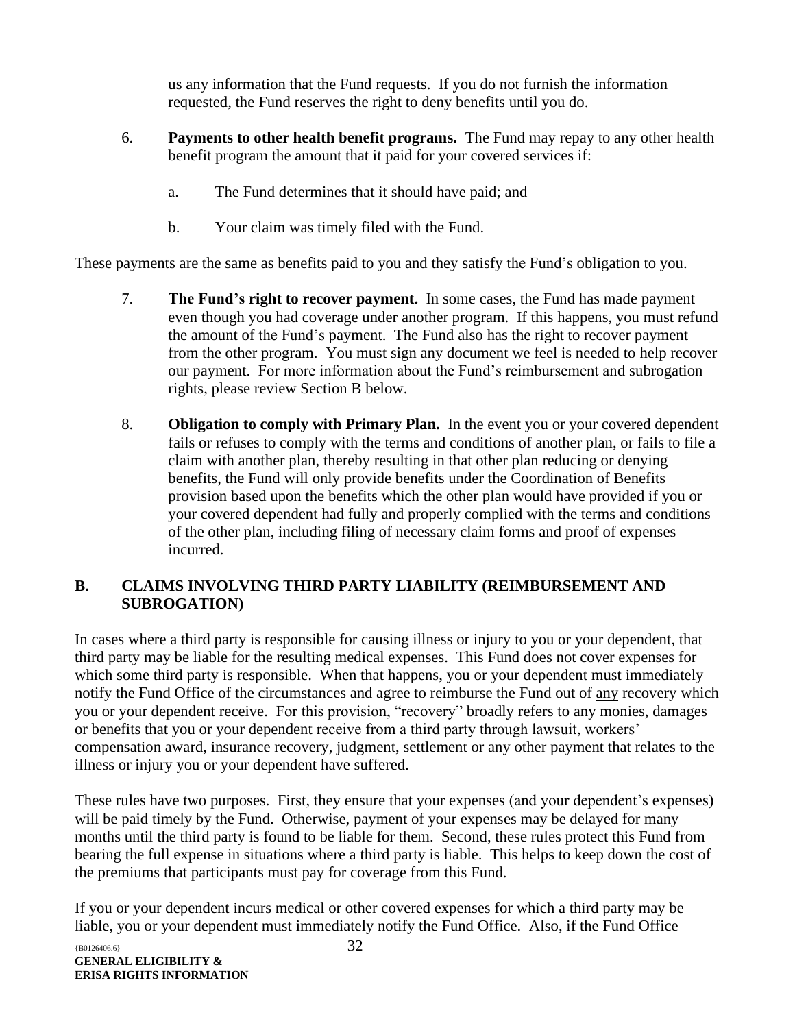us any information that the Fund requests. If you do not furnish the information requested, the Fund reserves the right to deny benefits until you do.

6. **Payments to other health benefit programs.** The Fund may repay to any other health benefit program the amount that it paid for your covered services if:

   a. The Fund determines that it should have paid; and

   b. Your claim was timely filed with the Fund.

These payments are the same as benefits paid to you and they satisfy the Fund's obligation to you.

7. **The Fund's right to recover payment.** In some cases, the Fund has made payment even though you had coverage under another program. If this happens, you must refund the amount of the Fund's payment. The Fund also has the right to recover payment from the other program. You must sign any document we feel is needed to help recover our payment. For more information about the Fund's reimbursement and subrogation rights, please review Section B below.

8. **Obligation to comply with Primary Plan.** In the event you or your covered dependent fails or refuses to comply with the terms and conditions of another plan, or fails to file a claim with another plan, thereby resulting in that other plan reducing or denying benefits, the Fund will only provide benefits under the Coordination of Benefits provision based upon the benefits which the other plan would have provided if you or your covered dependent had fully and properly complied with the terms and conditions of the other plan, including filing of necessary claim forms and proof of expenses incurred.

## B. CLAIMS INVOLVING THIRD PARTY LIABILITY (REIMBURSEMENT AND SUBROGATION)

In cases where a third party is responsible for causing illness or injury to you or your dependent, that third party may be liable for the resulting medical expenses. This Fund does not cover expenses for which some third party is responsible. When that happens, you or your dependent must immediately notify the Fund Office of the circumstances and agree to reimburse the Fund out of <u>any</u> recovery which you or your dependent receive. For this provision, "recovery" broadly refers to any monies, damages or benefits that you or your dependent receive from a third party through lawsuit, workers' compensation award, insurance recovery, judgment, settlement or any other payment that relates to the illness or injury you or your dependent have suffered.

These rules have two purposes. First, they ensure that your expenses (and your dependent's expenses) will be paid timely by the Fund. Otherwise, payment of your expenses may be delayed for many months until the third party is found to be liable for them. Second, these rules protect this Fund from bearing the full expense in situations where a third party is liable. This helps to keep down the cost of the premiums that participants must pay for coverage from this Fund.

If you or your dependent incurs medical or other covered expenses for which a third party may be liable, you or your dependent must immediately notify the Fund Office. Also, if the Fund Office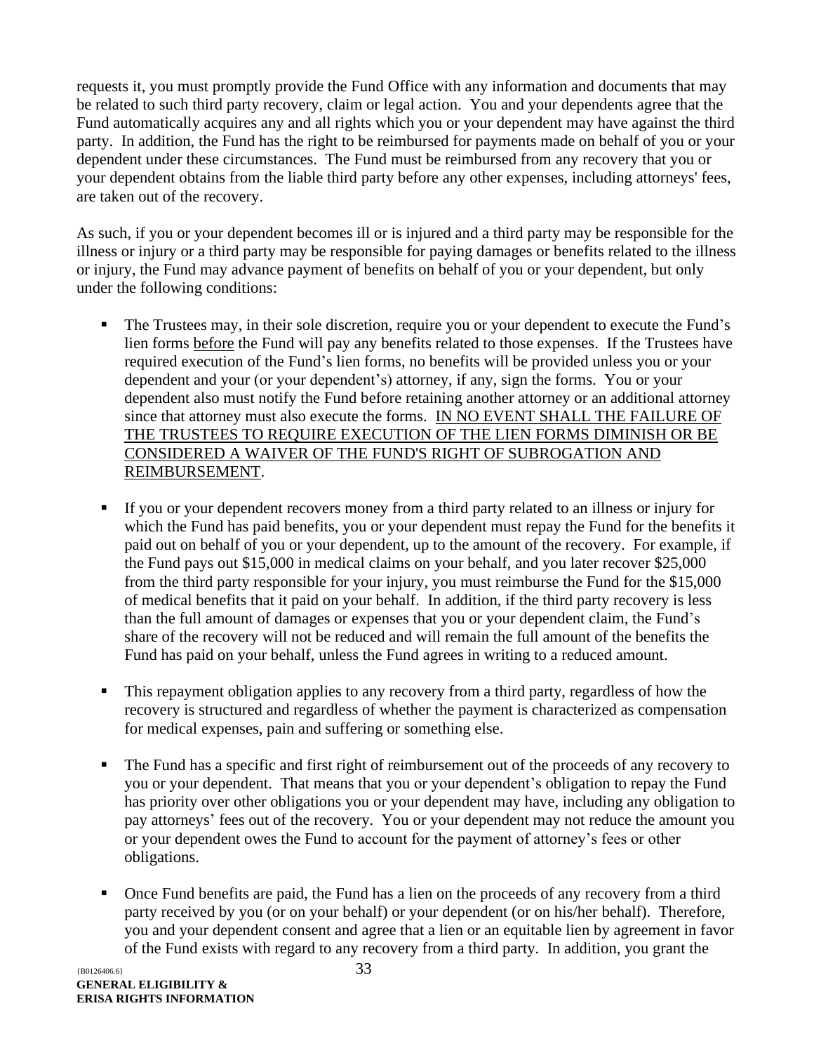requests it, you must promptly provide the Fund Office with any information and documents that may be related to such third party recovery, claim or legal action. You and your dependents agree that the Fund automatically acquires any and all rights which you or your dependent may have against the third party. In addition, the Fund has the right to be reimbursed for payments made on behalf of you or your dependent under these circumstances. The Fund must be reimbursed from any recovery that you or your dependent obtains from the liable third party before any other expenses, including attorneys' fees, are taken out of the recovery.

As such, if you or your dependent becomes ill or is injured and a third party may be responsible for the illness or injury or a third party may be responsible for paying damages or benefits related to the illness or injury, the Fund may advance payment of benefits on behalf of you or your dependent, but only under the following conditions:

- The Trustees may, in their sole discretion, require you or your dependent to execute the Fund's lien forms <u>before</u> the Fund will pay any benefits related to those expenses. If the Trustees have required execution of the Fund's lien forms, no benefits will be provided unless you or your dependent and your (or your dependent's) attorney, if any, sign the forms. You or your dependent also must notify the Fund before retaining another attorney or an additional attorney since that attorney must also execute the forms. <u>IN NO EVENT SHALL THE FAILURE OF THE TRUSTEES TO REQUIRE EXECUTION OF THE LIEN FORMS DIMINISH OR BE CONSIDERED A WAIVER OF THE FUND'S RIGHT OF SUBROGATION AND REIMBURSEMENT</u>.

- If you or your dependent recovers money from a third party related to an illness or injury for which the Fund has paid benefits, you or your dependent must repay the Fund for the benefits it paid out on behalf of you or your dependent, up to the amount of the recovery. For example, if the Fund pays out $15,000 in medical claims on your behalf, and you later recover $25,000 from the third party responsible for your injury, you must reimburse the Fund for the $15,000 of medical benefits that it paid on your behalf. In addition, if the third party recovery is less than the full amount of damages or expenses that you or your dependent claim, the Fund's share of the recovery will not be reduced and will remain the full amount of the benefits the Fund has paid on your behalf, unless the Fund agrees in writing to a reduced amount.

- This repayment obligation applies to any recovery from a third party, regardless of how the recovery is structured and regardless of whether the payment is characterized as compensation for medical expenses, pain and suffering or something else.

- The Fund has a specific and first right of reimbursement out of the proceeds of any recovery to you or your dependent. That means that you or your dependent's obligation to repay the Fund has priority over other obligations you or your dependent may have, including any obligation to pay attorneys' fees out of the recovery. You or your dependent may not reduce the amount you or your dependent owes the Fund to account for the payment of attorney's fees or other obligations.

- Once Fund benefits are paid, the Fund has a lien on the proceeds of any recovery from a third party received by you (or on your behalf) or your dependent (or on his/her behalf). Therefore, you and your dependent consent and agree that a lien or an equitable lien by agreement in favor of the Fund exists with regard to any recovery from a third party. In addition, you grant the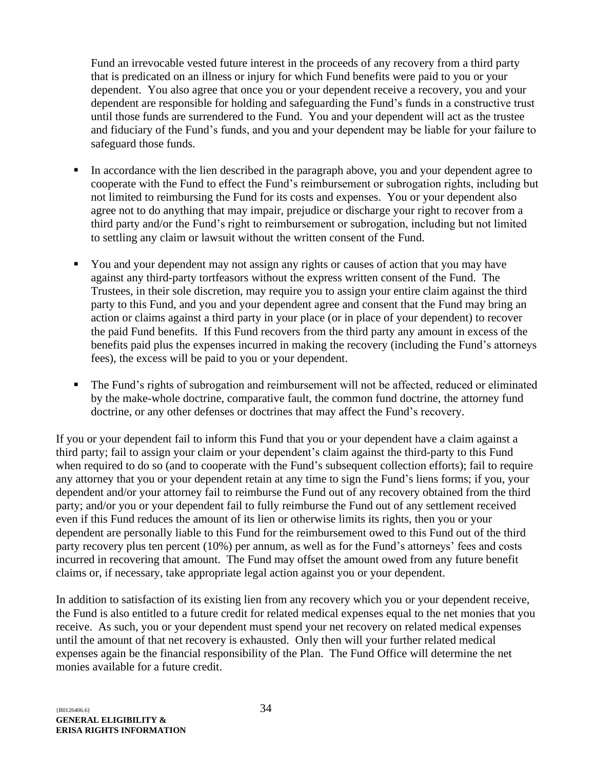Fund an irrevocable vested future interest in the proceeds of any recovery from a third party that is predicated on an illness or injury for which Fund benefits were paid to you or your dependent. You also agree that once you or your dependent receive a recovery, you and your dependent are responsible for holding and safeguarding the Fund's funds in a constructive trust until those funds are surrendered to the Fund. You and your dependent will act as the trustee and fiduciary of the Fund's funds, and you and your dependent may be liable for your failure to safeguard those funds.

- In accordance with the lien described in the paragraph above, you and your dependent agree to cooperate with the Fund to effect the Fund's reimbursement or subrogation rights, including but not limited to reimbursing the Fund for its costs and expenses. You or your dependent also agree not to do anything that may impair, prejudice or discharge your right to recover from a third party and/or the Fund's right to reimbursement or subrogation, including but not limited to settling any claim or lawsuit without the written consent of the Fund.

- You and your dependent may not assign any rights or causes of action that you may have against any third-party tortfeasors without the express written consent of the Fund. The Trustees, in their sole discretion, may require you to assign your entire claim against the third party to this Fund, and you and your dependent agree and consent that the Fund may bring an action or claims against a third party in your place (or in place of your dependent) to recover the paid Fund benefits. If this Fund recovers from the third party any amount in excess of the benefits paid plus the expenses incurred in making the recovery (including the Fund's attorneys fees), the excess will be paid to you or your dependent.

- The Fund's rights of subrogation and reimbursement will not be affected, reduced or eliminated by the make-whole doctrine, comparative fault, the common fund doctrine, the attorney fund doctrine, or any other defenses or doctrines that may affect the Fund's recovery.

If you or your dependent fail to inform this Fund that you or your dependent have a claim against a third party; fail to assign your claim or your dependent's claim against the third-party to this Fund when required to do so (and to cooperate with the Fund's subsequent collection efforts); fail to require any attorney that you or your dependent retain at any time to sign the Fund's liens forms; if you, your dependent and/or your attorney fail to reimburse the Fund out of any recovery obtained from the third party; and/or you or your dependent fail to fully reimburse the Fund out of any settlement received even if this Fund reduces the amount of its lien or otherwise limits its rights, then you or your dependent are personally liable to this Fund for the reimbursement owed to this Fund out of the third party recovery plus ten percent (10%) per annum, as well as for the Fund's attorneys' fees and costs incurred in recovering that amount. The Fund may offset the amount owed from any future benefit claims or, if necessary, take appropriate legal action against you or your dependent.

In addition to satisfaction of its existing lien from any recovery which you or your dependent receive, the Fund is also entitled to a future credit for related medical expenses equal to the net monies that you receive. As such, you or your dependent must spend your net recovery on related medical expenses until the amount of that net recovery is exhausted. Only then will your further related medical expenses again be the financial responsibility of the Plan. The Fund Office will determine the net monies available for a future credit.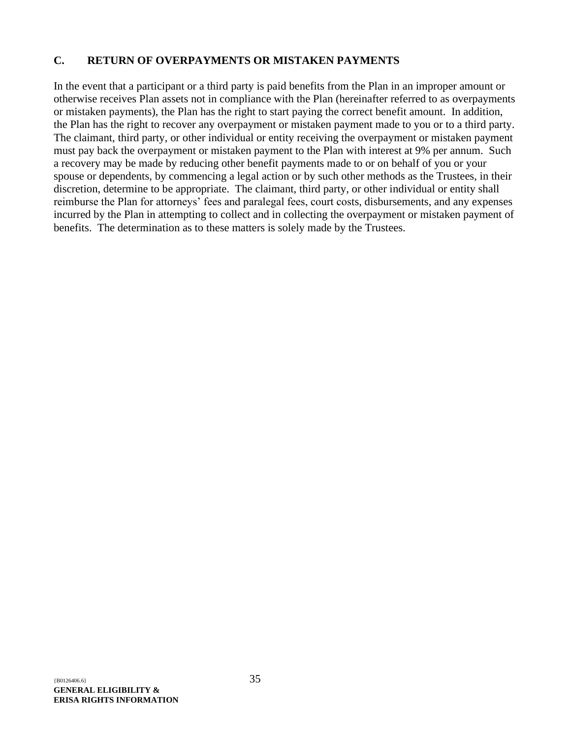## C. RETURN OF OVERPAYMENTS OR MISTAKEN PAYMENTS

In the event that a participant or a third party is paid benefits from the Plan in an improper amount or otherwise receives Plan assets not in compliance with the Plan (hereinafter referred to as overpayments or mistaken payments), the Plan has the right to start paying the correct benefit amount. In addition, the Plan has the right to recover any overpayment or mistaken payment made to you or to a third party. The claimant, third party, or other individual or entity receiving the overpayment or mistaken payment must pay back the overpayment or mistaken payment to the Plan with interest at 9% per annum. Such a recovery may be made by reducing other benefit payments made to or on behalf of you or your spouse or dependents, by commencing a legal action or by such other methods as the Trustees, in their discretion, determine to be appropriate. The claimant, third party, or other individual or entity shall reimburse the Plan for attorneys' fees and paralegal fees, court costs, disbursements, and any expenses incurred by the Plan in attempting to collect and in collecting the overpayment or mistaken payment of benefits. The determination as to these matters is solely made by the Trustees.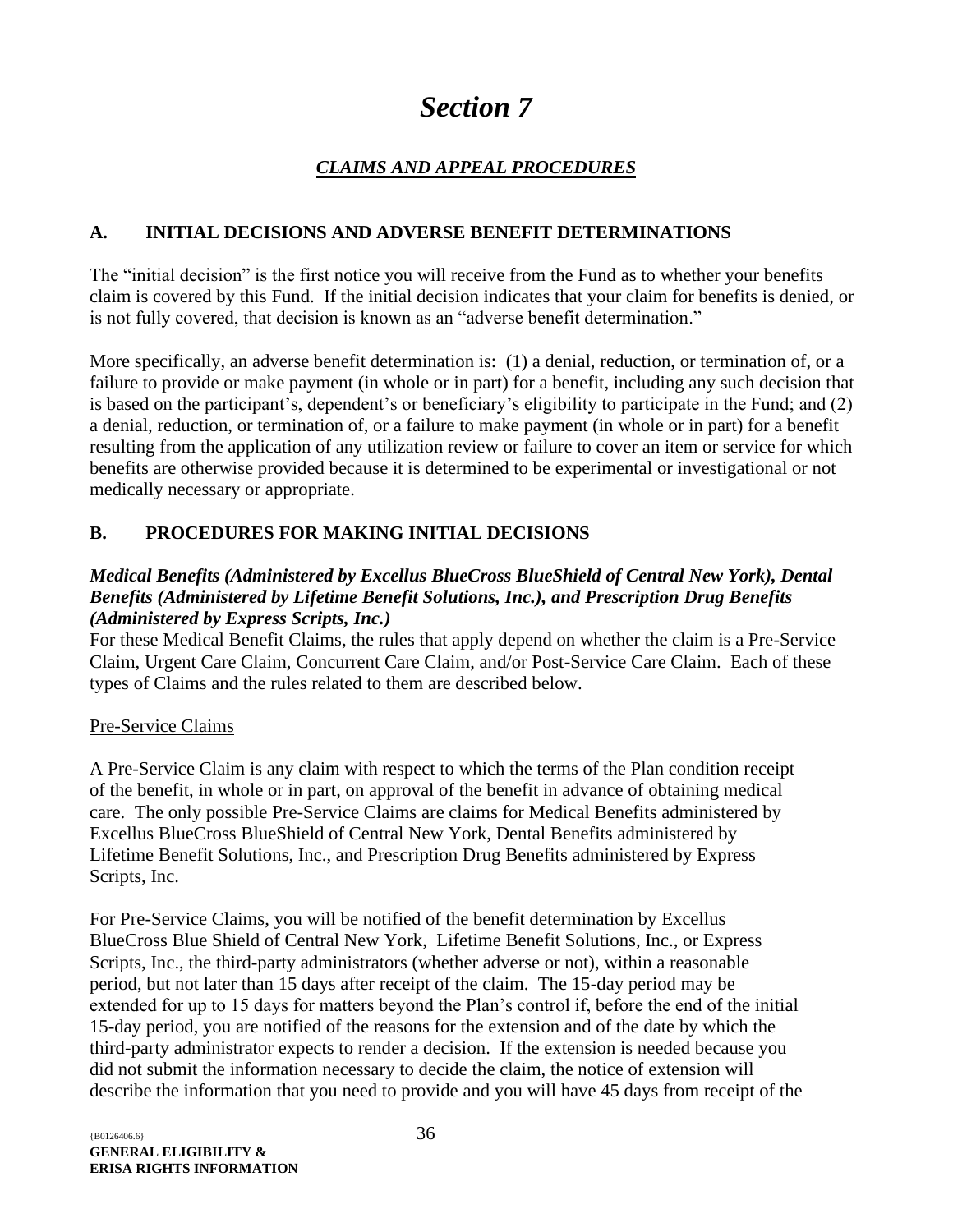# *Section 7*

## *CLAIMS AND APPEAL PROCEDURES*

### A. INITIAL DECISIONS AND ADVERSE BENEFIT DETERMINATIONS

The "initial decision" is the first notice you will receive from the Fund as to whether your benefits claim is covered by this Fund. If the initial decision indicates that your claim for benefits is denied, or is not fully covered, that decision is known as an "adverse benefit determination."

More specifically, an adverse benefit determination is: (1) a denial, reduction, or termination of, or a failure to provide or make payment (in whole or in part) for a benefit, including any such decision that is based on the participant's, dependent's or beneficiary's eligibility to participate in the Fund; and (2) a denial, reduction, or termination of, or a failure to make payment (in whole or in part) for a benefit resulting from the application of any utilization review or failure to cover an item or service for which benefits are otherwise provided because it is determined to be experimental or investigational or not medically necessary or appropriate.

### B. PROCEDURES FOR MAKING INITIAL DECISIONS

***Medical Benefits (Administered by Excellus BlueCross BlueShield of Central New York), Dental Benefits (Administered by Lifetime Benefit Solutions, Inc.), and Prescription Drug Benefits (Administered by Express Scripts, Inc.)***

For these Medical Benefit Claims, the rules that apply depend on whether the claim is a Pre-Service Claim, Urgent Care Claim, Concurrent Care Claim, and/or Post-Service Care Claim. Each of these types of Claims and the rules related to them are described below.

Pre-Service Claims

A Pre-Service Claim is any claim with respect to which the terms of the Plan condition receipt of the benefit, in whole or in part, on approval of the benefit in advance of obtaining medical care. The only possible Pre-Service Claims are claims for Medical Benefits administered by Excellus BlueCross BlueShield of Central New York, Dental Benefits administered by Lifetime Benefit Solutions, Inc., and Prescription Drug Benefits administered by Express Scripts, Inc.

For Pre-Service Claims, you will be notified of the benefit determination by Excellus BlueCross Blue Shield of Central New York, Lifetime Benefit Solutions, Inc., or Express Scripts, Inc., the third-party administrators (whether adverse or not), within a reasonable period, but not later than 15 days after receipt of the claim. The 15-day period may be extended for up to 15 days for matters beyond the Plan's control if, before the end of the initial 15-day period, you are notified of the reasons for the extension and of the date by which the third-party administrator expects to render a decision. If the extension is needed because you did not submit the information necessary to decide the claim, the notice of extension will describe the information that you need to provide and you will have 45 days from receipt of the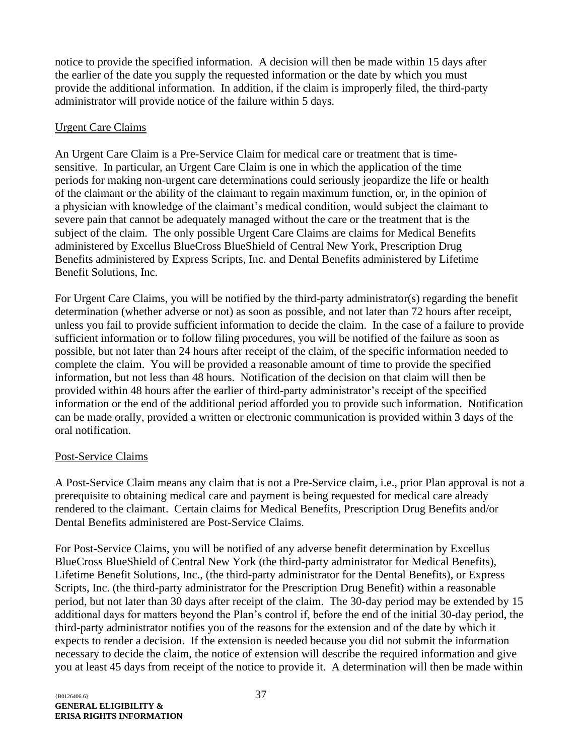notice to provide the specified information. A decision will then be made within 15 days after the earlier of the date you supply the requested information or the date by which you must provide the additional information. In addition, if the claim is improperly filed, the third-party administrator will provide notice of the failure within 5 days.

Urgent Care Claims

An Urgent Care Claim is a Pre-Service Claim for medical care or treatment that is time-sensitive. In particular, an Urgent Care Claim is one in which the application of the time periods for making non-urgent care determinations could seriously jeopardize the life or health of the claimant or the ability of the claimant to regain maximum function, or, in the opinion of a physician with knowledge of the claimant's medical condition, would subject the claimant to severe pain that cannot be adequately managed without the care or the treatment that is the subject of the claim. The only possible Urgent Care Claims are claims for Medical Benefits administered by Excellus BlueCross BlueShield of Central New York, Prescription Drug Benefits administered by Express Scripts, Inc. and Dental Benefits administered by Lifetime Benefit Solutions, Inc.

For Urgent Care Claims, you will be notified by the third-party administrator(s) regarding the benefit determination (whether adverse or not) as soon as possible, and not later than 72 hours after receipt, unless you fail to provide sufficient information to decide the claim. In the case of a failure to provide sufficient information or to follow filing procedures, you will be notified of the failure as soon as possible, but not later than 24 hours after receipt of the claim, of the specific information needed to complete the claim. You will be provided a reasonable amount of time to provide the specified information, but not less than 48 hours. Notification of the decision on that claim will then be provided within 48 hours after the earlier of third-party administrator's receipt of the specified information or the end of the additional period afforded you to provide such information. Notification can be made orally, provided a written or electronic communication is provided within 3 days of the oral notification.

Post-Service Claims

A Post-Service Claim means any claim that is not a Pre-Service claim, i.e., prior Plan approval is not a prerequisite to obtaining medical care and payment is being requested for medical care already rendered to the claimant. Certain claims for Medical Benefits, Prescription Drug Benefits and/or Dental Benefits administered are Post-Service Claims.

For Post-Service Claims, you will be notified of any adverse benefit determination by Excellus BlueCross BlueShield of Central New York (the third-party administrator for Medical Benefits), Lifetime Benefit Solutions, Inc., (the third-party administrator for the Dental Benefits), or Express Scripts, Inc. (the third-party administrator for the Prescription Drug Benefit) within a reasonable period, but not later than 30 days after receipt of the claim. The 30-day period may be extended by 15 additional days for matters beyond the Plan's control if, before the end of the initial 30-day period, the third-party administrator notifies you of the reasons for the extension and of the date by which it expects to render a decision. If the extension is needed because you did not submit the information necessary to decide the claim, the notice of extension will describe the required information and give you at least 45 days from receipt of the notice to provide it. A determination will then be made within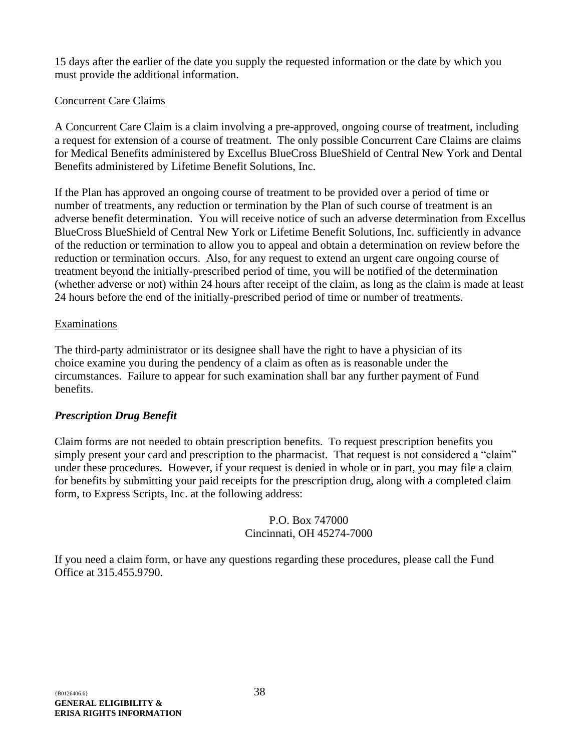15 days after the earlier of the date you supply the requested information or the date by which you must provide the additional information.

Concurrent Care Claims

A Concurrent Care Claim is a claim involving a pre-approved, ongoing course of treatment, including a request for extension of a course of treatment. The only possible Concurrent Care Claims are claims for Medical Benefits administered by Excellus BlueCross BlueShield of Central New York and Dental Benefits administered by Lifetime Benefit Solutions, Inc.

If the Plan has approved an ongoing course of treatment to be provided over a period of time or number of treatments, any reduction or termination by the Plan of such course of treatment is an adverse benefit determination. You will receive notice of such an adverse determination from Excellus BlueCross BlueShield of Central New York or Lifetime Benefit Solutions, Inc. sufficiently in advance of the reduction or termination to allow you to appeal and obtain a determination on review before the reduction or termination occurs. Also, for any request to extend an urgent care ongoing course of treatment beyond the initially-prescribed period of time, you will be notified of the determination (whether adverse or not) within 24 hours after receipt of the claim, as long as the claim is made at least 24 hours before the end of the initially-prescribed period of time or number of treatments.

Examinations

The third-party administrator or its designee shall have the right to have a physician of its choice examine you during the pendency of a claim as often as is reasonable under the circumstances. Failure to appear for such examination shall bar any further payment of Fund benefits.

***Prescription Drug Benefit***

Claim forms are not needed to obtain prescription benefits. To request prescription benefits you simply present your card and prescription to the pharmacist. That request is not considered a "claim" under these procedures. However, if your request is denied in whole or in part, you may file a claim for benefits by submitting your paid receipts for the prescription drug, along with a completed claim form, to Express Scripts, Inc. at the following address:

P.O. Box 747000
Cincinnati, OH 45274-7000

If you need a claim form, or have any questions regarding these procedures, please call the Fund Office at 315.455.9790.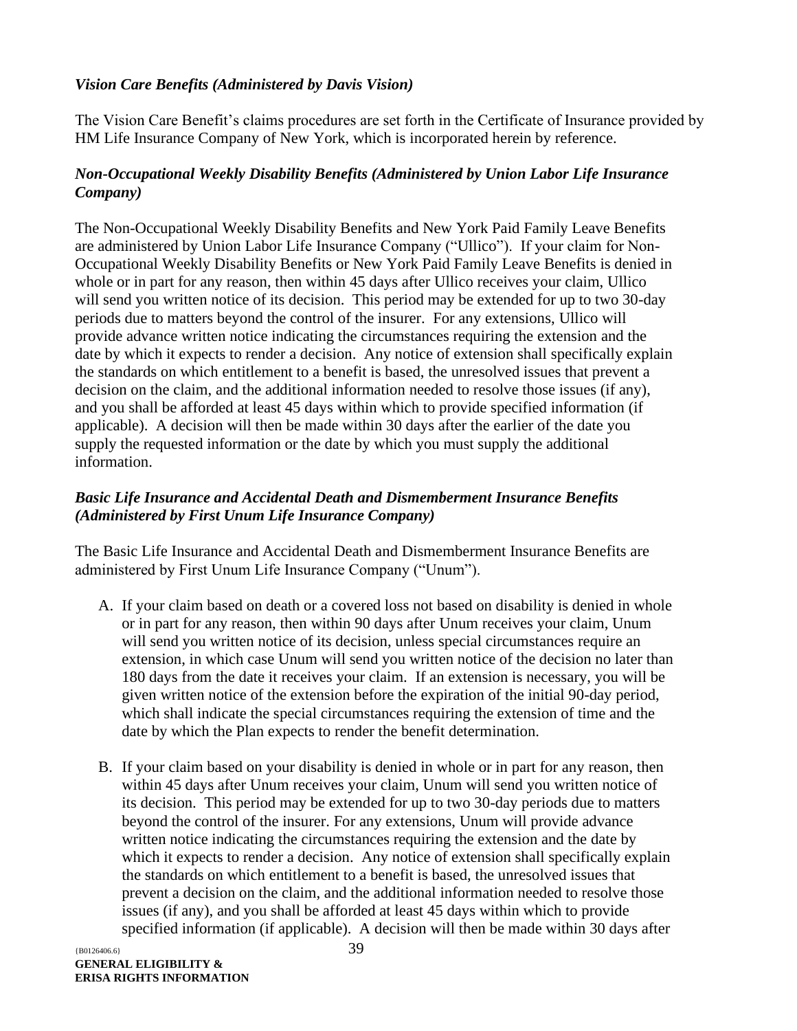### *Vision Care Benefits (Administered by Davis Vision)*

The Vision Care Benefit's claims procedures are set forth in the Certificate of Insurance provided by HM Life Insurance Company of New York, which is incorporated herein by reference.

### *Non-Occupational Weekly Disability Benefits (Administered by Union Labor Life Insurance Company)*

The Non-Occupational Weekly Disability Benefits and New York Paid Family Leave Benefits are administered by Union Labor Life Insurance Company ("Ullico"). If your claim for Non-Occupational Weekly Disability Benefits or New York Paid Family Leave Benefits is denied in whole or in part for any reason, then within 45 days after Ullico receives your claim, Ullico will send you written notice of its decision. This period may be extended for up to two 30-day periods due to matters beyond the control of the insurer. For any extensions, Ullico will provide advance written notice indicating the circumstances requiring the extension and the date by which it expects to render a decision. Any notice of extension shall specifically explain the standards on which entitlement to a benefit is based, the unresolved issues that prevent a decision on the claim, and the additional information needed to resolve those issues (if any), and you shall be afforded at least 45 days within which to provide specified information (if applicable). A decision will then be made within 30 days after the earlier of the date you supply the requested information or the date by which you must supply the additional information.

### *Basic Life Insurance and Accidental Death and Dismemberment Insurance Benefits (Administered by First Unum Life Insurance Company)*

The Basic Life Insurance and Accidental Death and Dismemberment Insurance Benefits are administered by First Unum Life Insurance Company ("Unum").

A. If your claim based on death or a covered loss not based on disability is denied in whole or in part for any reason, then within 90 days after Unum receives your claim, Unum will send you written notice of its decision, unless special circumstances require an extension, in which case Unum will send you written notice of the decision no later than 180 days from the date it receives your claim. If an extension is necessary, you will be given written notice of the extension before the expiration of the initial 90-day period, which shall indicate the special circumstances requiring the extension of time and the date by which the Plan expects to render the benefit determination.

B. If your claim based on your disability is denied in whole or in part for any reason, then within 45 days after Unum receives your claim, Unum will send you written notice of its decision. This period may be extended for up to two 30-day periods due to matters beyond the control of the insurer. For any extensions, Unum will provide advance written notice indicating the circumstances requiring the extension and the date by which it expects to render a decision. Any notice of extension shall specifically explain the standards on which entitlement to a benefit is based, the unresolved issues that prevent a decision on the claim, and the additional information needed to resolve those issues (if any), and you shall be afforded at least 45 days within which to provide specified information (if applicable). A decision will then be made within 30 days after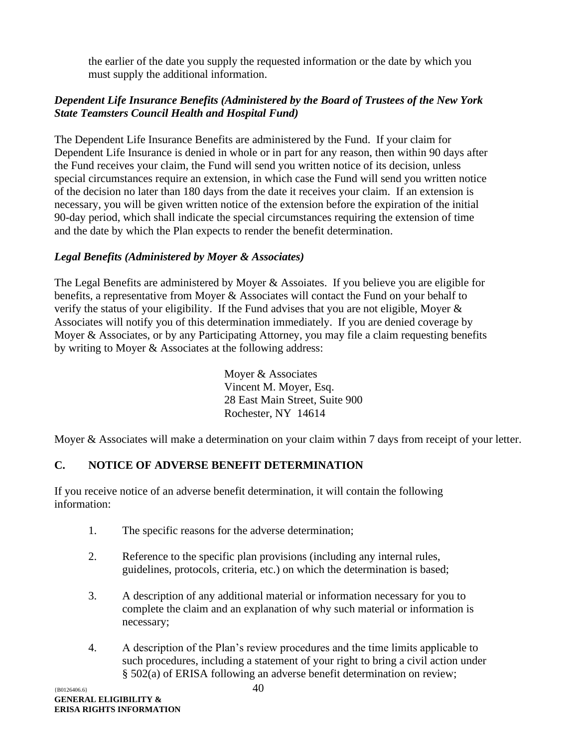the earlier of the date you supply the requested information or the date by which you must supply the additional information.

***Dependent Life Insurance Benefits (Administered by the Board of Trustees of the New York State Teamsters Council Health and Hospital Fund)***

The Dependent Life Insurance Benefits are administered by the Fund. If your claim for Dependent Life Insurance is denied in whole or in part for any reason, then within 90 days after the Fund receives your claim, the Fund will send you written notice of its decision, unless special circumstances require an extension, in which case the Fund will send you written notice of the decision no later than 180 days from the date it receives your claim. If an extension is necessary, you will be given written notice of the extension before the expiration of the initial 90-day period, which shall indicate the special circumstances requiring the extension of time and the date by which the Plan expects to render the benefit determination.

***Legal Benefits (Administered by Moyer & Associates)***

The Legal Benefits are administered by Moyer & Assoiates. If you believe you are eligible for benefits, a representative from Moyer & Associates will contact the Fund on your behalf to verify the status of your eligibility. If the Fund advises that you are not eligible, Moyer & Associates will notify you of this determination immediately. If you are denied coverage by Moyer & Associates, or by any Participating Attorney, you may file a claim requesting benefits by writing to Moyer & Associates at the following address:

Moyer & Associates
Vincent M. Moyer, Esq.
28 East Main Street, Suite 900
Rochester, NY 14614

Moyer & Associates will make a determination on your claim within 7 days from receipt of your letter.

## C. NOTICE OF ADVERSE BENEFIT DETERMINATION

If you receive notice of an adverse benefit determination, it will contain the following information:

1. The specific reasons for the adverse determination;
2. Reference to the specific plan provisions (including any internal rules, guidelines, protocols, criteria, etc.) on which the determination is based;
3. A description of any additional material or information necessary for you to complete the claim and an explanation of why such material or information is necessary;
4. A description of the Plan's review procedures and the time limits applicable to such procedures, including a statement of your right to bring a civil action under § 502(a) of ERISA following an adverse benefit determination on review;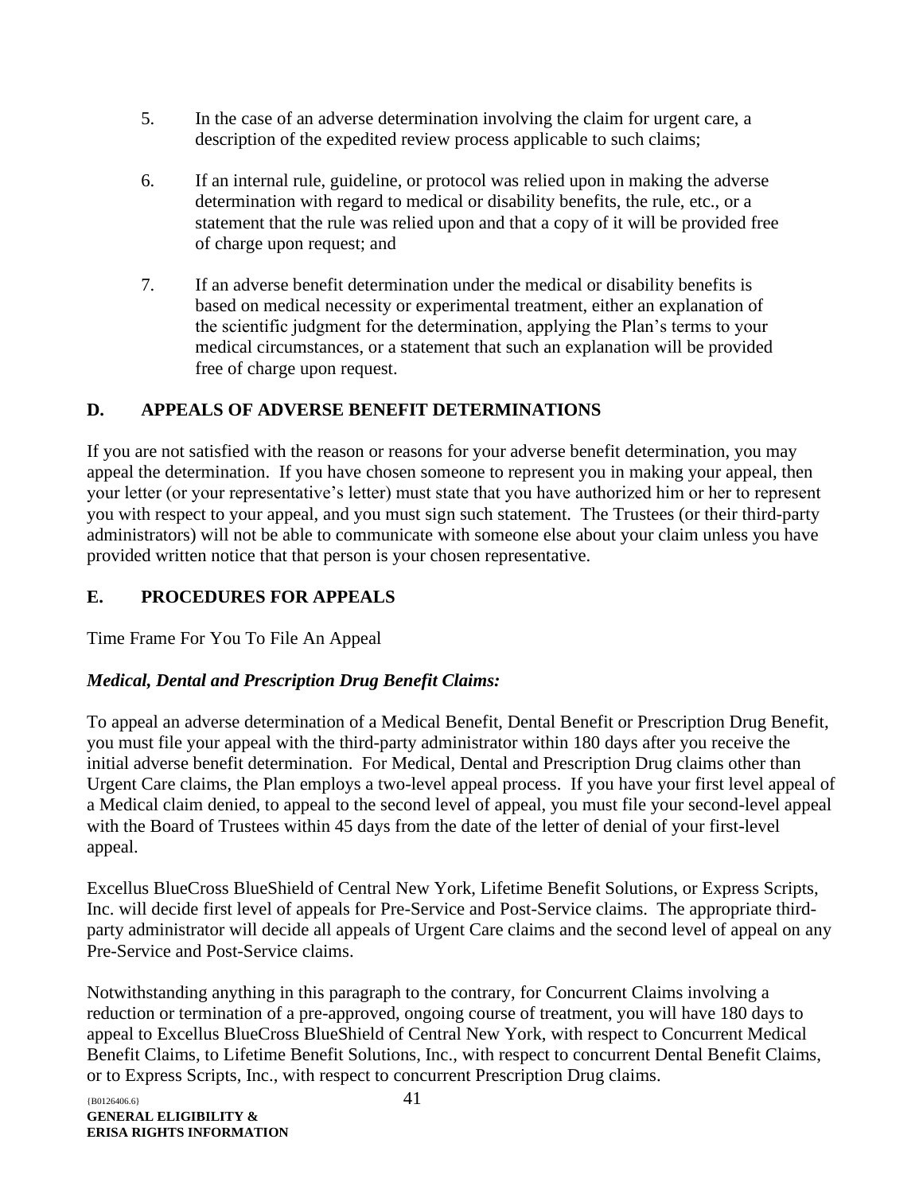5. In the case of an adverse determination involving the claim for urgent care, a description of the expedited review process applicable to such claims;

6. If an internal rule, guideline, or protocol was relied upon in making the adverse determination with regard to medical or disability benefits, the rule, etc., or a statement that the rule was relied upon and that a copy of it will be provided free of charge upon request; and

7. If an adverse benefit determination under the medical or disability benefits is based on medical necessity or experimental treatment, either an explanation of the scientific judgment for the determination, applying the Plan's terms to your medical circumstances, or a statement that such an explanation will be provided free of charge upon request.

## D. APPEALS OF ADVERSE BENEFIT DETERMINATIONS

If you are not satisfied with the reason or reasons for your adverse benefit determination, you may appeal the determination. If you have chosen someone to represent you in making your appeal, then your letter (or your representative's letter) must state that you have authorized him or her to represent you with respect to your appeal, and you must sign such statement. The Trustees (or their third-party administrators) will not be able to communicate with someone else about your claim unless you have provided written notice that that person is your chosen representative.

## E. PROCEDURES FOR APPEALS

Time Frame For You To File An Appeal

***Medical, Dental and Prescription Drug Benefit Claims:***

To appeal an adverse determination of a Medical Benefit, Dental Benefit or Prescription Drug Benefit, you must file your appeal with the third-party administrator within 180 days after you receive the initial adverse benefit determination. For Medical, Dental and Prescription Drug claims other than Urgent Care claims, the Plan employs a two-level appeal process. If you have your first level appeal of a Medical claim denied, to appeal to the second level of appeal, you must file your second-level appeal with the Board of Trustees within 45 days from the date of the letter of denial of your first-level appeal.

Excellus BlueCross BlueShield of Central New York, Lifetime Benefit Solutions, or Express Scripts, Inc. will decide first level of appeals for Pre-Service and Post-Service claims. The appropriate third-party administrator will decide all appeals of Urgent Care claims and the second level of appeal on any Pre-Service and Post-Service claims.

Notwithstanding anything in this paragraph to the contrary, for Concurrent Claims involving a reduction or termination of a pre-approved, ongoing course of treatment, you will have 180 days to appeal to Excellus BlueCross BlueShield of Central New York, with respect to Concurrent Medical Benefit Claims, to Lifetime Benefit Solutions, Inc., with respect to concurrent Dental Benefit Claims, or to Express Scripts, Inc., with respect to concurrent Prescription Drug claims.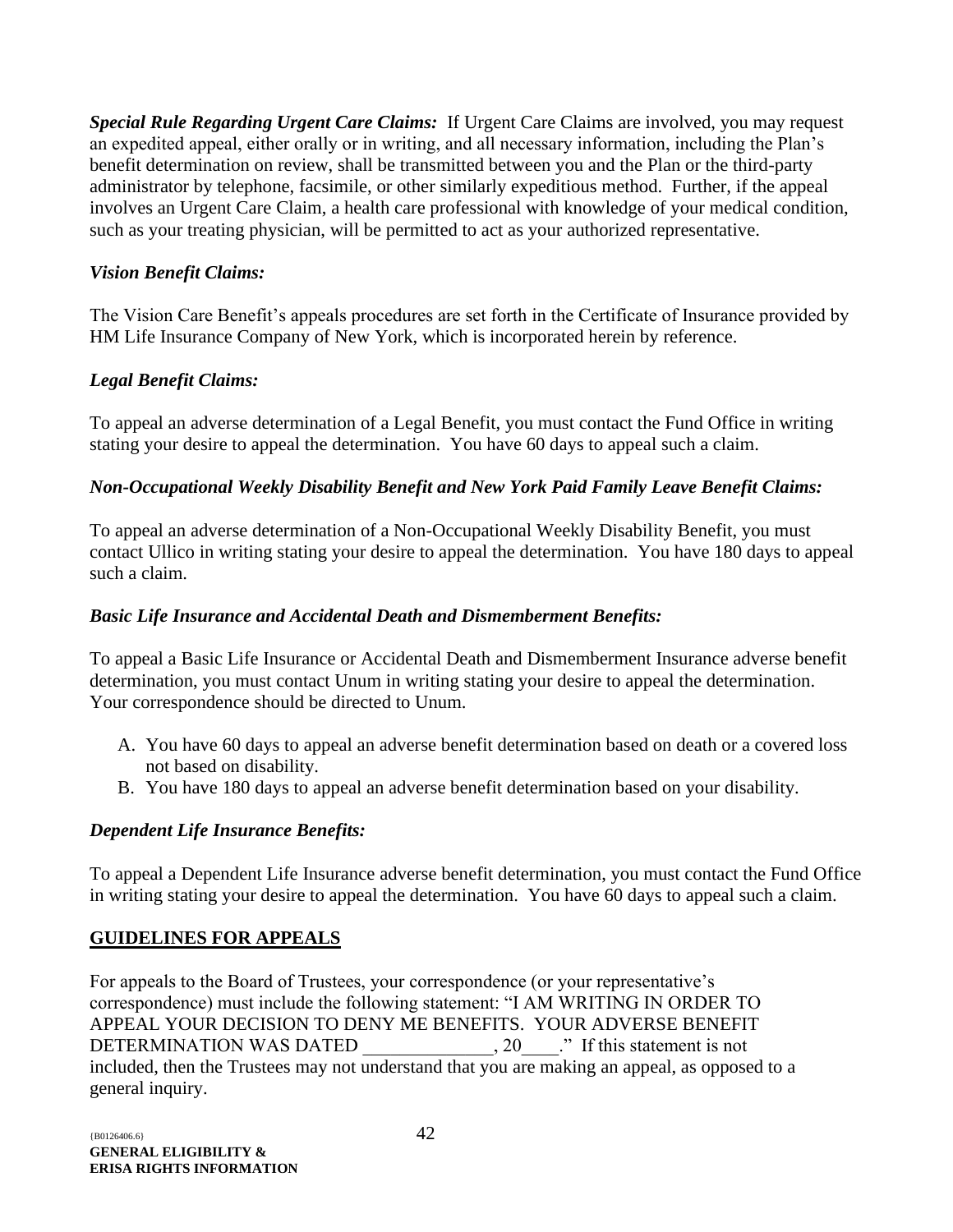***Special Rule Regarding Urgent Care Claims:*** If Urgent Care Claims are involved, you may request an expedited appeal, either orally or in writing, and all necessary information, including the Plan's benefit determination on review, shall be transmitted between you and the Plan or the third-party administrator by telephone, facsimile, or other similarly expeditious method. Further, if the appeal involves an Urgent Care Claim, a health care professional with knowledge of your medical condition, such as your treating physician, will be permitted to act as your authorized representative.

*Vision Benefit Claims:*

The Vision Care Benefit's appeals procedures are set forth in the Certificate of Insurance provided by HM Life Insurance Company of New York, which is incorporated herein by reference.

*Legal Benefit Claims:*

To appeal an adverse determination of a Legal Benefit, you must contact the Fund Office in writing stating your desire to appeal the determination. You have 60 days to appeal such a claim.

*Non-Occupational Weekly Disability Benefit and New York Paid Family Leave Benefit Claims:*

To appeal an adverse determination of a Non-Occupational Weekly Disability Benefit, you must contact Ullico in writing stating your desire to appeal the determination. You have 180 days to appeal such a claim.

*Basic Life Insurance and Accidental Death and Dismemberment Benefits:*

To appeal a Basic Life Insurance or Accidental Death and Dismemberment Insurance adverse benefit determination, you must contact Unum in writing stating your desire to appeal the determination. Your correspondence should be directed to Unum.

A. You have 60 days to appeal an adverse benefit determination based on death or a covered loss not based on disability.
B. You have 180 days to appeal an adverse benefit determination based on your disability.

*Dependent Life Insurance Benefits:*

To appeal a Dependent Life Insurance adverse benefit determination, you must contact the Fund Office in writing stating your desire to appeal the determination. You have 60 days to appeal such a claim.

## GUIDELINES FOR APPEALS

For appeals to the Board of Trustees, your correspondence (or your representative's correspondence) must include the following statement: "I AM WRITING IN ORDER TO APPEAL YOUR DECISION TO DENY ME BENEFITS. YOUR ADVERSE BENEFIT DETERMINATION WAS DATED ______________, 20____." If this statement is not included, then the Trustees may not understand that you are making an appeal, as opposed to a general inquiry.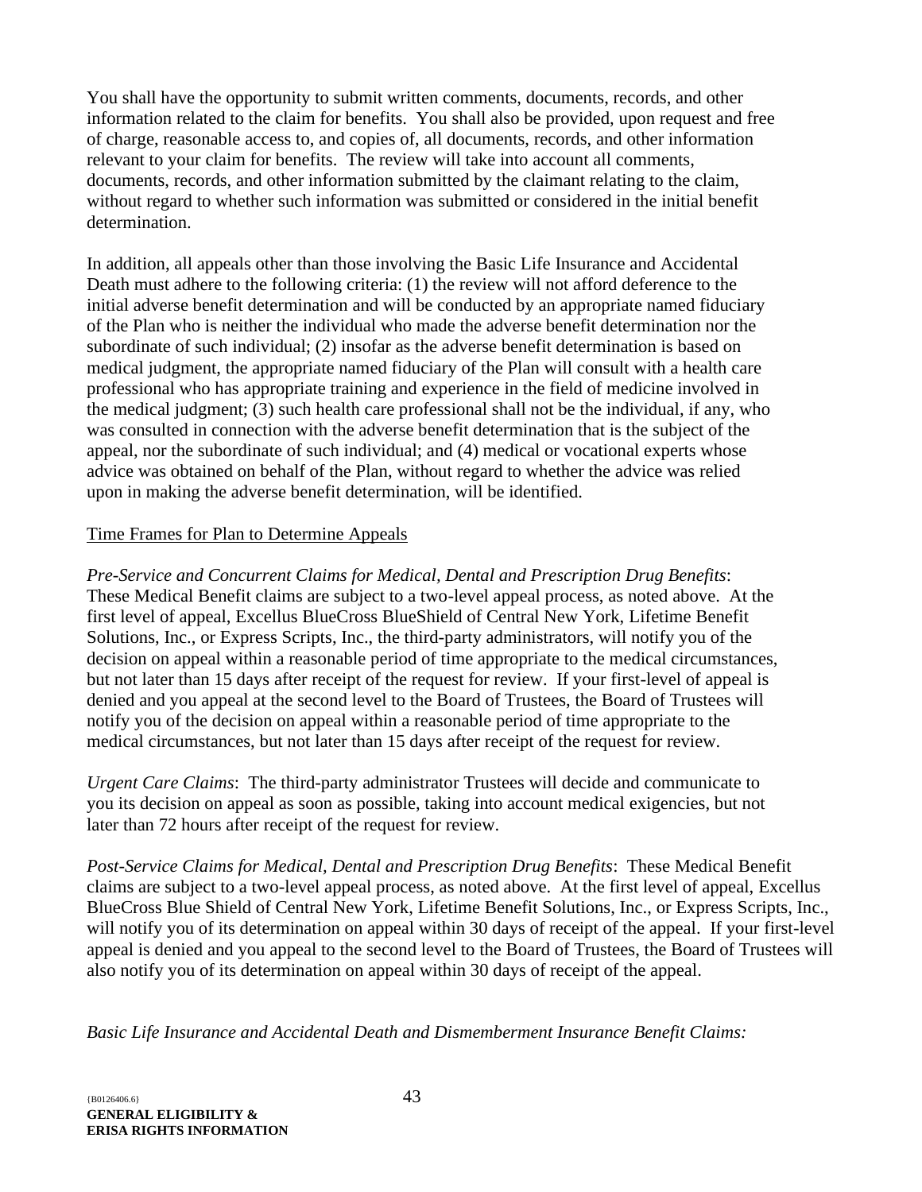You shall have the opportunity to submit written comments, documents, records, and other information related to the claim for benefits. You shall also be provided, upon request and free of charge, reasonable access to, and copies of, all documents, records, and other information relevant to your claim for benefits. The review will take into account all comments, documents, records, and other information submitted by the claimant relating to the claim, without regard to whether such information was submitted or considered in the initial benefit determination.

In addition, all appeals other than those involving the Basic Life Insurance and Accidental Death must adhere to the following criteria: (1) the review will not afford deference to the initial adverse benefit determination and will be conducted by an appropriate named fiduciary of the Plan who is neither the individual who made the adverse benefit determination nor the subordinate of such individual; (2) insofar as the adverse benefit determination is based on medical judgment, the appropriate named fiduciary of the Plan will consult with a health care professional who has appropriate training and experience in the field of medicine involved in the medical judgment; (3) such health care professional shall not be the individual, if any, who was consulted in connection with the adverse benefit determination that is the subject of the appeal, nor the subordinate of such individual; and (4) medical or vocational experts whose advice was obtained on behalf of the Plan, without regard to whether the advice was relied upon in making the adverse benefit determination, will be identified.

Time Frames for Plan to Determine Appeals

*Pre-Service and Concurrent Claims for Medical, Dental and Prescription Drug Benefits*: These Medical Benefit claims are subject to a two-level appeal process, as noted above. At the first level of appeal, Excellus BlueCross BlueShield of Central New York, Lifetime Benefit Solutions, Inc., or Express Scripts, Inc., the third-party administrators, will notify you of the decision on appeal within a reasonable period of time appropriate to the medical circumstances, but not later than 15 days after receipt of the request for review. If your first-level of appeal is denied and you appeal at the second level to the Board of Trustees, the Board of Trustees will notify you of the decision on appeal within a reasonable period of time appropriate to the medical circumstances, but not later than 15 days after receipt of the request for review.

*Urgent Care Claims*: The third-party administrator Trustees will decide and communicate to you its decision on appeal as soon as possible, taking into account medical exigencies, but not later than 72 hours after receipt of the request for review.

*Post-Service Claims for Medical, Dental and Prescription Drug Benefits*: These Medical Benefit claims are subject to a two-level appeal process, as noted above. At the first level of appeal, Excellus BlueCross Blue Shield of Central New York, Lifetime Benefit Solutions, Inc., or Express Scripts, Inc., will notify you of its determination on appeal within 30 days of receipt of the appeal. If your first-level appeal is denied and you appeal to the second level to the Board of Trustees, the Board of Trustees will also notify you of its determination on appeal within 30 days of receipt of the appeal.

*Basic Life Insurance and Accidental Death and Dismemberment Insurance Benefit Claims:*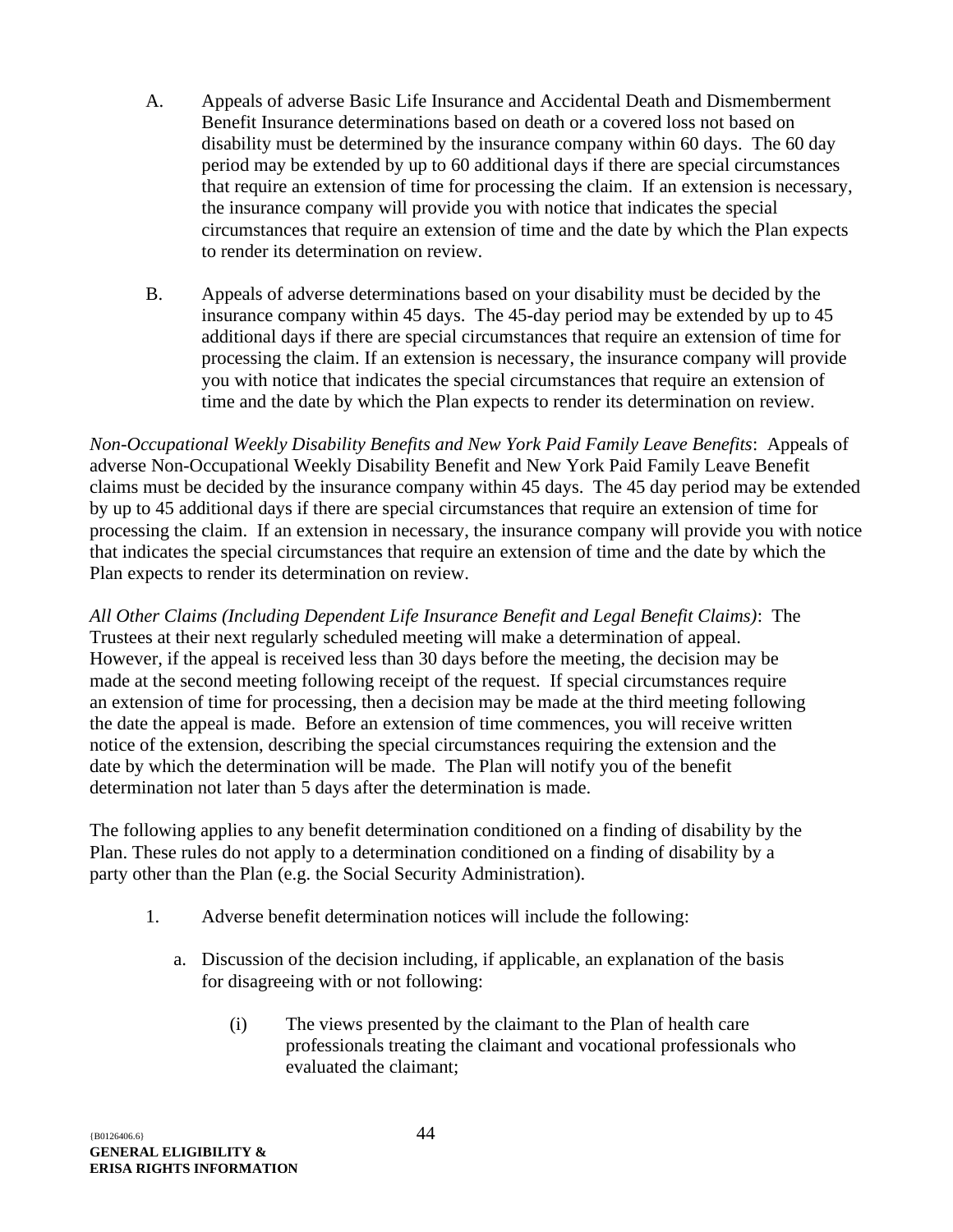A. Appeals of adverse Basic Life Insurance and Accidental Death and Dismemberment Benefit Insurance determinations based on death or a covered loss not based on disability must be determined by the insurance company within 60 days. The 60 day period may be extended by up to 60 additional days if there are special circumstances that require an extension of time for processing the claim. If an extension is necessary, the insurance company will provide you with notice that indicates the special circumstances that require an extension of time and the date by which the Plan expects to render its determination on review.

B. Appeals of adverse determinations based on your disability must be decided by the insurance company within 45 days. The 45-day period may be extended by up to 45 additional days if there are special circumstances that require an extension of time for processing the claim. If an extension is necessary, the insurance company will provide you with notice that indicates the special circumstances that require an extension of time and the date by which the Plan expects to render its determination on review.

*Non-Occupational Weekly Disability Benefits and New York Paid Family Leave Benefits*: Appeals of adverse Non-Occupational Weekly Disability Benefit and New York Paid Family Leave Benefit claims must be decided by the insurance company within 45 days. The 45 day period may be extended by up to 45 additional days if there are special circumstances that require an extension of time for processing the claim. If an extension in necessary, the insurance company will provide you with notice that indicates the special circumstances that require an extension of time and the date by which the Plan expects to render its determination on review.

*All Other Claims (Including Dependent Life Insurance Benefit and Legal Benefit Claims)*: The Trustees at their next regularly scheduled meeting will make a determination of appeal. However, if the appeal is received less than 30 days before the meeting, the decision may be made at the second meeting following receipt of the request. If special circumstances require an extension of time for processing, then a decision may be made at the third meeting following the date the appeal is made. Before an extension of time commences, you will receive written notice of the extension, describing the special circumstances requiring the extension and the date by which the determination will be made. The Plan will notify you of the benefit determination not later than 5 days after the determination is made.

The following applies to any benefit determination conditioned on a finding of disability by the Plan. These rules do not apply to a determination conditioned on a finding of disability by a party other than the Plan (e.g. the Social Security Administration).

1. Adverse benefit determination notices will include the following:

   a. Discussion of the decision including, if applicable, an explanation of the basis for disagreeing with or not following:

      (i) The views presented by the claimant to the Plan of health care professionals treating the claimant and vocational professionals who evaluated the claimant;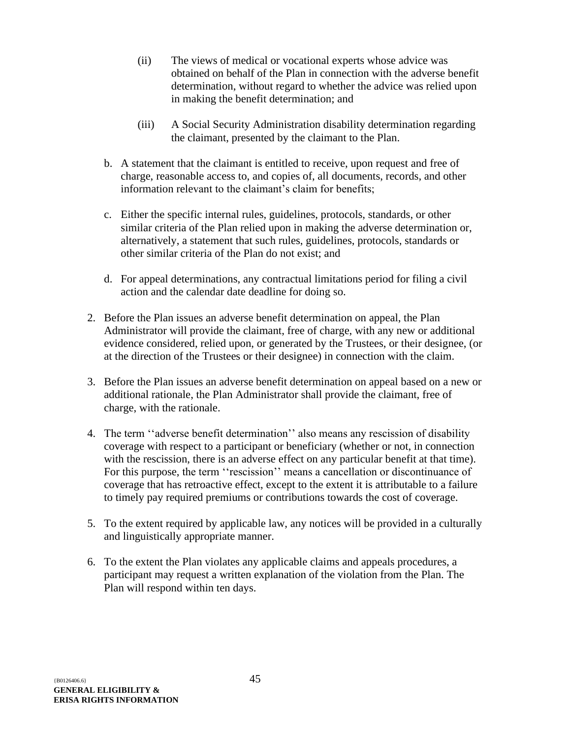(ii) The views of medical or vocational experts whose advice was obtained on behalf of the Plan in connection with the adverse benefit determination, without regard to whether the advice was relied upon in making the benefit determination; and

(iii) A Social Security Administration disability determination regarding the claimant, presented by the claimant to the Plan.

b. A statement that the claimant is entitled to receive, upon request and free of charge, reasonable access to, and copies of, all documents, records, and other information relevant to the claimant's claim for benefits;

c. Either the specific internal rules, guidelines, protocols, standards, or other similar criteria of the Plan relied upon in making the adverse determination or, alternatively, a statement that such rules, guidelines, protocols, standards or other similar criteria of the Plan do not exist; and

d. For appeal determinations, any contractual limitations period for filing a civil action and the calendar date deadline for doing so.

2. Before the Plan issues an adverse benefit determination on appeal, the Plan Administrator will provide the claimant, free of charge, with any new or additional evidence considered, relied upon, or generated by the Trustees, or their designee, (or at the direction of the Trustees or their designee) in connection with the claim.

3. Before the Plan issues an adverse benefit determination on appeal based on a new or additional rationale, the Plan Administrator shall provide the claimant, free of charge, with the rationale.

4. The term ''adverse benefit determination'' also means any rescission of disability coverage with respect to a participant or beneficiary (whether or not, in connection with the rescission, there is an adverse effect on any particular benefit at that time). For this purpose, the term ''rescission'' means a cancellation or discontinuance of coverage that has retroactive effect, except to the extent it is attributable to a failure to timely pay required premiums or contributions towards the cost of coverage.

5. To the extent required by applicable law, any notices will be provided in a culturally and linguistically appropriate manner.

6. To the extent the Plan violates any applicable claims and appeals procedures, a participant may request a written explanation of the violation from the Plan. The Plan will respond within ten days.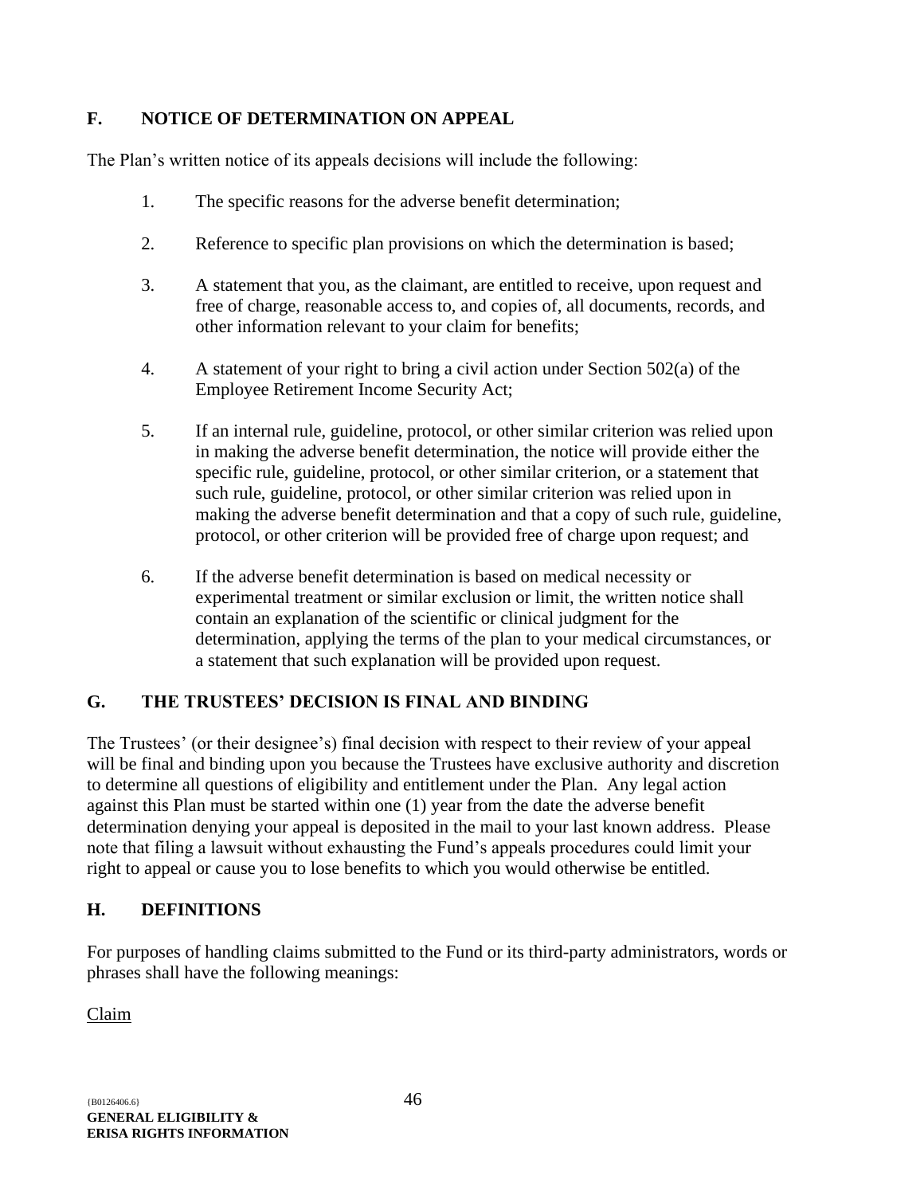## F. NOTICE OF DETERMINATION ON APPEAL

The Plan's written notice of its appeals decisions will include the following:

1. The specific reasons for the adverse benefit determination;

2. Reference to specific plan provisions on which the determination is based;

3. A statement that you, as the claimant, are entitled to receive, upon request and free of charge, reasonable access to, and copies of, all documents, records, and other information relevant to your claim for benefits;

4. A statement of your right to bring a civil action under Section 502(a) of the Employee Retirement Income Security Act;

5. If an internal rule, guideline, protocol, or other similar criterion was relied upon in making the adverse benefit determination, the notice will provide either the specific rule, guideline, protocol, or other similar criterion, or a statement that such rule, guideline, protocol, or other similar criterion was relied upon in making the adverse benefit determination and that a copy of such rule, guideline, protocol, or other criterion will be provided free of charge upon request; and

6. If the adverse benefit determination is based on medical necessity or experimental treatment or similar exclusion or limit, the written notice shall contain an explanation of the scientific or clinical judgment for the determination, applying the terms of the plan to your medical circumstances, or a statement that such explanation will be provided upon request.

## G. THE TRUSTEES' DECISION IS FINAL AND BINDING

The Trustees' (or their designee's) final decision with respect to their review of your appeal will be final and binding upon you because the Trustees have exclusive authority and discretion to determine all questions of eligibility and entitlement under the Plan. Any legal action against this Plan must be started within one (1) year from the date the adverse benefit determination denying your appeal is deposited in the mail to your last known address. Please note that filing a lawsuit without exhausting the Fund's appeals procedures could limit your right to appeal or cause you to lose benefits to which you would otherwise be entitled.

## H. DEFINITIONS

For purposes of handling claims submitted to the Fund or its third-party administrators, words or phrases shall have the following meanings:

<u>Claim</u>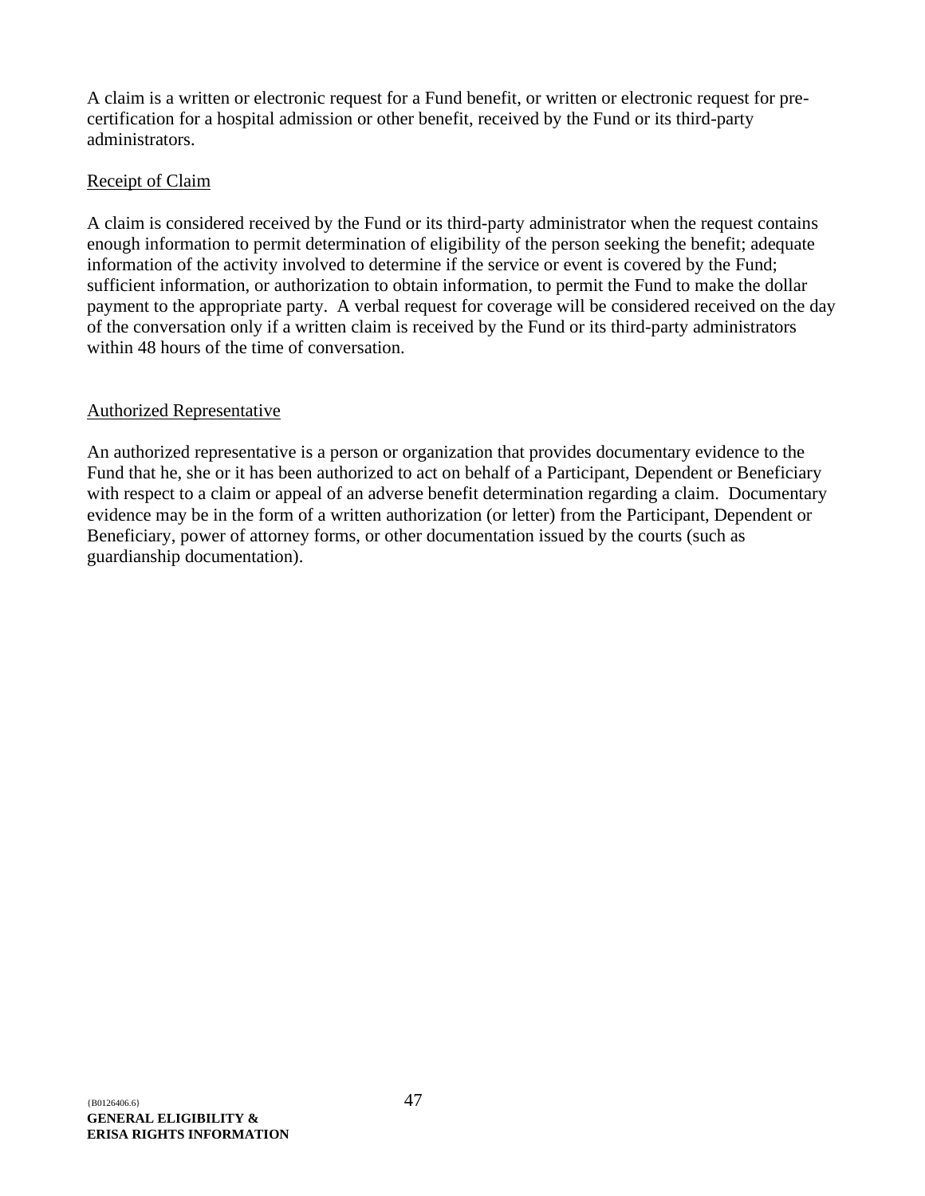A claim is a written or electronic request for a Fund benefit, or written or electronic request for pre-certification for a hospital admission or other benefit, received by the Fund or its third-party administrators.

Receipt of Claim

A claim is considered received by the Fund or its third-party administrator when the request contains enough information to permit determination of eligibility of the person seeking the benefit; adequate information of the activity involved to determine if the service or event is covered by the Fund; sufficient information, or authorization to obtain information, to permit the Fund to make the dollar payment to the appropriate party. A verbal request for coverage will be considered received on the day of the conversation only if a written claim is received by the Fund or its third-party administrators within 48 hours of the time of conversation.

Authorized Representative

An authorized representative is a person or organization that provides documentary evidence to the Fund that he, she or it has been authorized to act on behalf of a Participant, Dependent or Beneficiary with respect to a claim or appeal of an adverse benefit determination regarding a claim. Documentary evidence may be in the form of a written authorization (or letter) from the Participant, Dependent or Beneficiary, power of attorney forms, or other documentation issued by the courts (such as guardianship documentation).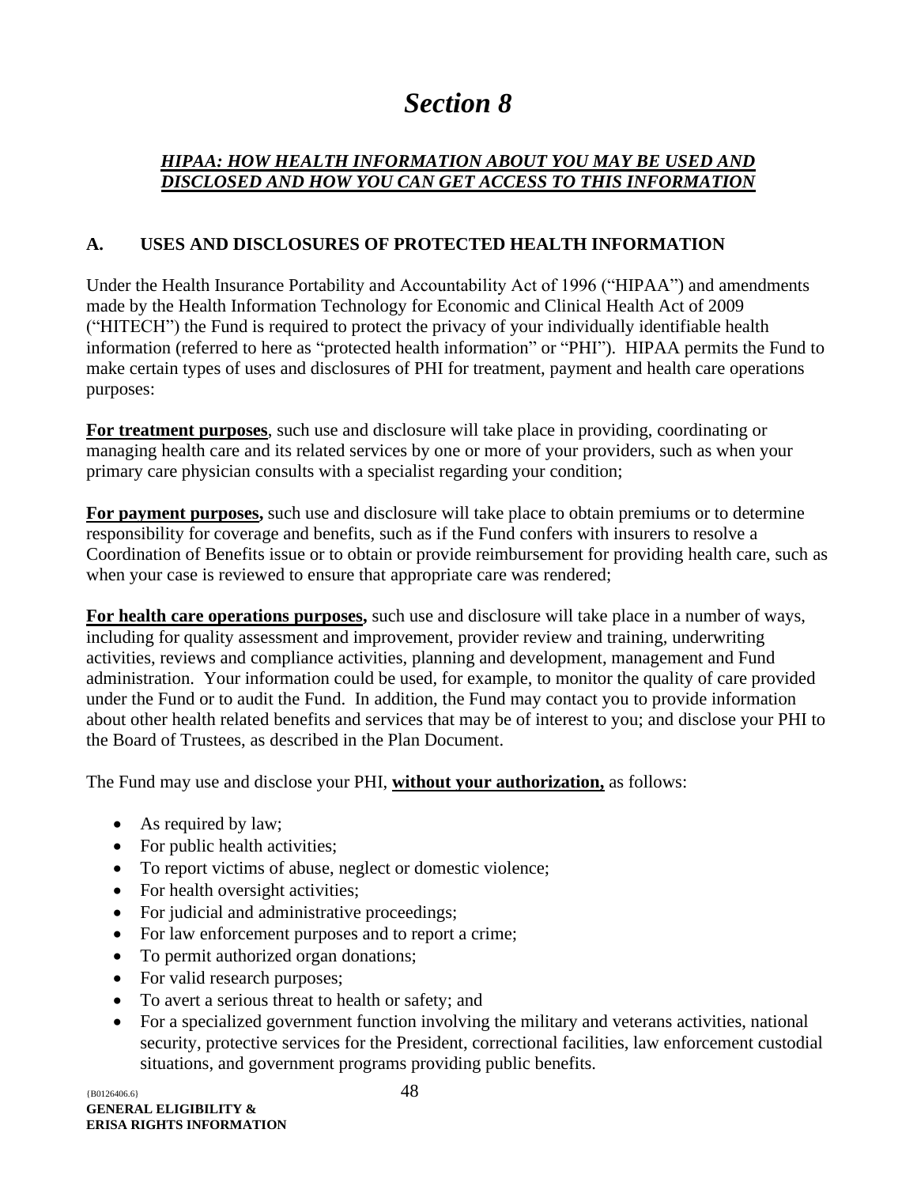# *Section 8*

***HIPAA: HOW HEALTH INFORMATION ABOUT YOU MAY BE USED AND DISCLOSED AND HOW YOU CAN GET ACCESS TO THIS INFORMATION***

## A. USES AND DISCLOSURES OF PROTECTED HEALTH INFORMATION

Under the Health Insurance Portability and Accountability Act of 1996 ("HIPAA") and amendments made by the Health Information Technology for Economic and Clinical Health Act of 2009 ("HITECH") the Fund is required to protect the privacy of your individually identifiable health information (referred to here as "protected health information" or "PHI"). HIPAA permits the Fund to make certain types of uses and disclosures of PHI for treatment, payment and health care operations purposes:

**For treatment purposes**, such use and disclosure will take place in providing, coordinating or managing health care and its related services by one or more of your providers, such as when your primary care physician consults with a specialist regarding your condition;

**For payment purposes,** such use and disclosure will take place to obtain premiums or to determine responsibility for coverage and benefits, such as if the Fund confers with insurers to resolve a Coordination of Benefits issue or to obtain or provide reimbursement for providing health care, such as when your case is reviewed to ensure that appropriate care was rendered;

**For health care operations purposes,** such use and disclosure will take place in a number of ways, including for quality assessment and improvement, provider review and training, underwriting activities, reviews and compliance activities, planning and development, management and Fund administration. Your information could be used, for example, to monitor the quality of care provided under the Fund or to audit the Fund. In addition, the Fund may contact you to provide information about other health related benefits and services that may be of interest to you; and disclose your PHI to the Board of Trustees, as described in the Plan Document.

The Fund may use and disclose your PHI, **without your authorization,** as follows:

- As required by law;
- For public health activities;
- To report victims of abuse, neglect or domestic violence;
- For health oversight activities;
- For judicial and administrative proceedings;
- For law enforcement purposes and to report a crime;
- To permit authorized organ donations;
- For valid research purposes;
- To avert a serious threat to health or safety; and
- For a specialized government function involving the military and veterans activities, national security, protective services for the President, correctional facilities, law enforcement custodial situations, and government programs providing public benefits.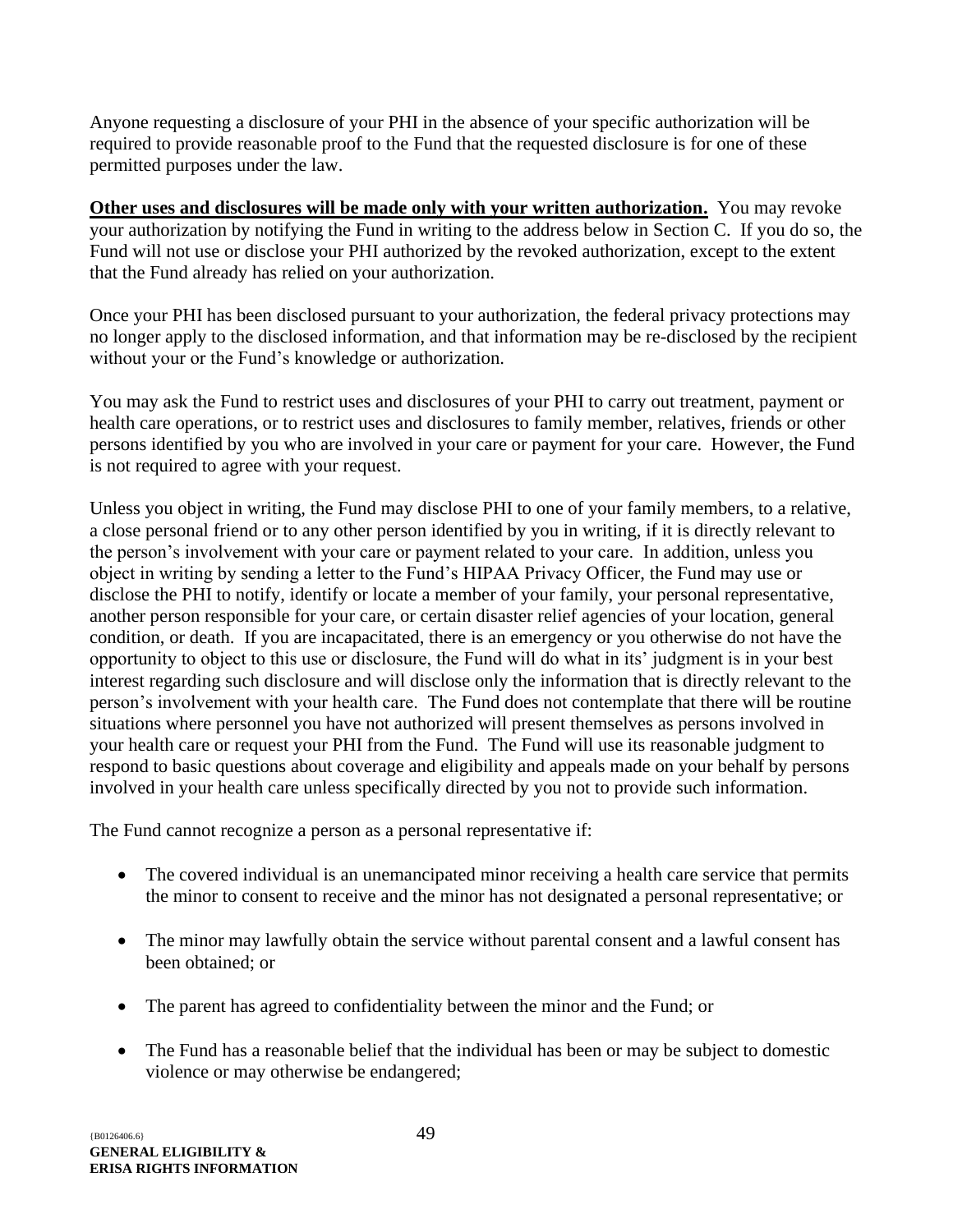Anyone requesting a disclosure of your PHI in the absence of your specific authorization will be required to provide reasonable proof to the Fund that the requested disclosure is for one of these permitted purposes under the law.

**Other uses and disclosures will be made only with your written authorization.** You may revoke your authorization by notifying the Fund in writing to the address below in Section C. If you do so, the Fund will not use or disclose your PHI authorized by the revoked authorization, except to the extent that the Fund already has relied on your authorization.

Once your PHI has been disclosed pursuant to your authorization, the federal privacy protections may no longer apply to the disclosed information, and that information may be re-disclosed by the recipient without your or the Fund's knowledge or authorization.

You may ask the Fund to restrict uses and disclosures of your PHI to carry out treatment, payment or health care operations, or to restrict uses and disclosures to family member, relatives, friends or other persons identified by you who are involved in your care or payment for your care. However, the Fund is not required to agree with your request.

Unless you object in writing, the Fund may disclose PHI to one of your family members, to a relative, a close personal friend or to any other person identified by you in writing, if it is directly relevant to the person's involvement with your care or payment related to your care. In addition, unless you object in writing by sending a letter to the Fund's HIPAA Privacy Officer, the Fund may use or disclose the PHI to notify, identify or locate a member of your family, your personal representative, another person responsible for your care, or certain disaster relief agencies of your location, general condition, or death. If you are incapacitated, there is an emergency or you otherwise do not have the opportunity to object to this use or disclosure, the Fund will do what in its' judgment is in your best interest regarding such disclosure and will disclose only the information that is directly relevant to the person's involvement with your health care. The Fund does not contemplate that there will be routine situations where personnel you have not authorized will present themselves as persons involved in your health care or request your PHI from the Fund. The Fund will use its reasonable judgment to respond to basic questions about coverage and eligibility and appeals made on your behalf by persons involved in your health care unless specifically directed by you not to provide such information.

The Fund cannot recognize a person as a personal representative if:

- The covered individual is an unemancipated minor receiving a health care service that permits the minor to consent to receive and the minor has not designated a personal representative; or
- The minor may lawfully obtain the service without parental consent and a lawful consent has been obtained; or
- The parent has agreed to confidentiality between the minor and the Fund; or
- The Fund has a reasonable belief that the individual has been or may be subject to domestic violence or may otherwise be endangered;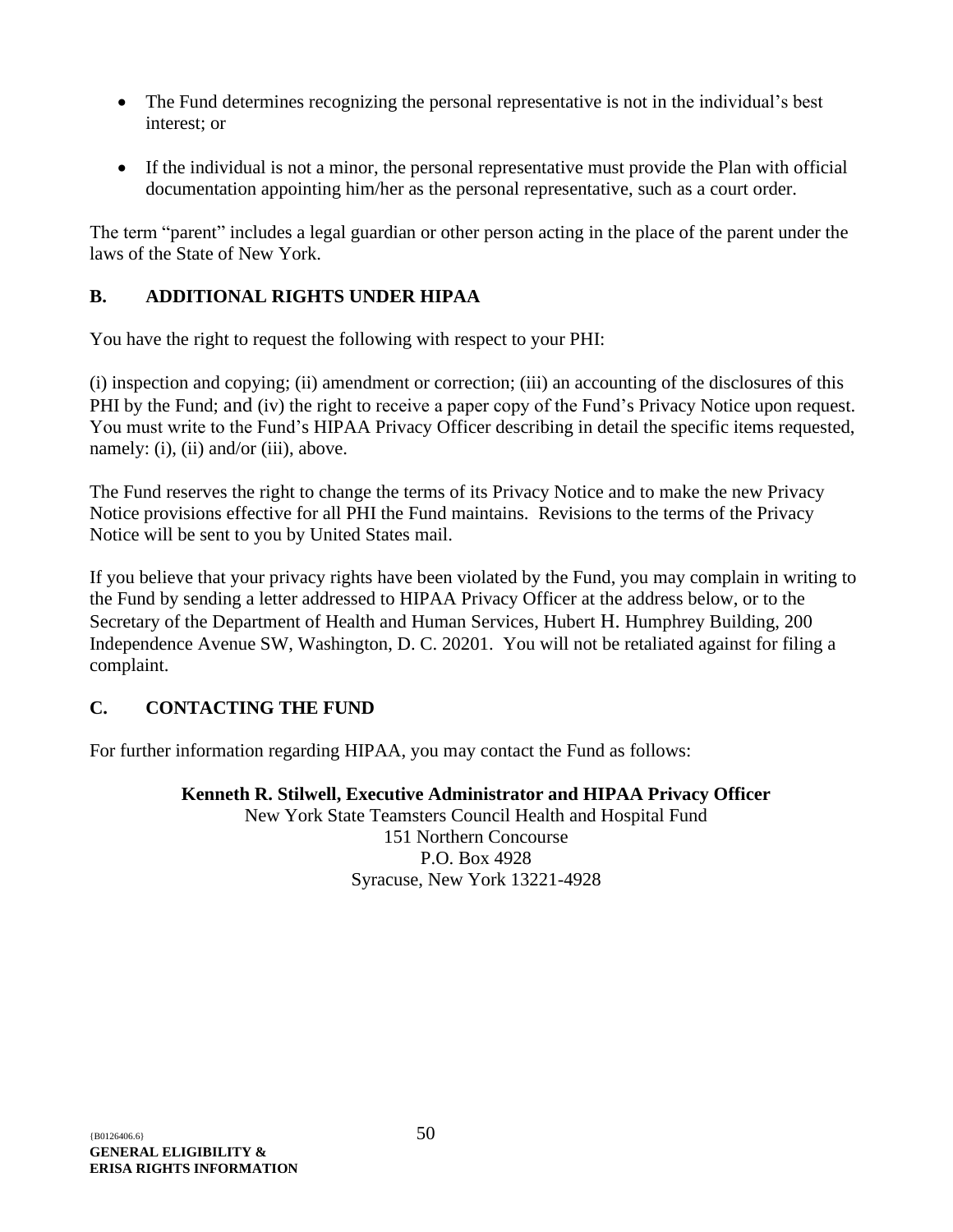- The Fund determines recognizing the personal representative is not in the individual's best interest; or

- If the individual is not a minor, the personal representative must provide the Plan with official documentation appointing him/her as the personal representative, such as a court order.

The term "parent" includes a legal guardian or other person acting in the place of the parent under the laws of the State of New York.

## B. ADDITIONAL RIGHTS UNDER HIPAA

You have the right to request the following with respect to your PHI:

(i) inspection and copying; (ii) amendment or correction; (iii) an accounting of the disclosures of this PHI by the Fund; and (iv) the right to receive a paper copy of the Fund's Privacy Notice upon request. You must write to the Fund's HIPAA Privacy Officer describing in detail the specific items requested, namely: (i), (ii) and/or (iii), above.

The Fund reserves the right to change the terms of its Privacy Notice and to make the new Privacy Notice provisions effective for all PHI the Fund maintains. Revisions to the terms of the Privacy Notice will be sent to you by United States mail.

If you believe that your privacy rights have been violated by the Fund, you may complain in writing to the Fund by sending a letter addressed to HIPAA Privacy Officer at the address below, or to the Secretary of the Department of Health and Human Services, Hubert H. Humphrey Building, 200 Independence Avenue SW, Washington, D. C. 20201. You will not be retaliated against for filing a complaint.

## C. CONTACTING THE FUND

For further information regarding HIPAA, you may contact the Fund as follows:

**Kenneth R. Stilwell, Executive Administrator and HIPAA Privacy Officer**
New York State Teamsters Council Health and Hospital Fund
151 Northern Concourse
P.O. Box 4928
Syracuse, New York 13221-4928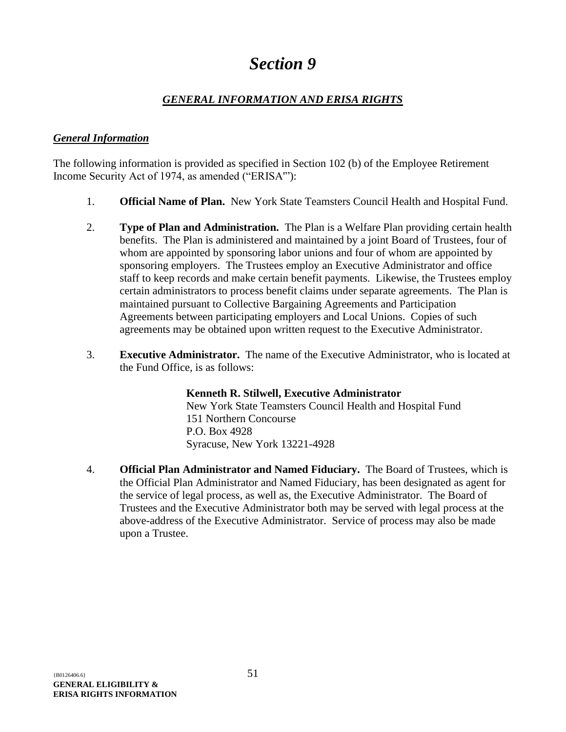# *Section 9*

## ***GENERAL INFORMATION AND ERISA RIGHTS***

### ***General Information***

The following information is provided as specified in Section 102 (b) of the Employee Retirement Income Security Act of 1974, as amended ("ERISA'"):

1. **Official Name of Plan.** New York State Teamsters Council Health and Hospital Fund.

2. **Type of Plan and Administration.** The Plan is a Welfare Plan providing certain health benefits. The Plan is administered and maintained by a joint Board of Trustees, four of whom are appointed by sponsoring labor unions and four of whom are appointed by sponsoring employers. The Trustees employ an Executive Administrator and office staff to keep records and make certain benefit payments. Likewise, the Trustees employ certain administrators to process benefit claims under separate agreements. The Plan is maintained pursuant to Collective Bargaining Agreements and Participation Agreements between participating employers and Local Unions. Copies of such agreements may be obtained upon written request to the Executive Administrator.

3. **Executive Administrator.** The name of the Executive Administrator, who is located at the Fund Office, is as follows:

   **Kenneth R. Stilwell, Executive Administrator**
   New York State Teamsters Council Health and Hospital Fund
   151 Northern Concourse
   P.O. Box 4928
   Syracuse, New York 13221-4928

4. **Official Plan Administrator and Named Fiduciary.** The Board of Trustees, which is the Official Plan Administrator and Named Fiduciary, has been designated as agent for the service of legal process, as well as, the Executive Administrator. The Board of Trustees and the Executive Administrator both may be served with legal process at the above-address of the Executive Administrator. Service of process may also be made upon a Trustee.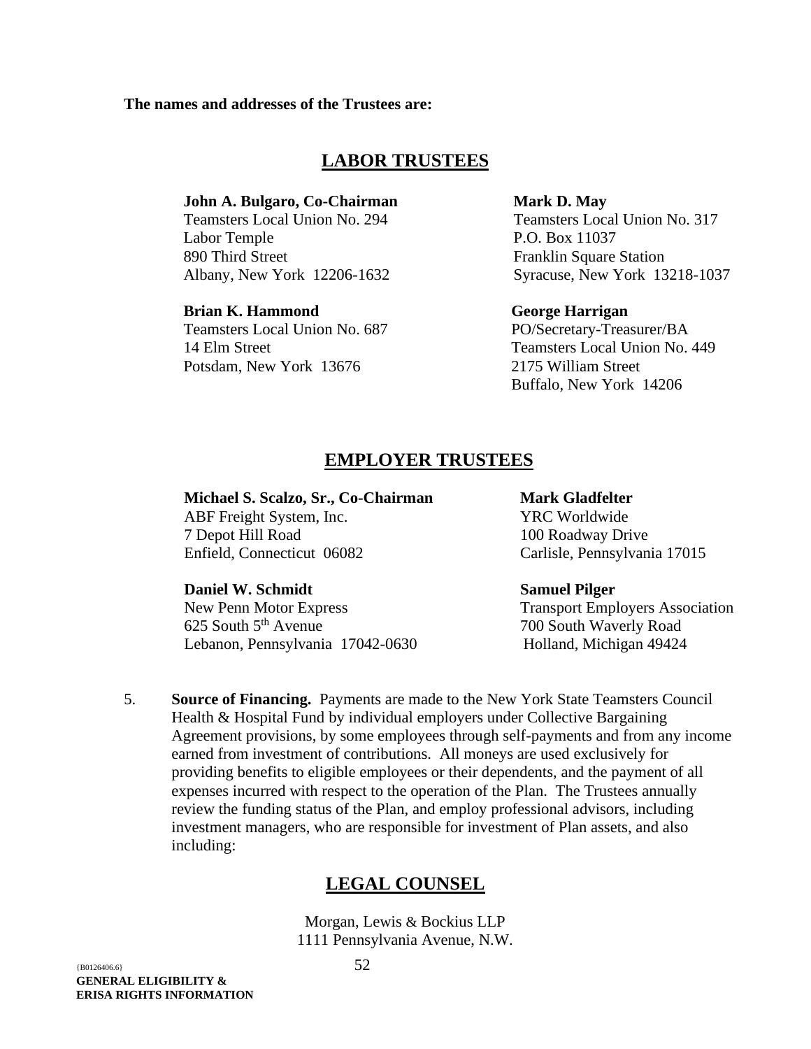**The names and addresses of the Trustees are:**

## LABOR TRUSTEES

**John A. Bulgaro, Co-Chairman**
Teamsters Local Union No. 294
Labor Temple
890 Third Street
Albany, New York 12206-1632

**Mark D. May**
Teamsters Local Union No. 317
P.O. Box 11037
Franklin Square Station
Syracuse, New York 13218-1037

**Brian K. Hammond**
Teamsters Local Union No. 687
14 Elm Street
Potsdam, New York 13676

**George Harrigan**
PO/Secretary-Treasurer/BA
Teamsters Local Union No. 449
2175 William Street
Buffalo, New York 14206

## EMPLOYER TRUSTEES

**Michael S. Scalzo, Sr., Co-Chairman**
ABF Freight System, Inc.
7 Depot Hill Road
Enfield, Connecticut 06082

**Mark Gladfelter**
YRC Worldwide
100 Roadway Drive
Carlisle, Pennsylvania 17015

**Daniel W. Schmidt**
New Penn Motor Express
625 South 5th Avenue
Lebanon, Pennsylvania 17042-0630

**Samuel Pilger**
Transport Employers Association
700 South Waverly Road
Holland, Michigan 49424

5. **Source of Financing.** Payments are made to the New York State Teamsters Council Health & Hospital Fund by individual employers under Collective Bargaining Agreement provisions, by some employees through self-payments and from any income earned from investment of contributions. All moneys are used exclusively for providing benefits to eligible employees or their dependents, and the payment of all expenses incurred with respect to the operation of the Plan. The Trustees annually review the funding status of the Plan, and employ professional advisors, including investment managers, who are responsible for investment of Plan assets, and also including:

## LEGAL COUNSEL

Morgan, Lewis & Bockius LLP
1111 Pennsylvania Avenue, N.W.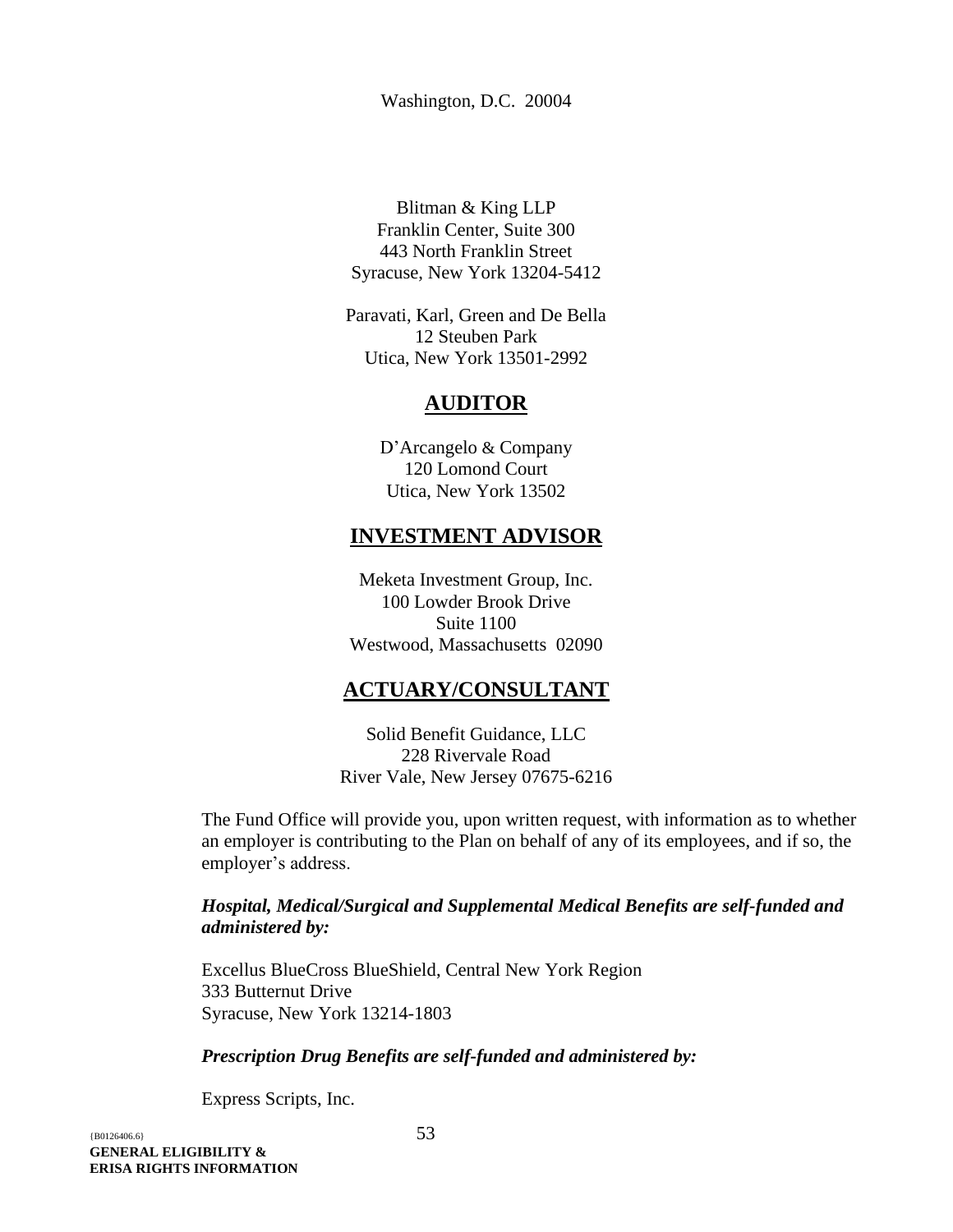Washington, D.C.  20004

Blitman & King LLP
Franklin Center, Suite 300
443 North Franklin Street
Syracuse, New York 13204-5412

Paravati, Karl, Green and De Bella
12 Steuben Park
Utica, New York 13501-2992

## AUDITOR

D'Arcangelo & Company
120 Lomond Court
Utica, New York 13502

## INVESTMENT ADVISOR

Meketa Investment Group, Inc.
100 Lowder Brook Drive
Suite 1100
Westwood, Massachusetts  02090

## ACTUARY/CONSULTANT

Solid Benefit Guidance, LLC
228 Rivervale Road
River Vale, New Jersey 07675-6216

The Fund Office will provide you, upon written request, with information as to whether an employer is contributing to the Plan on behalf of any of its employees, and if so, the employer's address.

***Hospital, Medical/Surgical and Supplemental Medical Benefits are self-funded and administered by:***

Excellus BlueCross BlueShield, Central New York Region
333 Butternut Drive
Syracuse, New York 13214-1803

***Prescription Drug Benefits are self-funded and administered by:***

Express Scripts, Inc.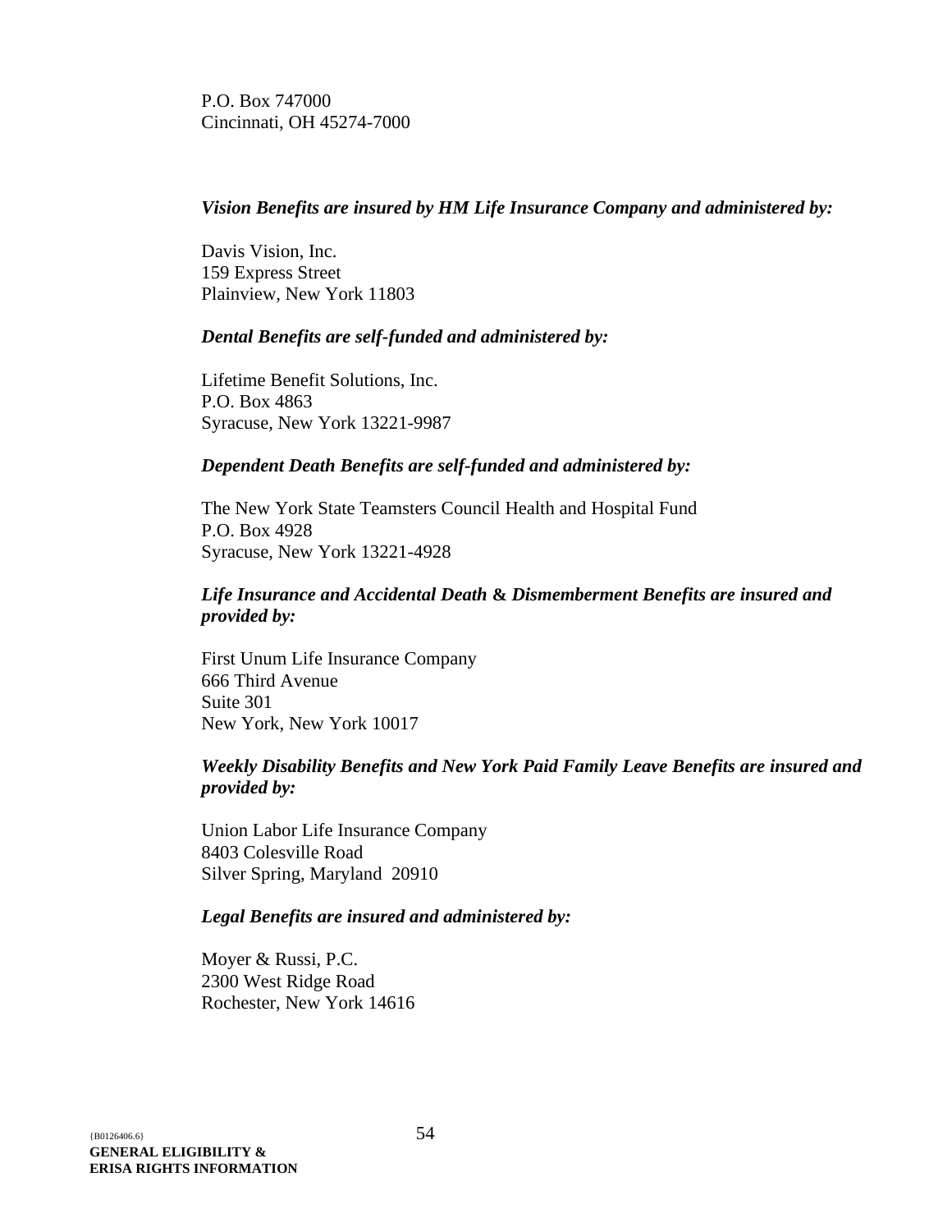P.O. Box 747000
Cincinnati, OH 45274-7000

***Vision Benefits are insured by HM Life Insurance Company and administered by:***

Davis Vision, Inc.
159 Express Street
Plainview, New York 11803

***Dental Benefits are self-funded and administered by:***

Lifetime Benefit Solutions, Inc.
P.O. Box 4863
Syracuse, New York 13221-9987

***Dependent Death Benefits are self-funded and administered by:***

The New York State Teamsters Council Health and Hospital Fund
P.O. Box 4928
Syracuse, New York 13221-4928

***Life Insurance and Accidental Death & Dismemberment Benefits are insured and provided by:***

First Unum Life Insurance Company
666 Third Avenue
Suite 301
New York, New York 10017

***Weekly Disability Benefits and New York Paid Family Leave Benefits are insured and provided by:***

Union Labor Life Insurance Company
8403 Colesville Road
Silver Spring, Maryland 20910

***Legal Benefits are insured and administered by:***

Moyer & Russi, P.C.
2300 West Ridge Road
Rochester, New York 14616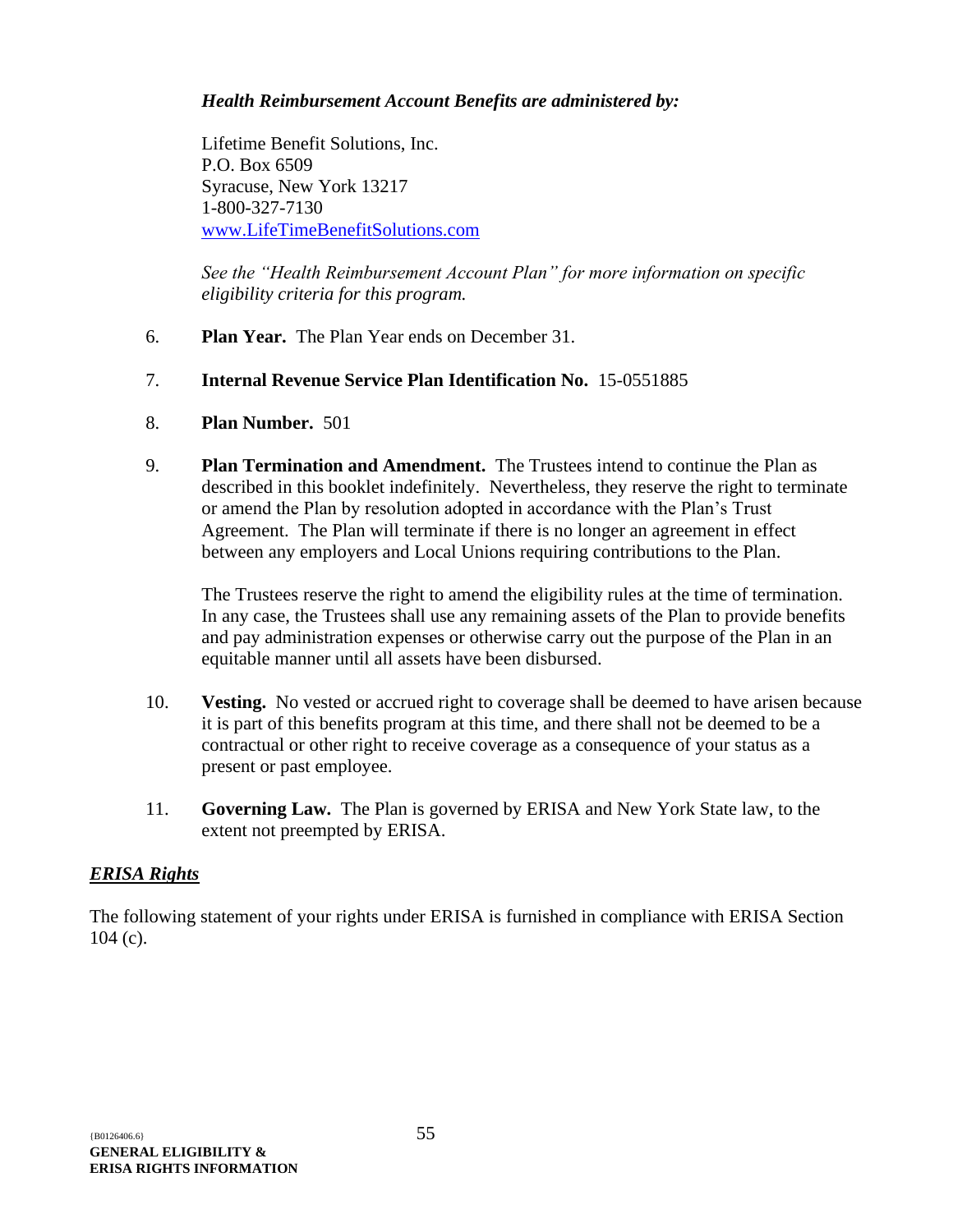***Health Reimbursement Account Benefits are administered by:***

Lifetime Benefit Solutions, Inc.
P.O. Box 6509
Syracuse, New York 13217
1-800-327-7130
www.LifeTimeBenefitSolutions.com

*See the "Health Reimbursement Account Plan" for more information on specific eligibility criteria for this program.*

6. **Plan Year.** The Plan Year ends on December 31.

7. **Internal Revenue Service Plan Identification No.** 15-0551885

8. **Plan Number.** 501

9. **Plan Termination and Amendment.** The Trustees intend to continue the Plan as described in this booklet indefinitely. Nevertheless, they reserve the right to terminate or amend the Plan by resolution adopted in accordance with the Plan's Trust Agreement. The Plan will terminate if there is no longer an agreement in effect between any employers and Local Unions requiring contributions to the Plan.

   The Trustees reserve the right to amend the eligibility rules at the time of termination. In any case, the Trustees shall use any remaining assets of the Plan to provide benefits and pay administration expenses or otherwise carry out the purpose of the Plan in an equitable manner until all assets have been disbursed.

10. **Vesting.** No vested or accrued right to coverage shall be deemed to have arisen because it is part of this benefits program at this time, and there shall not be deemed to be a contractual or other right to receive coverage as a consequence of your status as a present or past employee.

11. **Governing Law.** The Plan is governed by ERISA and New York State law, to the extent not preempted by ERISA.

## ***ERISA Rights***

The following statement of your rights under ERISA is furnished in compliance with ERISA Section 104 (c).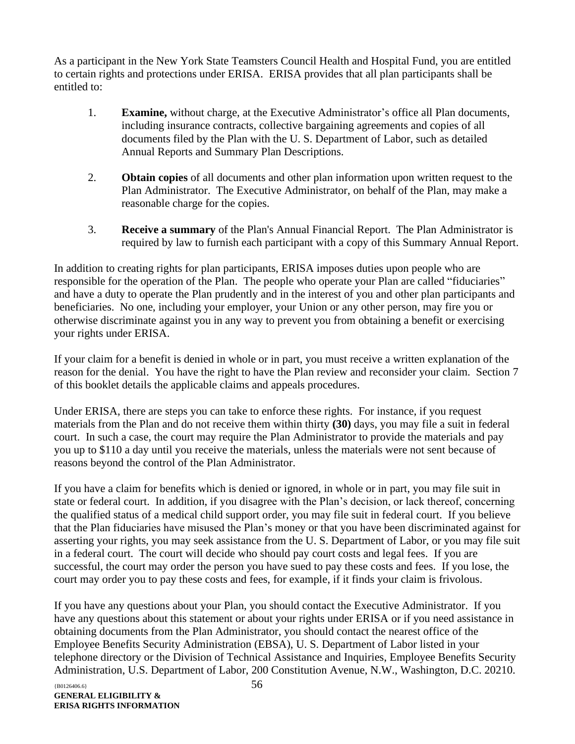As a participant in the New York State Teamsters Council Health and Hospital Fund, you are entitled to certain rights and protections under ERISA. ERISA provides that all plan participants shall be entitled to:

1. **Examine,** without charge, at the Executive Administrator's office all Plan documents, including insurance contracts, collective bargaining agreements and copies of all documents filed by the Plan with the U. S. Department of Labor, such as detailed Annual Reports and Summary Plan Descriptions.

2. **Obtain copies** of all documents and other plan information upon written request to the Plan Administrator. The Executive Administrator, on behalf of the Plan, may make a reasonable charge for the copies.

3. **Receive a summary** of the Plan's Annual Financial Report. The Plan Administrator is required by law to furnish each participant with a copy of this Summary Annual Report.

In addition to creating rights for plan participants, ERISA imposes duties upon people who are responsible for the operation of the Plan. The people who operate your Plan are called "fiduciaries" and have a duty to operate the Plan prudently and in the interest of you and other plan participants and beneficiaries. No one, including your employer, your Union or any other person, may fire you or otherwise discriminate against you in any way to prevent you from obtaining a benefit or exercising your rights under ERISA.

If your claim for a benefit is denied in whole or in part, you must receive a written explanation of the reason for the denial. You have the right to have the Plan review and reconsider your claim. Section 7 of this booklet details the applicable claims and appeals procedures.

Under ERISA, there are steps you can take to enforce these rights. For instance, if you request materials from the Plan and do not receive them within thirty **(30)** days, you may file a suit in federal court. In such a case, the court may require the Plan Administrator to provide the materials and pay you up to $110 a day until you receive the materials, unless the materials were not sent because of reasons beyond the control of the Plan Administrator.

If you have a claim for benefits which is denied or ignored, in whole or in part, you may file suit in state or federal court. In addition, if you disagree with the Plan's decision, or lack thereof, concerning the qualified status of a medical child support order, you may file suit in federal court. If you believe that the Plan fiduciaries have misused the Plan's money or that you have been discriminated against for asserting your rights, you may seek assistance from the U. S. Department of Labor, or you may file suit in a federal court. The court will decide who should pay court costs and legal fees. If you are successful, the court may order the person you have sued to pay these costs and fees. If you lose, the court may order you to pay these costs and fees, for example, if it finds your claim is frivolous.

If you have any questions about your Plan, you should contact the Executive Administrator. If you have any questions about this statement or about your rights under ERISA or if you need assistance in obtaining documents from the Plan Administrator, you should contact the nearest office of the Employee Benefits Security Administration (EBSA), U. S. Department of Labor listed in your telephone directory or the Division of Technical Assistance and Inquiries, Employee Benefits Security Administration, U.S. Department of Labor, 200 Constitution Avenue, N.W., Washington, D.C. 20210.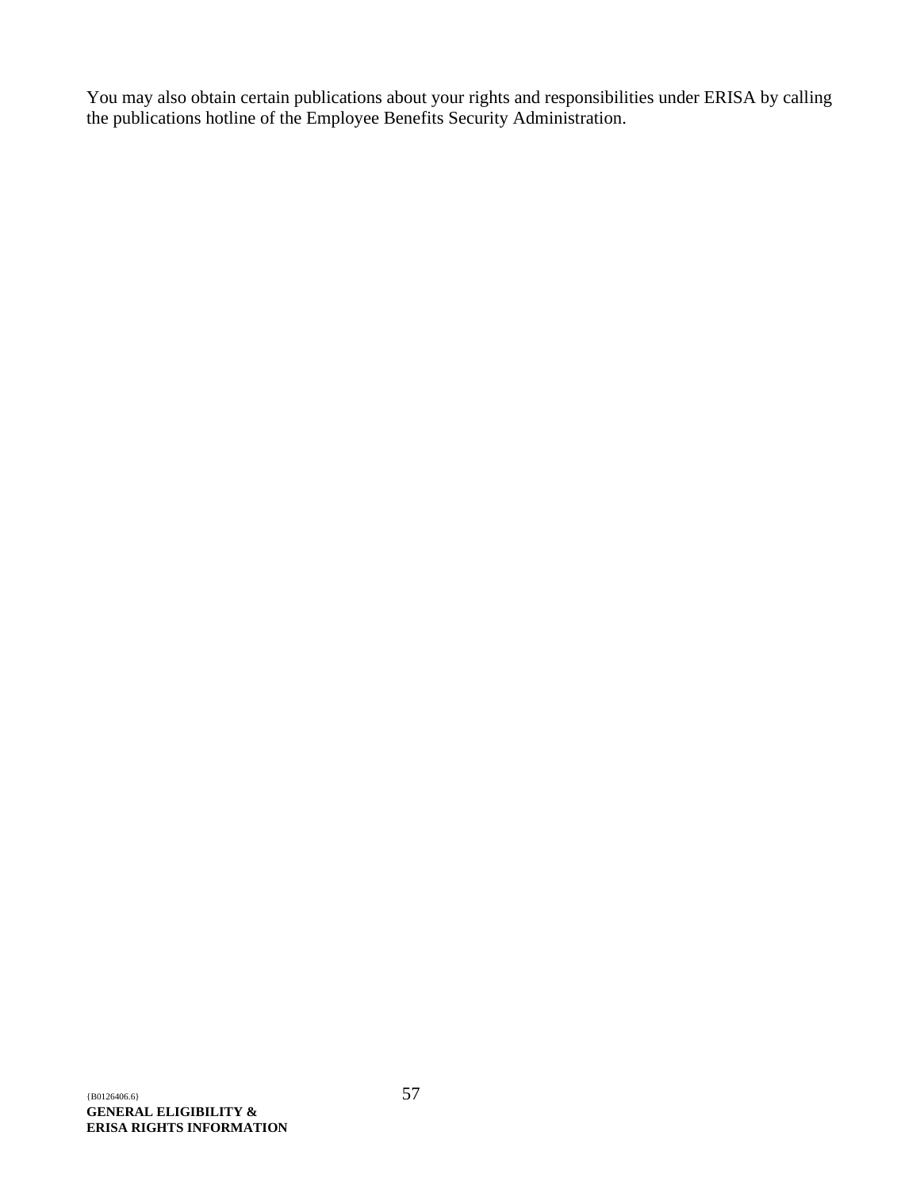You may also obtain certain publications about your rights and responsibilities under ERISA by calling the publications hotline of the Employee Benefits Security Administration.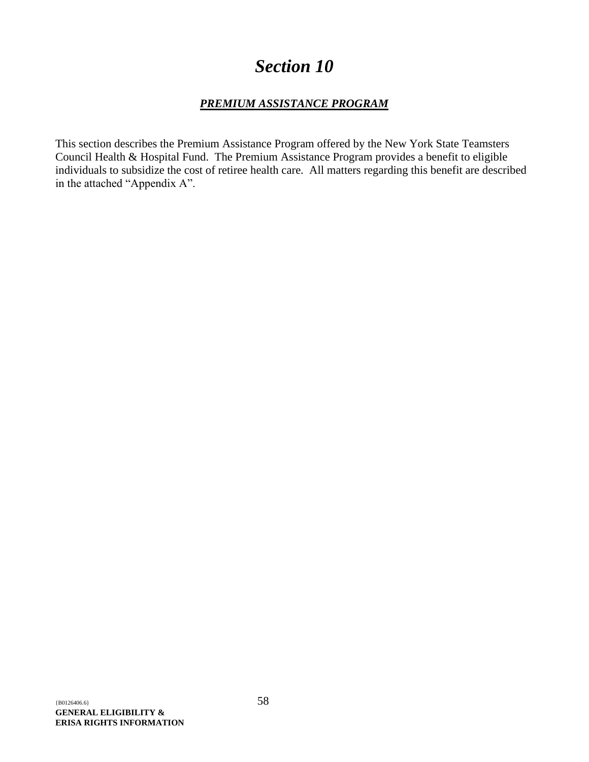# *Section 10*

## ***PREMIUM ASSISTANCE PROGRAM***

This section describes the Premium Assistance Program offered by the New York State Teamsters Council Health & Hospital Fund. The Premium Assistance Program provides a benefit to eligible individuals to subsidize the cost of retiree health care. All matters regarding this benefit are described in the attached "Appendix A".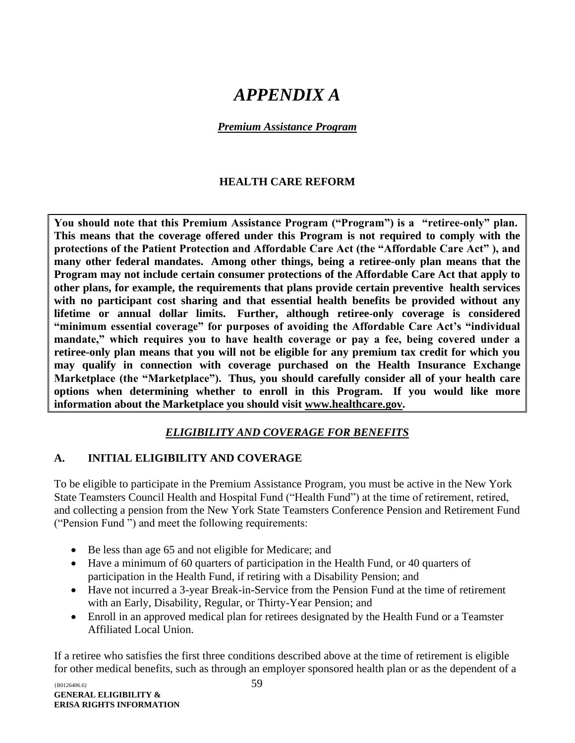# *APPENDIX A*

***Premium Assistance Program***

**HEALTH CARE REFORM**

**You should note that this Premium Assistance Program ("Program") is a "retiree-only" plan. This means that the coverage offered under this Program is not required to comply with the protections of the Patient Protection and Affordable Care Act (the "Affordable Care Act" ), and many other federal mandates. Among other things, being a retiree-only plan means that the Program may not include certain consumer protections of the Affordable Care Act that apply to other plans, for example, the requirements that plans provide certain preventive health services with no participant cost sharing and that essential health benefits be provided without any lifetime or annual dollar limits. Further, although retiree-only coverage is considered "minimum essential coverage" for purposes of avoiding the Affordable Care Act's "individual mandate," which requires you to have health coverage or pay a fee, being covered under a retiree-only plan means that you will not be eligible for any premium tax credit for which you may qualify in connection with coverage purchased on the Health Insurance Exchange Marketplace (the "Marketplace"). Thus, you should carefully consider all of your health care options when determining whether to enroll in this Program. If you would like more information about the Marketplace you should visit www.healthcare.gov.**

***ELIGIBILITY AND COVERAGE FOR BENEFITS***

## A. INITIAL ELIGIBILITY AND COVERAGE

To be eligible to participate in the Premium Assistance Program, you must be active in the New York State Teamsters Council Health and Hospital Fund ("Health Fund") at the time of retirement, retired, and collecting a pension from the New York State Teamsters Conference Pension and Retirement Fund ("Pension Fund ") and meet the following requirements:

- Be less than age 65 and not eligible for Medicare; and
- Have a minimum of 60 quarters of participation in the Health Fund, or 40 quarters of participation in the Health Fund, if retiring with a Disability Pension; and
- Have not incurred a 3-year Break-in-Service from the Pension Fund at the time of retirement with an Early, Disability, Regular, or Thirty-Year Pension; and
- Enroll in an approved medical plan for retirees designated by the Health Fund or a Teamster Affiliated Local Union.

If a retiree who satisfies the first three conditions described above at the time of retirement is eligible for other medical benefits, such as through an employer sponsored health plan or as the dependent of a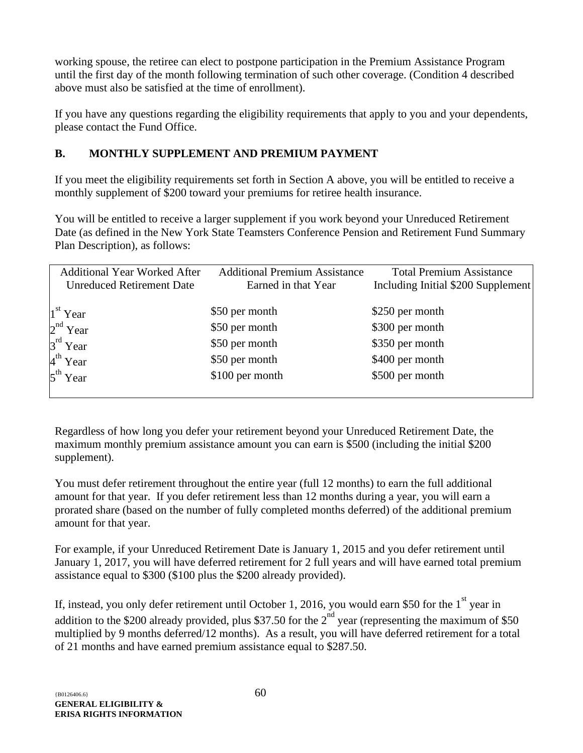working spouse, the retiree can elect to postpone participation in the Premium Assistance Program until the first day of the month following termination of such other coverage. (Condition 4 described above must also be satisfied at the time of enrollment).

If you have any questions regarding the eligibility requirements that apply to you and your dependents, please contact the Fund Office.

## B. MONTHLY SUPPLEMENT AND PREMIUM PAYMENT

If you meet the eligibility requirements set forth in Section A above, you will be entitled to receive a monthly supplement of $200 toward your premiums for retiree health insurance.

You will be entitled to receive a larger supplement if you work beyond your Unreduced Retirement Date (as defined in the New York State Teamsters Conference Pension and Retirement Fund Summary Plan Description), as follows:

| Additional Year Worked After Unreduced Retirement Date | Additional Premium Assistance Earned in that Year | Total Premium Assistance Including Initial $200 Supplement |
|---|---|---|
| 1st Year | $50 per month | $250 per month |
| 2nd Year | $50 per month | $300 per month |
| 3rd Year | $50 per month | $350 per month |
| 4th Year | $50 per month | $400 per month |
| 5th Year | $100 per month | $500 per month |

Regardless of how long you defer your retirement beyond your Unreduced Retirement Date, the maximum monthly premium assistance amount you can earn is $500 (including the initial $200 supplement).

You must defer retirement throughout the entire year (full 12 months) to earn the full additional amount for that year. If you defer retirement less than 12 months during a year, you will earn a prorated share (based on the number of fully completed months deferred) of the additional premium amount for that year.

For example, if your Unreduced Retirement Date is January 1, 2015 and you defer retirement until January 1, 2017, you will have deferred retirement for 2 full years and will have earned total premium assistance equal to $300 ($100 plus the $200 already provided).

If, instead, you only defer retirement until October 1, 2016, you would earn $50 for the 1st year in addition to the $200 already provided, plus $37.50 for the 2nd year (representing the maximum of $50 multiplied by 9 months deferred/12 months). As a result, you will have deferred retirement for a total of 21 months and have earned premium assistance equal to $287.50.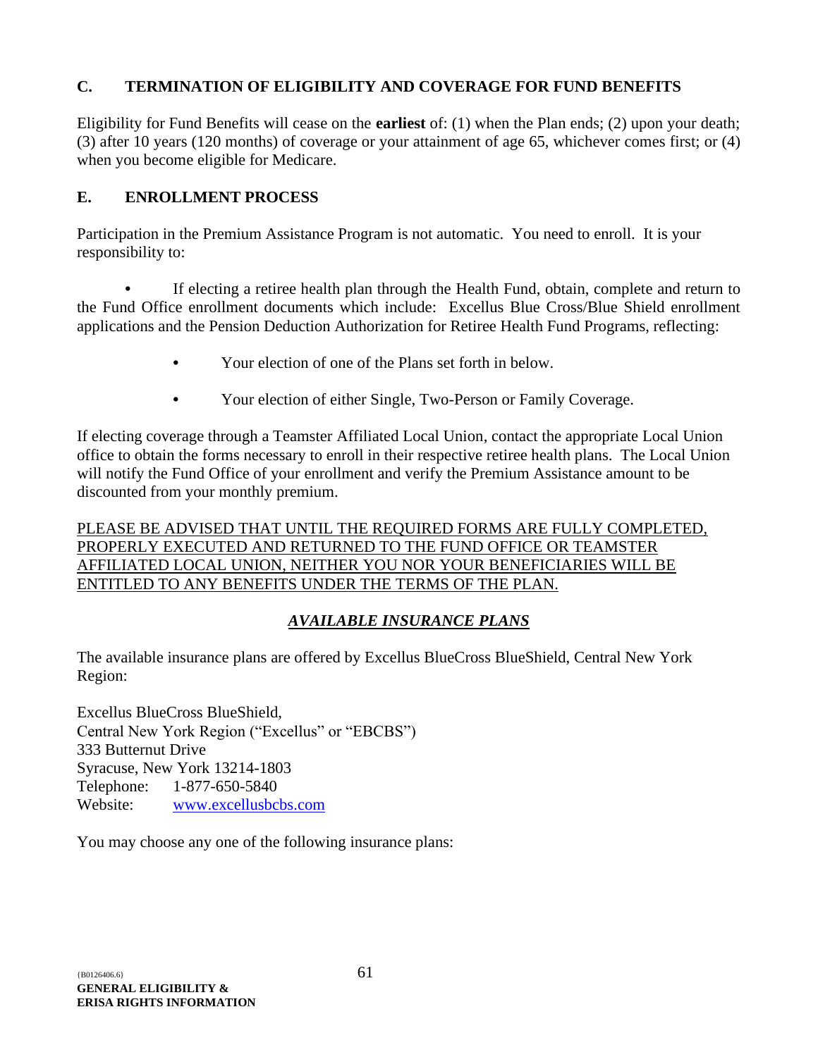## C. TERMINATION OF ELIGIBILITY AND COVERAGE FOR FUND BENEFITS

Eligibility for Fund Benefits will cease on the **earliest** of: (1) when the Plan ends; (2) upon your death; (3) after 10 years (120 months) of coverage or your attainment of age 65, whichever comes first; or (4) when you become eligible for Medicare.

## E. ENROLLMENT PROCESS

Participation in the Premium Assistance Program is not automatic. You need to enroll. It is your responsibility to:

- If electing a retiree health plan through the Health Fund, obtain, complete and return to the Fund Office enrollment documents which include: Excellus Blue Cross/Blue Shield enrollment applications and the Pension Deduction Authorization for Retiree Health Fund Programs, reflecting:
  - Your election of one of the Plans set forth in below.
  - Your election of either Single, Two-Person or Family Coverage.

If electing coverage through a Teamster Affiliated Local Union, contact the appropriate Local Union office to obtain the forms necessary to enroll in their respective retiree health plans. The Local Union will notify the Fund Office of your enrollment and verify the Premium Assistance amount to be discounted from your monthly premium.

<u>PLEASE BE ADVISED THAT UNTIL THE REQUIRED FORMS ARE FULLY COMPLETED, PROPERLY EXECUTED AND RETURNED TO THE FUND OFFICE OR TEAMSTER AFFILIATED LOCAL UNION, NEITHER YOU NOR YOUR BENEFICIARIES WILL BE ENTITLED TO ANY BENEFITS UNDER THE TERMS OF THE PLAN.</u>

### ***<u>AVAILABLE INSURANCE PLANS</u>***

The available insurance plans are offered by Excellus BlueCross BlueShield, Central New York Region:

Excellus BlueCross BlueShield,
Central New York Region ("Excellus" or "EBCBS")
333 Butternut Drive
Syracuse, New York 13214-1803
Telephone: 1-877-650-5840
Website: www.excellusbcbs.com

You may choose any one of the following insurance plans: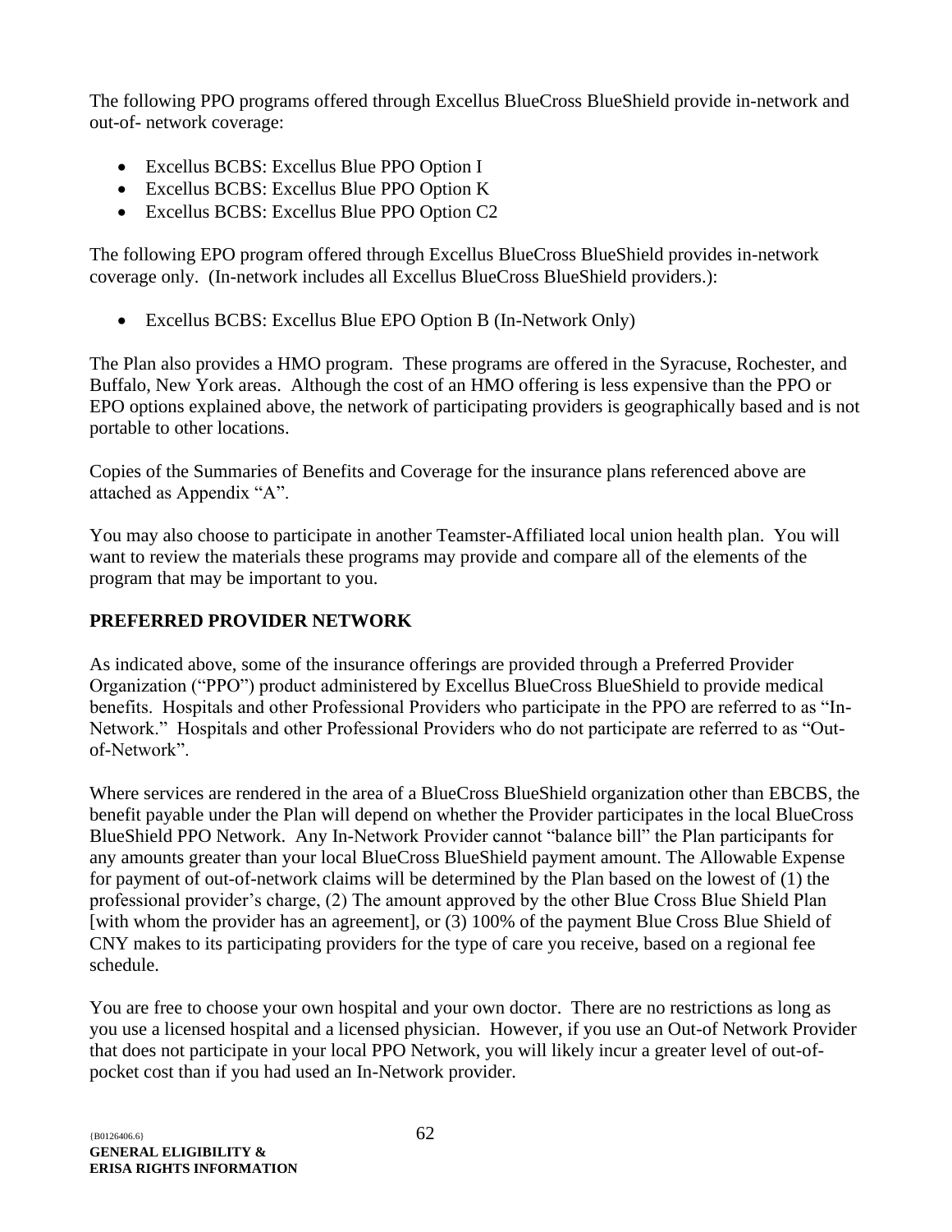The following PPO programs offered through Excellus BlueCross BlueShield provide in-network and out-of- network coverage:

- Excellus BCBS: Excellus Blue PPO Option I
- Excellus BCBS: Excellus Blue PPO Option K
- Excellus BCBS: Excellus Blue PPO Option C2

The following EPO program offered through Excellus BlueCross BlueShield provides in-network coverage only. (In-network includes all Excellus BlueCross BlueShield providers.):

- Excellus BCBS: Excellus Blue EPO Option B (In-Network Only)

The Plan also provides a HMO program. These programs are offered in the Syracuse, Rochester, and Buffalo, New York areas. Although the cost of an HMO offering is less expensive than the PPO or EPO options explained above, the network of participating providers is geographically based and is not portable to other locations.

Copies of the Summaries of Benefits and Coverage for the insurance plans referenced above are attached as Appendix "A".

You may also choose to participate in another Teamster-Affiliated local union health plan. You will want to review the materials these programs may provide and compare all of the elements of the program that may be important to you.

## PREFERRED PROVIDER NETWORK

As indicated above, some of the insurance offerings are provided through a Preferred Provider Organization ("PPO") product administered by Excellus BlueCross BlueShield to provide medical benefits. Hospitals and other Professional Providers who participate in the PPO are referred to as "In-Network." Hospitals and other Professional Providers who do not participate are referred to as "Out-of-Network".

Where services are rendered in the area of a BlueCross BlueShield organization other than EBCBS, the benefit payable under the Plan will depend on whether the Provider participates in the local BlueCross BlueShield PPO Network. Any In-Network Provider cannot "balance bill" the Plan participants for any amounts greater than your local BlueCross BlueShield payment amount. The Allowable Expense for payment of out-of-network claims will be determined by the Plan based on the lowest of (1) the professional provider's charge, (2) The amount approved by the other Blue Cross Blue Shield Plan [with whom the provider has an agreement], or (3) 100% of the payment Blue Cross Blue Shield of CNY makes to its participating providers for the type of care you receive, based on a regional fee schedule.

You are free to choose your own hospital and your own doctor. There are no restrictions as long as you use a licensed hospital and a licensed physician. However, if you use an Out-of Network Provider that does not participate in your local PPO Network, you will likely incur a greater level of out-of-pocket cost than if you had used an In-Network provider.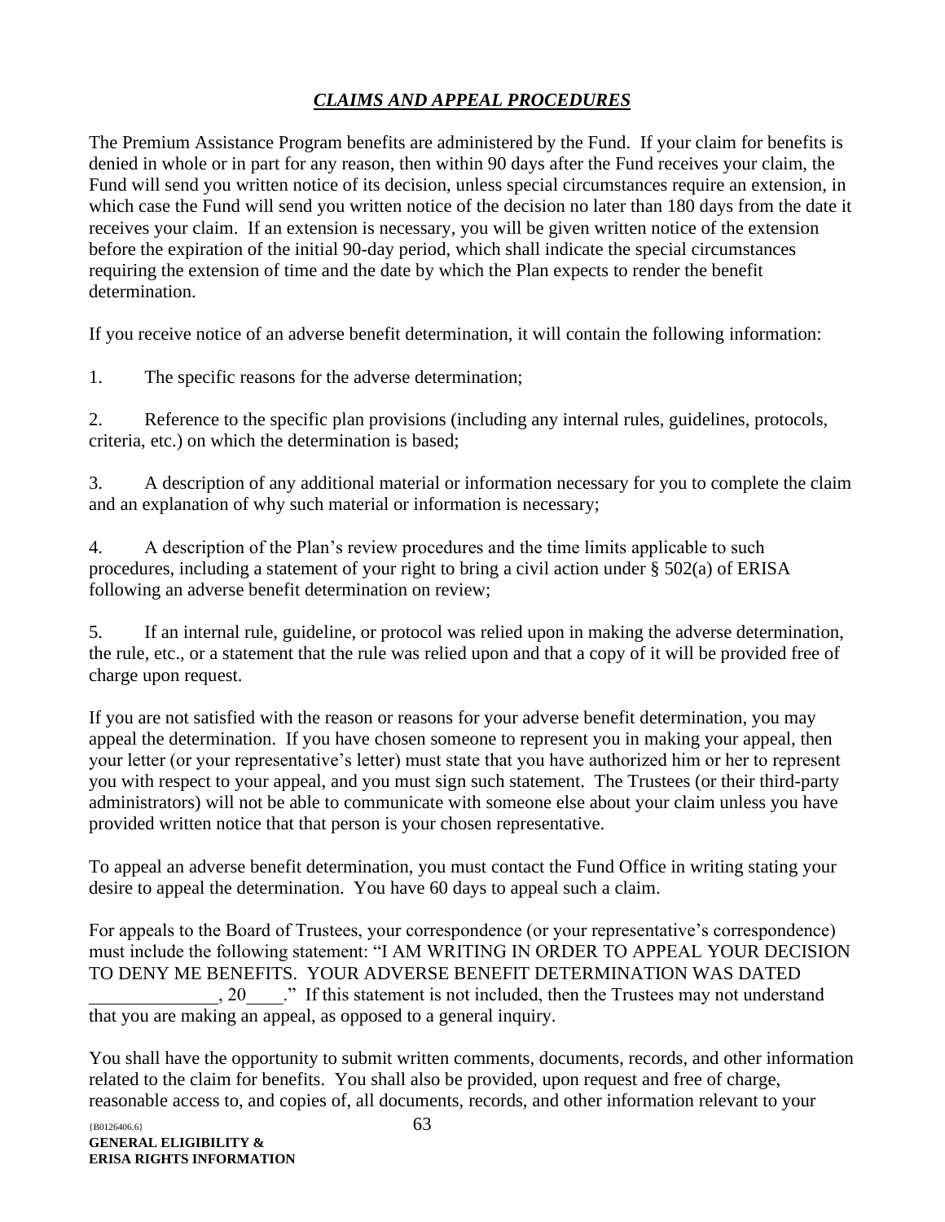## ***CLAIMS AND APPEAL PROCEDURES***

The Premium Assistance Program benefits are administered by the Fund. If your claim for benefits is denied in whole or in part for any reason, then within 90 days after the Fund receives your claim, the Fund will send you written notice of its decision, unless special circumstances require an extension, in which case the Fund will send you written notice of the decision no later than 180 days from the date it receives your claim. If an extension is necessary, you will be given written notice of the extension before the expiration of the initial 90-day period, which shall indicate the special circumstances requiring the extension of time and the date by which the Plan expects to render the benefit determination.

If you receive notice of an adverse benefit determination, it will contain the following information:

1. The specific reasons for the adverse determination;

2. Reference to the specific plan provisions (including any internal rules, guidelines, protocols, criteria, etc.) on which the determination is based;

3. A description of any additional material or information necessary for you to complete the claim and an explanation of why such material or information is necessary;

4. A description of the Plan's review procedures and the time limits applicable to such procedures, including a statement of your right to bring a civil action under § 502(a) of ERISA following an adverse benefit determination on review;

5. If an internal rule, guideline, or protocol was relied upon in making the adverse determination, the rule, etc., or a statement that the rule was relied upon and that a copy of it will be provided free of charge upon request.

If you are not satisfied with the reason or reasons for your adverse benefit determination, you may appeal the determination. If you have chosen someone to represent you in making your appeal, then your letter (or your representative's letter) must state that you have authorized him or her to represent you with respect to your appeal, and you must sign such statement. The Trustees (or their third-party administrators) will not be able to communicate with someone else about your claim unless you have provided written notice that that person is your chosen representative.

To appeal an adverse benefit determination, you must contact the Fund Office in writing stating your desire to appeal the determination. You have 60 days to appeal such a claim.

For appeals to the Board of Trustees, your correspondence (or your representative's correspondence) must include the following statement: "I AM WRITING IN ORDER TO APPEAL YOUR DECISION TO DENY ME BENEFITS. YOUR ADVERSE BENEFIT DETERMINATION WAS DATED ______________, 20____." If this statement is not included, then the Trustees may not understand that you are making an appeal, as opposed to a general inquiry.

You shall have the opportunity to submit written comments, documents, records, and other information related to the claim for benefits. You shall also be provided, upon request and free of charge, reasonable access to, and copies of, all documents, records, and other information relevant to your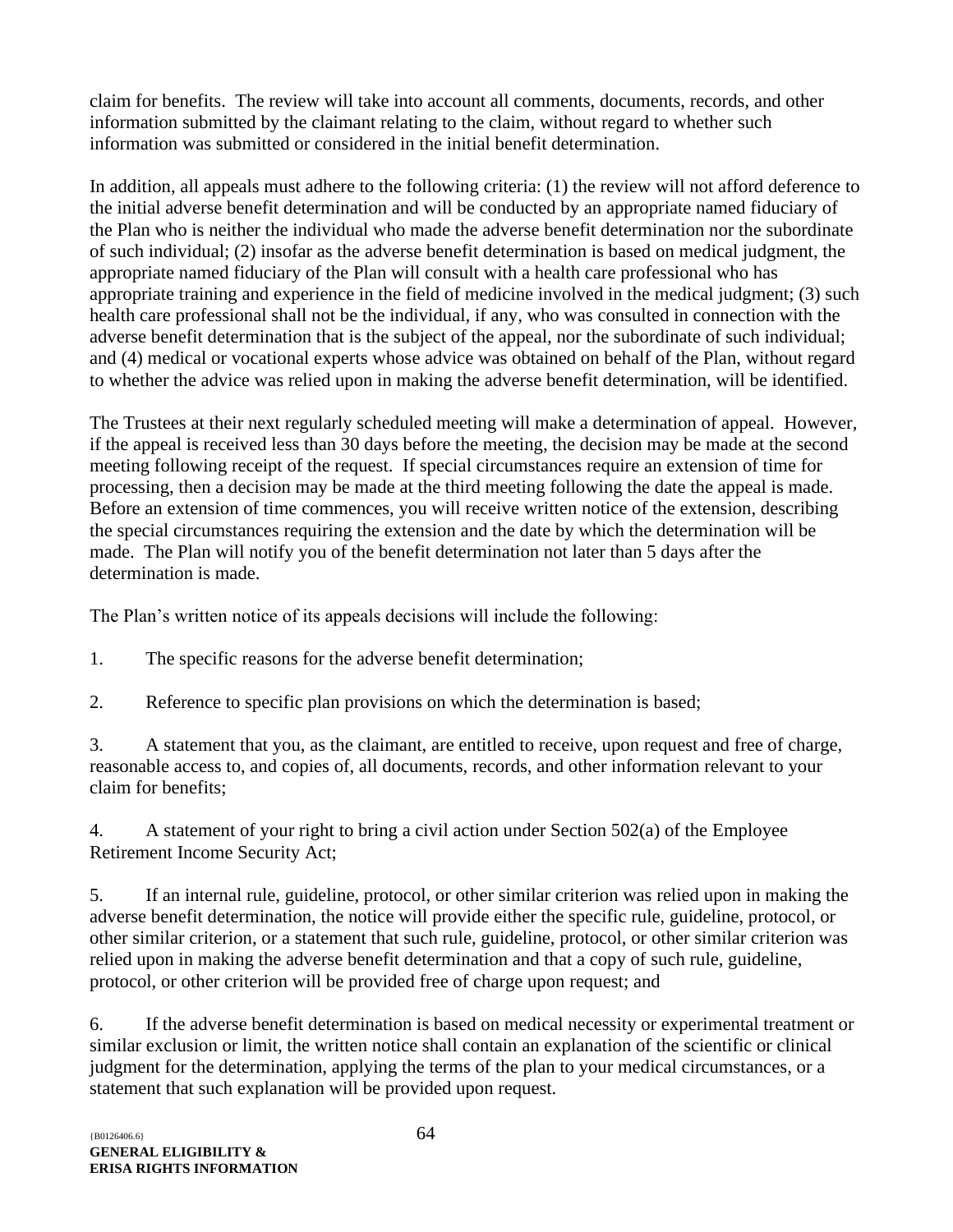claim for benefits. The review will take into account all comments, documents, records, and other information submitted by the claimant relating to the claim, without regard to whether such information was submitted or considered in the initial benefit determination.

In addition, all appeals must adhere to the following criteria: (1) the review will not afford deference to the initial adverse benefit determination and will be conducted by an appropriate named fiduciary of the Plan who is neither the individual who made the adverse benefit determination nor the subordinate of such individual; (2) insofar as the adverse benefit determination is based on medical judgment, the appropriate named fiduciary of the Plan will consult with a health care professional who has appropriate training and experience in the field of medicine involved in the medical judgment; (3) such health care professional shall not be the individual, if any, who was consulted in connection with the adverse benefit determination that is the subject of the appeal, nor the subordinate of such individual; and (4) medical or vocational experts whose advice was obtained on behalf of the Plan, without regard to whether the advice was relied upon in making the adverse benefit determination, will be identified.

The Trustees at their next regularly scheduled meeting will make a determination of appeal. However, if the appeal is received less than 30 days before the meeting, the decision may be made at the second meeting following receipt of the request. If special circumstances require an extension of time for processing, then a decision may be made at the third meeting following the date the appeal is made. Before an extension of time commences, you will receive written notice of the extension, describing the special circumstances requiring the extension and the date by which the determination will be made. The Plan will notify you of the benefit determination not later than 5 days after the determination is made.

The Plan's written notice of its appeals decisions will include the following:

1. The specific reasons for the adverse benefit determination;

2. Reference to specific plan provisions on which the determination is based;

3. A statement that you, as the claimant, are entitled to receive, upon request and free of charge, reasonable access to, and copies of, all documents, records, and other information relevant to your claim for benefits;

4. A statement of your right to bring a civil action under Section 502(a) of the Employee Retirement Income Security Act;

5. If an internal rule, guideline, protocol, or other similar criterion was relied upon in making the adverse benefit determination, the notice will provide either the specific rule, guideline, protocol, or other similar criterion, or a statement that such rule, guideline, protocol, or other similar criterion was relied upon in making the adverse benefit determination and that a copy of such rule, guideline, protocol, or other criterion will be provided free of charge upon request; and

6. If the adverse benefit determination is based on medical necessity or experimental treatment or similar exclusion or limit, the written notice shall contain an explanation of the scientific or clinical judgment for the determination, applying the terms of the plan to your medical circumstances, or a statement that such explanation will be provided upon request.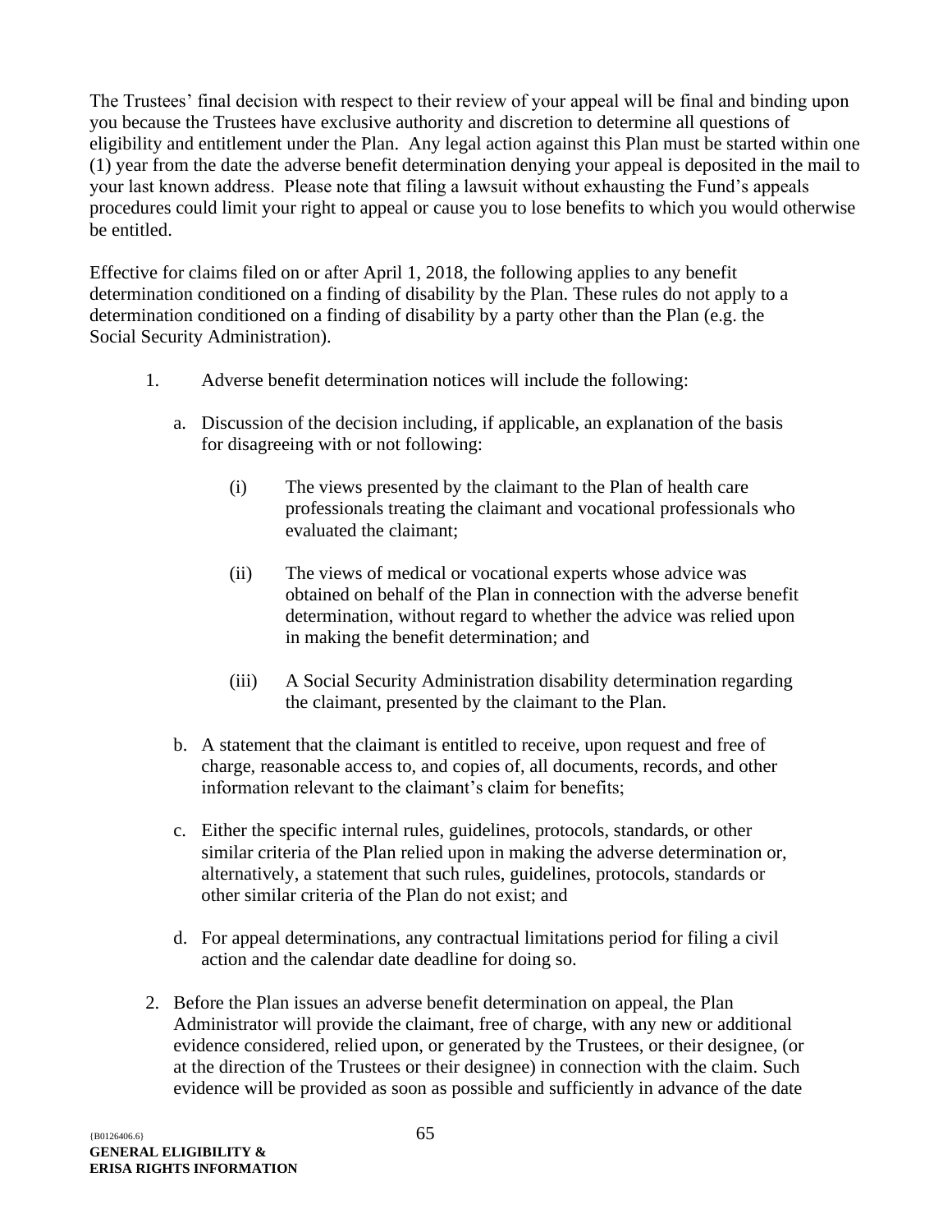The Trustees' final decision with respect to their review of your appeal will be final and binding upon you because the Trustees have exclusive authority and discretion to determine all questions of eligibility and entitlement under the Plan. Any legal action against this Plan must be started within one (1) year from the date the adverse benefit determination denying your appeal is deposited in the mail to your last known address. Please note that filing a lawsuit without exhausting the Fund's appeals procedures could limit your right to appeal or cause you to lose benefits to which you would otherwise be entitled.

Effective for claims filed on or after April 1, 2018, the following applies to any benefit determination conditioned on a finding of disability by the Plan. These rules do not apply to a determination conditioned on a finding of disability by a party other than the Plan (e.g. the Social Security Administration).

1. Adverse benefit determination notices will include the following:

   a. Discussion of the decision including, if applicable, an explanation of the basis for disagreeing with or not following:

      (i) The views presented by the claimant to the Plan of health care professionals treating the claimant and vocational professionals who evaluated the claimant;

      (ii) The views of medical or vocational experts whose advice was obtained on behalf of the Plan in connection with the adverse benefit determination, without regard to whether the advice was relied upon in making the benefit determination; and

      (iii) A Social Security Administration disability determination regarding the claimant, presented by the claimant to the Plan.

   b. A statement that the claimant is entitled to receive, upon request and free of charge, reasonable access to, and copies of, all documents, records, and other information relevant to the claimant's claim for benefits;

   c. Either the specific internal rules, guidelines, protocols, standards, or other similar criteria of the Plan relied upon in making the adverse determination or, alternatively, a statement that such rules, guidelines, protocols, standards or other similar criteria of the Plan do not exist; and

   d. For appeal determinations, any contractual limitations period for filing a civil action and the calendar date deadline for doing so.

2. Before the Plan issues an adverse benefit determination on appeal, the Plan Administrator will provide the claimant, free of charge, with any new or additional evidence considered, relied upon, or generated by the Trustees, or their designee, (or at the direction of the Trustees or their designee) in connection with the claim. Such evidence will be provided as soon as possible and sufficiently in advance of the date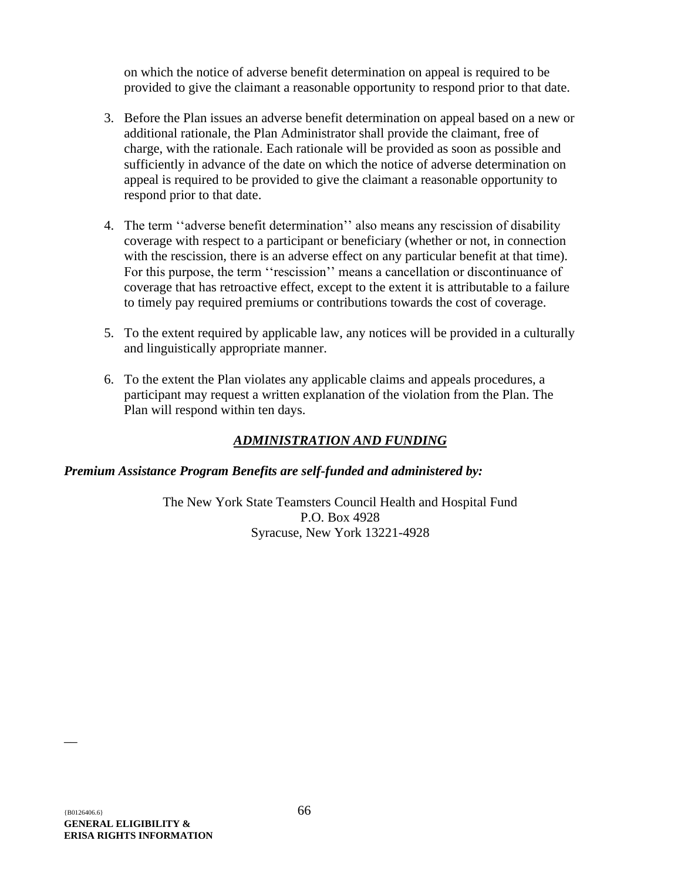on which the notice of adverse benefit determination on appeal is required to be provided to give the claimant a reasonable opportunity to respond prior to that date.

3. Before the Plan issues an adverse benefit determination on appeal based on a new or additional rationale, the Plan Administrator shall provide the claimant, free of charge, with the rationale. Each rationale will be provided as soon as possible and sufficiently in advance of the date on which the notice of adverse determination on appeal is required to be provided to give the claimant a reasonable opportunity to respond prior to that date.

4. The term ''adverse benefit determination'' also means any rescission of disability coverage with respect to a participant or beneficiary (whether or not, in connection with the rescission, there is an adverse effect on any particular benefit at that time). For this purpose, the term ''rescission'' means a cancellation or discontinuance of coverage that has retroactive effect, except to the extent it is attributable to a failure to timely pay required premiums or contributions towards the cost of coverage.

5. To the extent required by applicable law, any notices will be provided in a culturally and linguistically appropriate manner.

6. To the extent the Plan violates any applicable claims and appeals procedures, a participant may request a written explanation of the violation from the Plan. The Plan will respond within ten days.

## ***ADMINISTRATION AND FUNDING***

***Premium Assistance Program Benefits are self-funded and administered by:***

The New York State Teamsters Council Health and Hospital Fund
P.O. Box 4928
Syracuse, New York 13221-4928